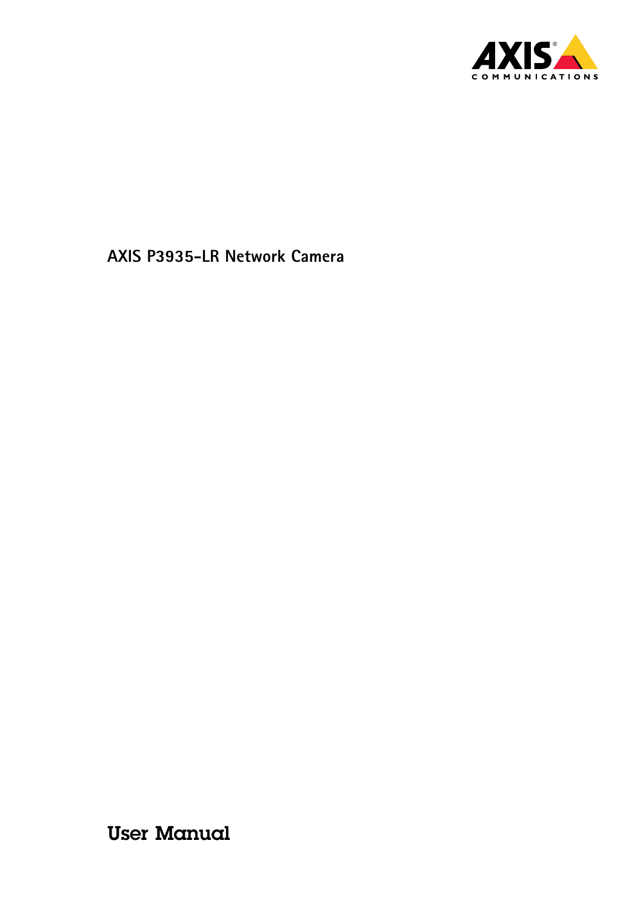# AXIS P3935-LR Network Camera

## User Manual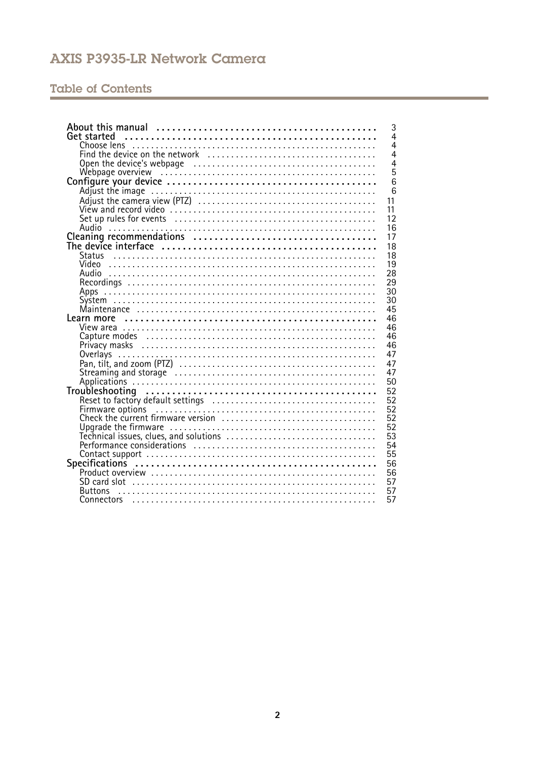# Table of Contents

- **About this manual** 3
- **Get started** 4
  - Choose lens 4
  - Find the device on the network 4
  - Open the device's webpage 4
  - Webpage overview 5
- **Configure your device** 6
  - Adjust the image 6
  - Adjust the camera view (PTZ) 11
  - View and record video 11
  - Set up rules for events 12
  - Audio 16
- **Cleaning recommendations** 17
- **The device interface** 18
  - Status 18
  - Video 19
  - Audio 28
  - Recordings 29
  - Apps 30
  - System 30
  - Maintenance 45
- **Learn more** 46
  - View area 46
  - Capture modes 46
  - Privacy masks 46
  - Overlays 47
  - Pan, tilt, and zoom (PTZ) 47
  - Streaming and storage 47
  - Applications 50
- **Troubleshooting** 52
  - Reset to factory default settings 52
  - Firmware options 52
  - Check the current firmware version 52
  - Upgrade the firmware 52
  - Technical issues, clues, and solutions 53
  - Performance considerations 54
  - Contact support 55
- **Specifications** 56
  - Product overview 56
  - SD card slot 57
  - Buttons 57
  - Connectors 57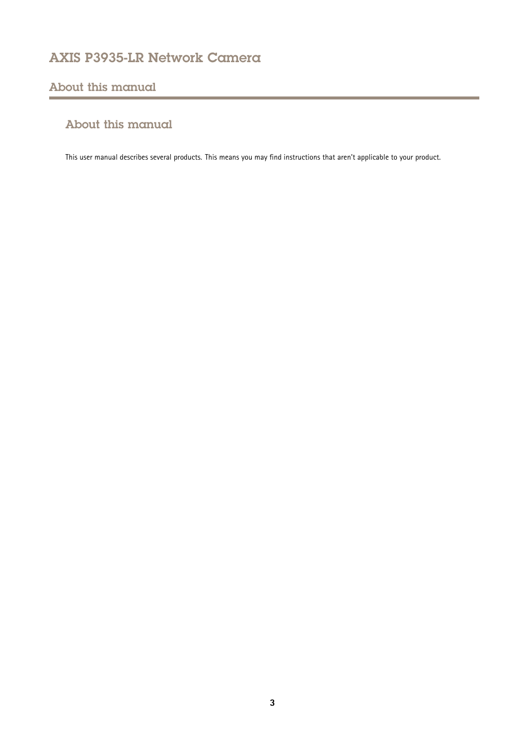## About this manual

### About this manual

This user manual describes several products. This means you may find instructions that aren't applicable to your product.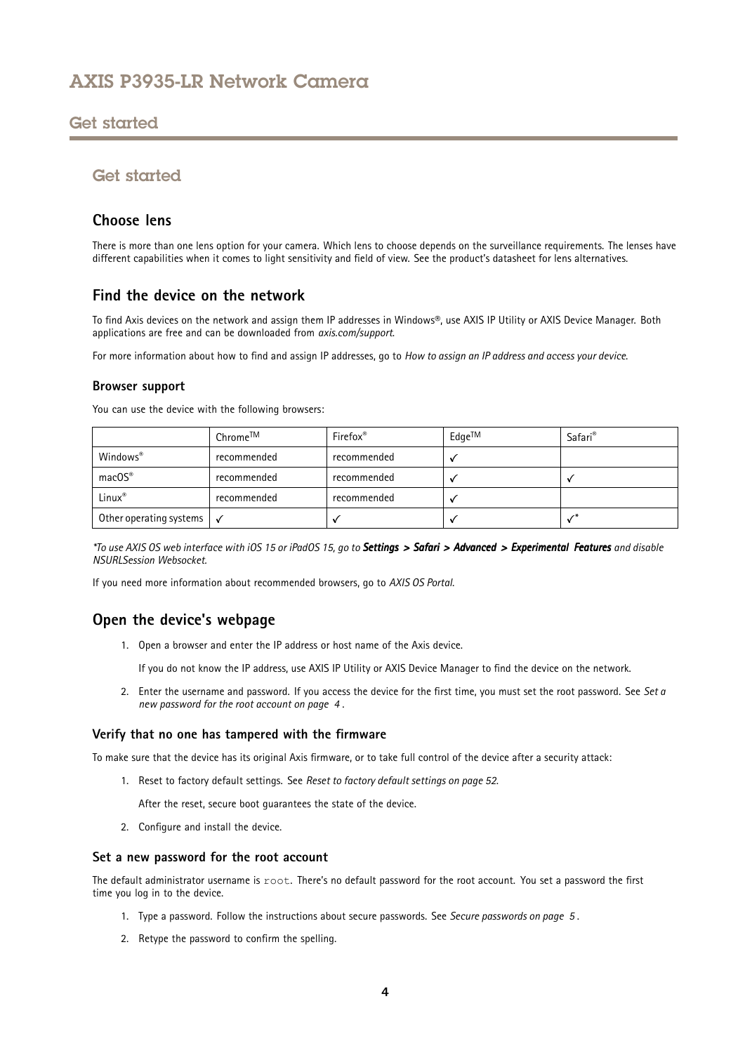# Get started

## Choose lens

There is more than one lens option for your camera. Which lens to choose depends on the surveillance requirements. The lenses have different capabilities when it comes to light sensitivity and field of view. See the product's datasheet for lens alternatives.

## Find the device on the network

To find Axis devices on the network and assign them IP addresses in Windows®, use AXIS IP Utility or AXIS Device Manager. Both applications are free and can be downloaded from *axis.com/support*.

For more information about how to find and assign IP addresses, go to *How to assign an IP address and access your device*.

### Browser support

You can use the device with the following browsers:

| | ChromeTM | Firefox® | EdgeTM | Safari® |
|---|---|---|---|---|
| Windows® | recommended | recommended | ✓ | |
| macOS® | recommended | recommended | ✓ | ✓ |
| Linux® | recommended | recommended | ✓ | |
| Other operating systems | ✓ | ✓ | ✓ | ✓* |

*\*To use AXIS OS web interface with iOS 15 or iPadOS 15, go to **Settings > Safari > Advanced > Experimental Features** and disable NSURLSession Websocket.*

If you need more information about recommended browsers, go to *AXIS OS Portal*.

## Open the device's webpage

1. Open a browser and enter the IP address or host name of the Axis device.

   If you do not know the IP address, use AXIS IP Utility or AXIS Device Manager to find the device on the network.

2. Enter the username and password. If you access the device for the first time, you must set the root password. See *Set a new password for the root account on page 4*.

### Verify that no one has tampered with the firmware

To make sure that the device has its original Axis firmware, or to take full control of the device after a security attack:

1. Reset to factory default settings. See *Reset to factory default settings on page 52*.

   After the reset, secure boot guarantees the state of the device.

2. Configure and install the device.

### Set a new password for the root account

The default administrator username is `root`. There's no default password for the root account. You set a password the first time you log in to the device.

1. Type a password. Follow the instructions about secure passwords. See *Secure passwords on page 5*.

2. Retype the password to confirm the spelling.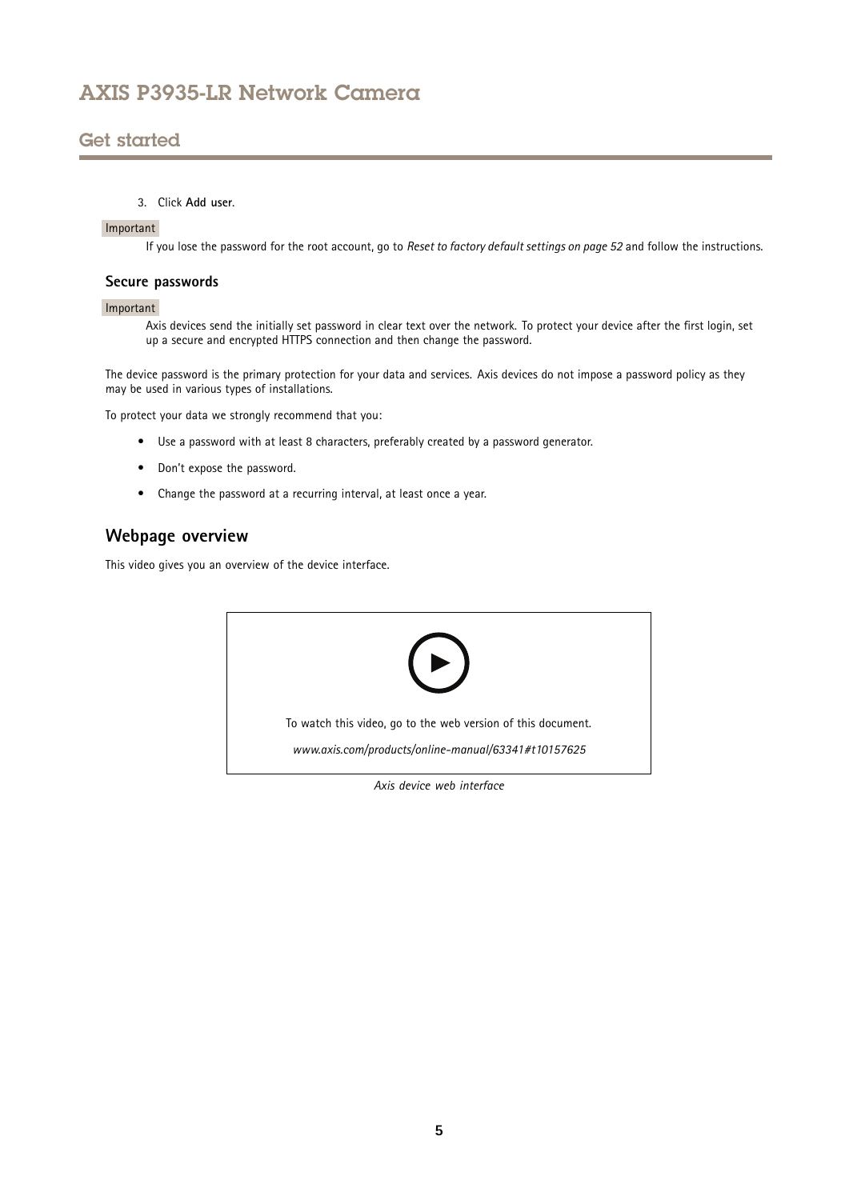3. Click **Add user**.

Important

If you lose the password for the root account, go to *Reset to factory default settings on page 52* and follow the instructions.

### Secure passwords

Important

Axis devices send the initially set password in clear text over the network. To protect your device after the first login, set up a secure and encrypted HTTPS connection and then change the password.

The device password is the primary protection for your data and services. Axis devices do not impose a password policy as they may be used in various types of installations.

To protect your data we strongly recommend that you:

- Use a password with at least 8 characters, preferably created by a password generator.
- Don't expose the password.
- Change the password at a recurring interval, at least once a year.

## Webpage overview

This video gives you an overview of the device interface.

To watch this video, go to the web version of this document.

*www.axis.com/products/online-manual/63341#t10157625*

*Axis device web interface*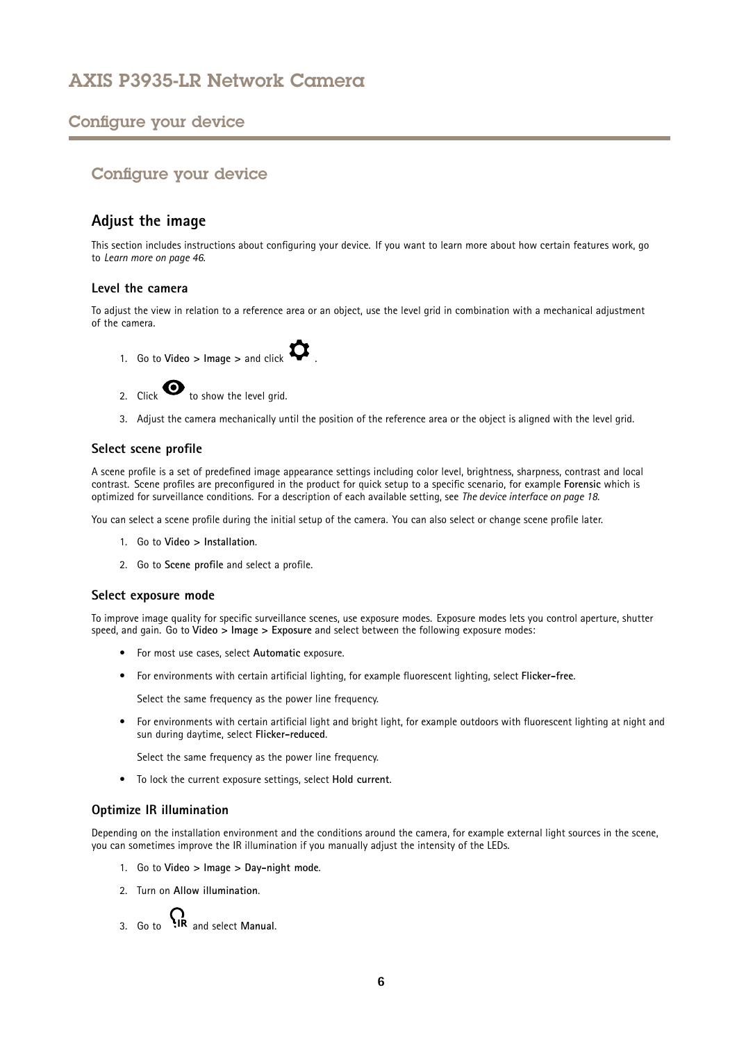# Configure your device

## Adjust the image

This section includes instructions about configuring your device. If you want to learn more about how certain features work, go to *Learn more on page 46*.

### Level the camera

To adjust the view in relation to a reference area or an object, use the level grid in combination with a mechanical adjustment of the camera.

1. Go to **Video > Image >** and click .
2. Click  to show the level grid.
3. Adjust the camera mechanically until the position of the reference area or the object is aligned with the level grid.

### Select scene profile

A scene profile is a set of predefined image appearance settings including color level, brightness, sharpness, contrast and local contrast. Scene profiles are preconfigured in the product for quick setup to a specific scenario, for example **Forensic** which is optimized for surveillance conditions. For a description of each available setting, see *The device interface on page 18*.

You can select a scene profile during the initial setup of the camera. You can also select or change scene profile later.

1. Go to **Video > Installation**.
2. Go to **Scene profile** and select a profile.

### Select exposure mode

To improve image quality for specific surveillance scenes, use exposure modes. Exposure modes lets you control aperture, shutter speed, and gain. Go to **Video > Image > Exposure** and select between the following exposure modes:

- For most use cases, select **Automatic** exposure.
- For environments with certain artificial lighting, for example fluorescent lighting, select **Flicker-free**.

  Select the same frequency as the power line frequency.
- For environments with certain artificial light and bright light, for example outdoors with fluorescent lighting at night and sun during daytime, select **Flicker-reduced**.

  Select the same frequency as the power line frequency.
- To lock the current exposure settings, select **Hold current**.

### Optimize IR illumination

Depending on the installation environment and the conditions around the camera, for example external light sources in the scene, you can sometimes improve the IR illumination if you manually adjust the intensity of the LEDs.

1. Go to **Video > Image > Day-night mode**.
2. Turn on **Allow illumination**.
3. Go to  and select **Manual**.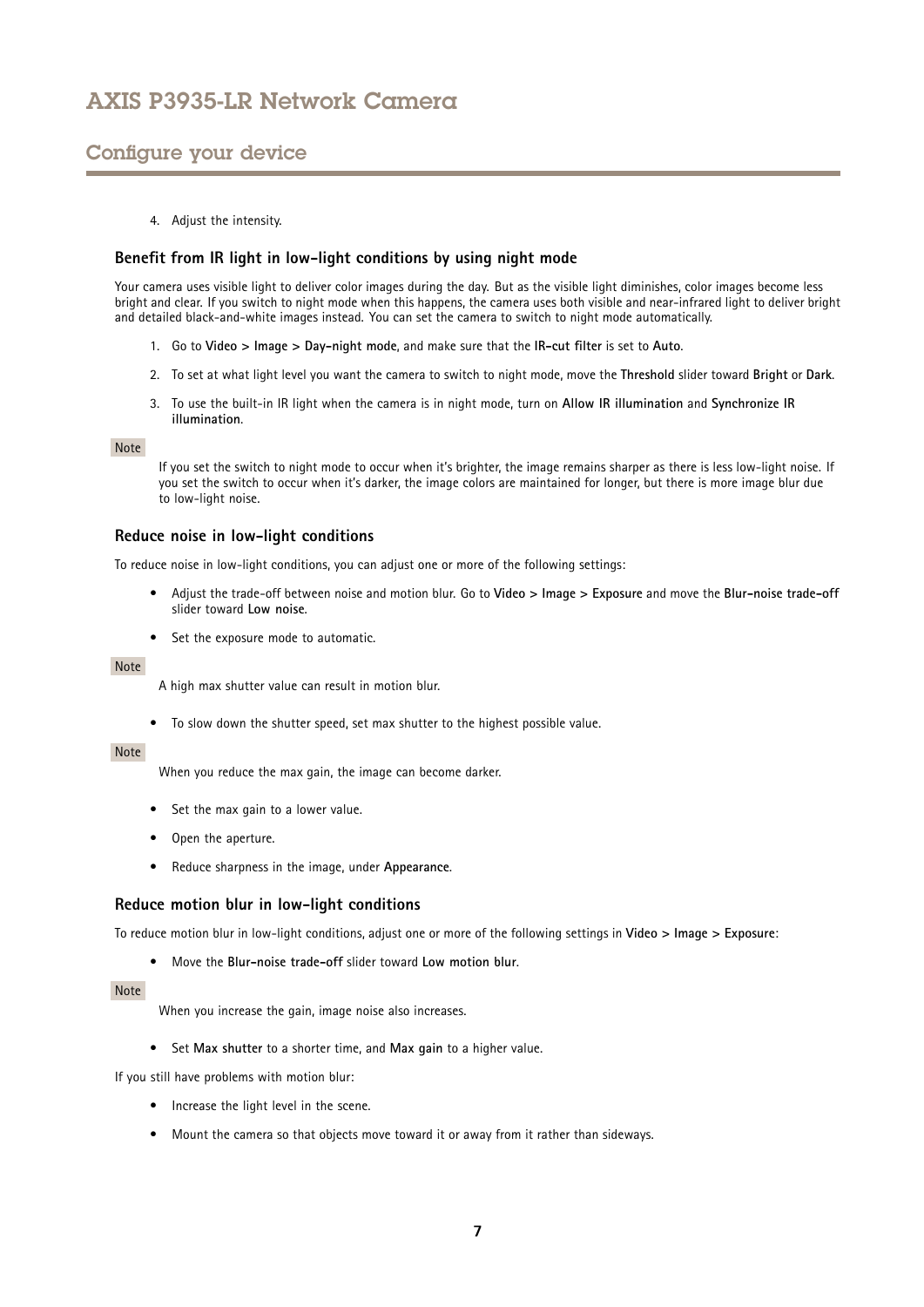4. Adjust the intensity.

### Benefit from IR light in low-light conditions by using night mode

Your camera uses visible light to deliver color images during the day. But as the visible light diminishes, color images become less bright and clear. If you switch to night mode when this happens, the camera uses both visible and near-infrared light to deliver bright and detailed black-and-white images instead. You can set the camera to switch to night mode automatically.

1. Go to **Video > Image > Day-night mode**, and make sure that the **IR-cut filter** is set to **Auto**.
2. To set at what light level you want the camera to switch to night mode, move the **Threshold** slider toward **Bright** or **Dark**.
3. To use the built-in IR light when the camera is in night mode, turn on **Allow IR illumination** and **Synchronize IR illumination**.

Note

If you set the switch to night mode to occur when it's brighter, the image remains sharper as there is less low-light noise. If you set the switch to occur when it's darker, the image colors are maintained for longer, but there is more image blur due to low-light noise.

### Reduce noise in low-light conditions

To reduce noise in low-light conditions, you can adjust one or more of the following settings:

- Adjust the trade-off between noise and motion blur. Go to **Video > Image > Exposure** and move the **Blur-noise trade-off** slider toward **Low noise**.
- Set the exposure mode to automatic.

Note

A high max shutter value can result in motion blur.

- To slow down the shutter speed, set max shutter to the highest possible value.

Note

When you reduce the max gain, the image can become darker.

- Set the max gain to a lower value.
- Open the aperture.
- Reduce sharpness in the image, under **Appearance**.

### Reduce motion blur in low-light conditions

To reduce motion blur in low-light conditions, adjust one or more of the following settings in **Video > Image > Exposure**:

- Move the **Blur-noise trade-off** slider toward **Low motion blur**.

Note

When you increase the gain, image noise also increases.

- Set **Max shutter** to a shorter time, and **Max gain** to a higher value.

If you still have problems with motion blur:

- Increase the light level in the scene.
- Mount the camera so that objects move toward it or away from it rather than sideways.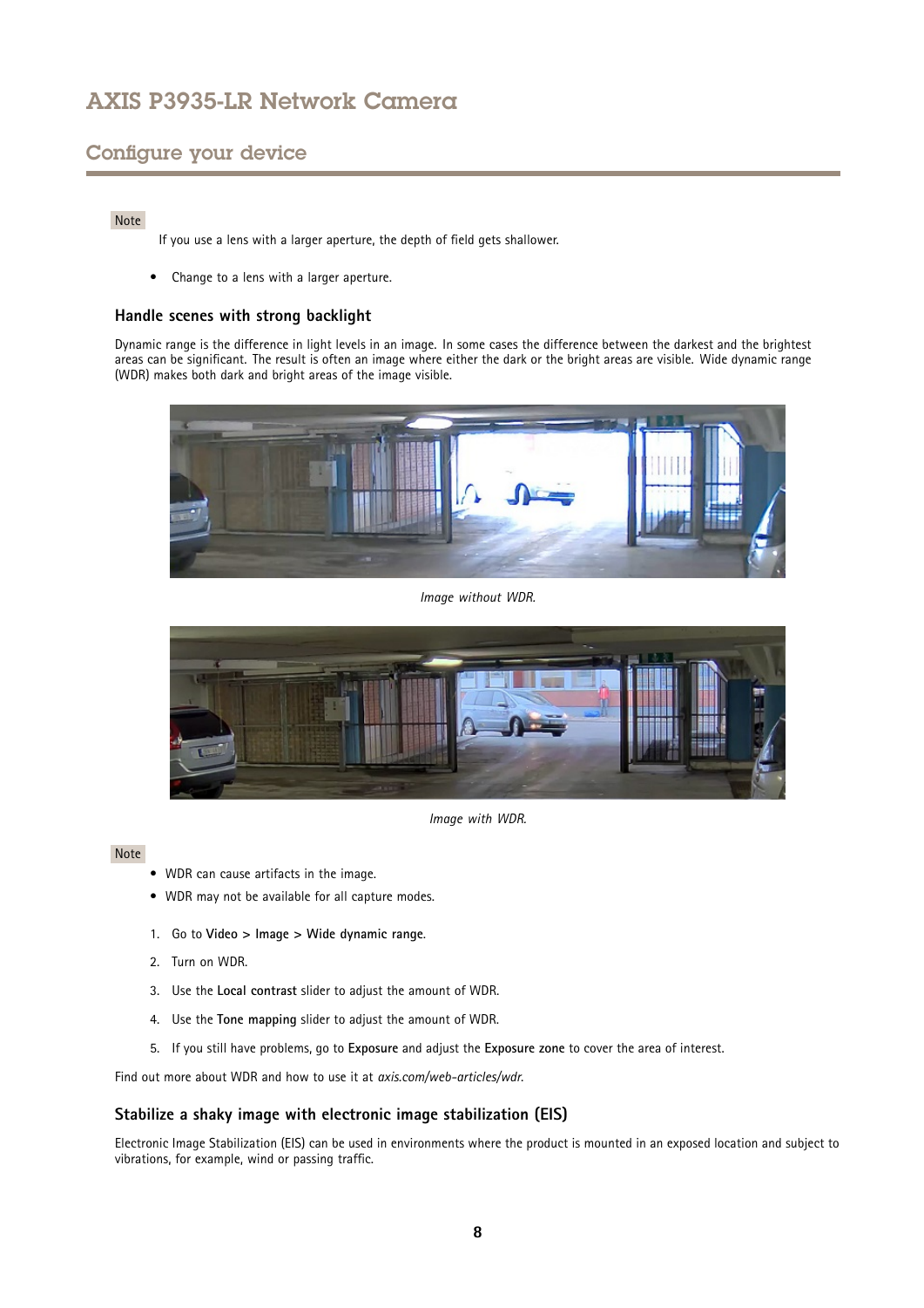Note

If you use a lens with a larger aperture, the depth of field gets shallower.

- Change to a lens with a larger aperture.

### Handle scenes with strong backlight

Dynamic range is the difference in light levels in an image. In some cases the difference between the darkest and the brightest areas can be significant. The result is often an image where either the dark or the bright areas are visible. Wide dynamic range (WDR) makes both dark and bright areas of the image visible.

*Image without WDR.*

*Image with WDR.*

Note

- WDR can cause artifacts in the image.
- WDR may not be available for all capture modes.

1. Go to **Video > Image > Wide dynamic range**.
2. Turn on WDR.
3. Use the **Local contrast** slider to adjust the amount of WDR.
4. Use the **Tone mapping** slider to adjust the amount of WDR.
5. If you still have problems, go to **Exposure** and adjust the **Exposure zone** to cover the area of interest.

Find out more about WDR and how to use it at *axis.com/web-articles/wdr*.

### Stabilize a shaky image with electronic image stabilization (EIS)

Electronic Image Stabilization (EIS) can be used in environments where the product is mounted in an exposed location and subject to vibrations, for example, wind or passing traffic.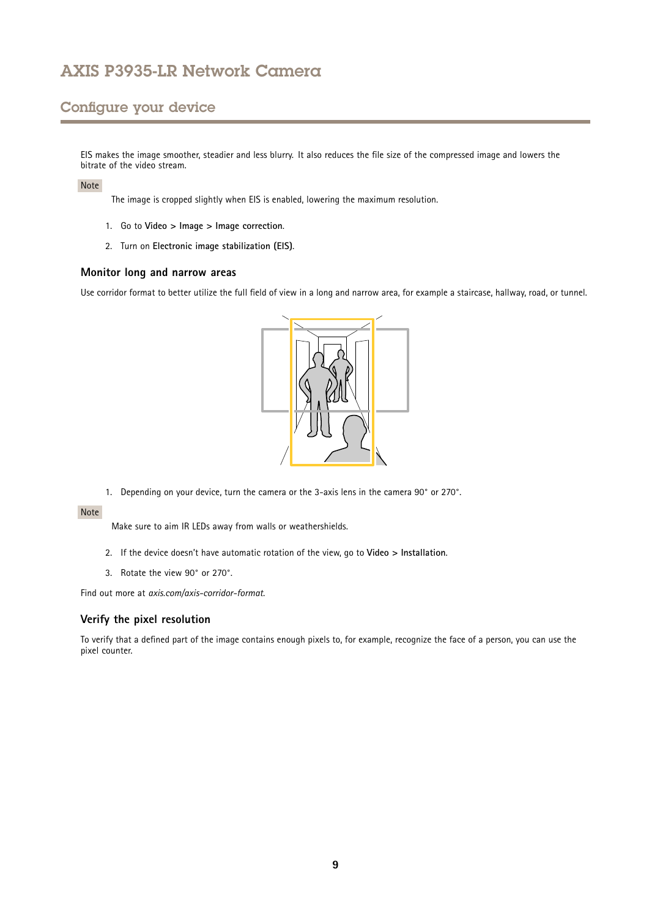EIS makes the image smoother, steadier and less blurry. It also reduces the file size of the compressed image and lowers the bitrate of the video stream.

Note

The image is cropped slightly when EIS is enabled, lowering the maximum resolution.

1. Go to **Video > Image > Image correction**.
2. Turn on **Electronic image stabilization (EIS)**.

### Monitor long and narrow areas

Use corridor format to better utilize the full field of view in a long and narrow area, for example a staircase, hallway, road, or tunnel.

1. Depending on your device, turn the camera or the 3-axis lens in the camera 90° or 270°.

Note

Make sure to aim IR LEDs away from walls or weathershields.

2. If the device doesn't have automatic rotation of the view, go to **Video > Installation**.
3. Rotate the view 90° or 270°.

Find out more at *axis.com/axis-corridor-format*.

### Verify the pixel resolution

To verify that a defined part of the image contains enough pixels to, for example, recognize the face of a person, you can use the pixel counter.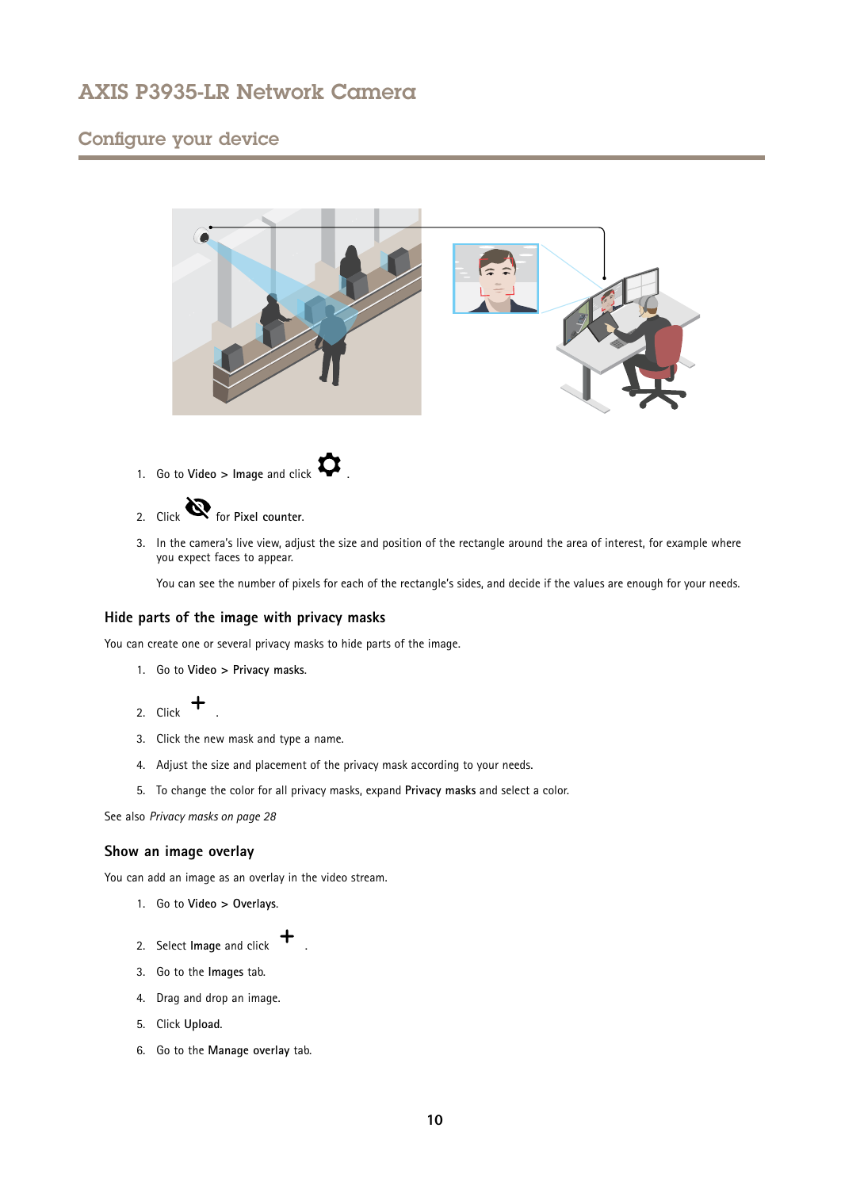1. Go to **Video > Image** and click ⚙ .
2. Click 👁 for **Pixel counter**.
3. In the camera's live view, adjust the size and position of the rectangle around the area of interest, for example where you expect faces to appear.

   You can see the number of pixels for each of the rectangle's sides, and decide if the values are enough for your needs.

### Hide parts of the image with privacy masks

You can create one or several privacy masks to hide parts of the image.

1. Go to **Video > Privacy masks**.
2. Click + .
3. Click the new mask and type a name.
4. Adjust the size and placement of the privacy mask according to your needs.
5. To change the color for all privacy masks, expand **Privacy masks** and select a color.

See also *Privacy masks on page 28*

### Show an image overlay

You can add an image as an overlay in the video stream.

1. Go to **Video > Overlays**.
2. Select **Image** and click + .
3. Go to the **Images** tab.
4. Drag and drop an image.
5. Click **Upload**.
6. Go to the **Manage overlay** tab.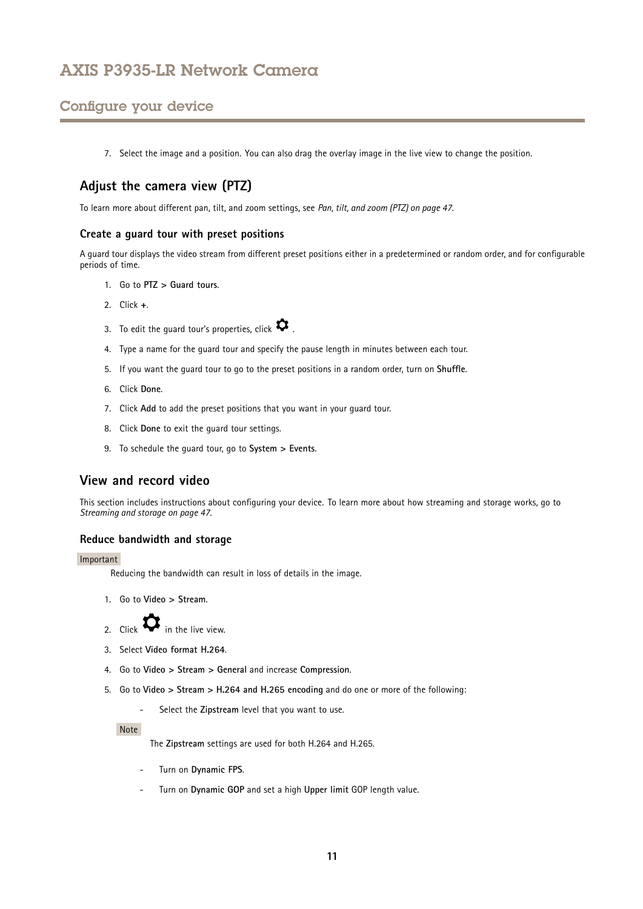7. Select the image and a position. You can also drag the overlay image in the live view to change the position.

## Adjust the camera view (PTZ)

To learn more about different pan, tilt, and zoom settings, see *Pan, tilt, and zoom (PTZ) on page 47*.

### Create a guard tour with preset positions

A guard tour displays the video stream from different preset positions either in a predetermined or random order, and for configurable periods of time.

1. Go to **PTZ > Guard tours**.
2. Click **+**.
3. To edit the guard tour's properties, click ⚙.
4. Type a name for the guard tour and specify the pause length in minutes between each tour.
5. If you want the guard tour to go to the preset positions in a random order, turn on **Shuffle**.
6. Click **Done**.
7. Click **Add** to add the preset positions that you want in your guard tour.
8. Click **Done** to exit the guard tour settings.
9. To schedule the guard tour, go to **System > Events**.

## View and record video

This section includes instructions about configuring your device. To learn more about how streaming and storage works, go to *Streaming and storage on page 47*.

### Reduce bandwidth and storage

Important

Reducing the bandwidth can result in loss of details in the image.

1. Go to **Video > Stream**.
2. Click ⚙ in the live view.
3. Select **Video format H.264**.
4. Go to **Video > Stream > General** and increase **Compression**.
5. Go to **Video > Stream > H.264 and H.265 encoding** and do one or more of the following:
   - Select the **Zipstream** level that you want to use.

   Note

   The **Zipstream** settings are used for both H.264 and H.265.

   - Turn on **Dynamic FPS**.
   - Turn on **Dynamic GOP** and set a high **Upper limit** GOP length value.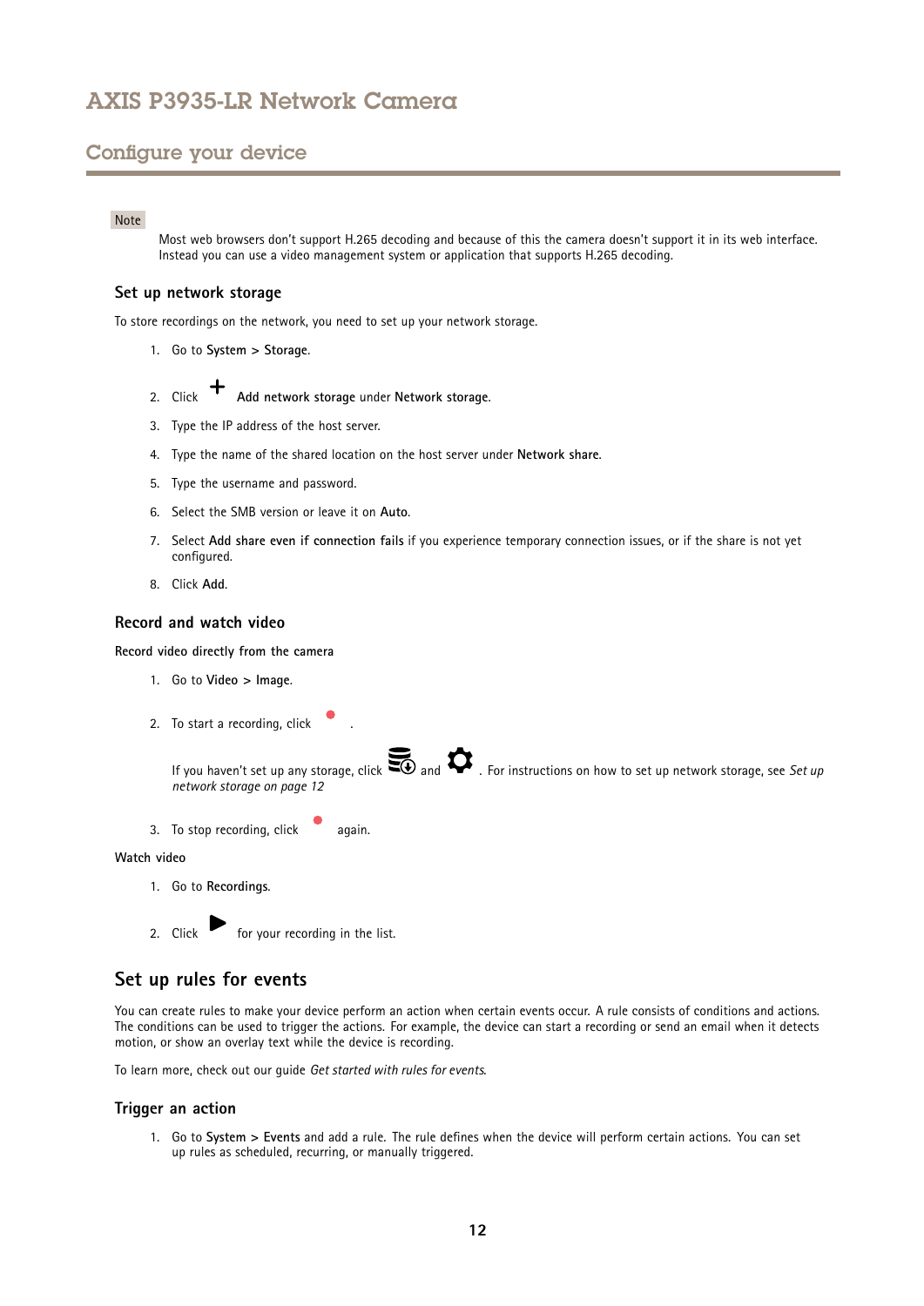## Configure your device

Note

Most web browsers don't support H.265 decoding and because of this the camera doesn't support it in its web interface. Instead you can use a video management system or application that supports H.265 decoding.

### Set up network storage

To store recordings on the network, you need to set up your network storage.

1. Go to **System > Storage**.
2. Click **Add network storage** under **Network storage**.
3. Type the IP address of the host server.
4. Type the name of the shared location on the host server under **Network share**.
5. Type the username and password.
6. Select the SMB version or leave it on **Auto**.
7. Select **Add share even if connection fails** if you experience temporary connection issues, or if the share is not yet configured.
8. Click **Add**.

### Record and watch video

**Record video directly from the camera**

1. Go to **Video > Image**.
2. To start a recording, click .

   If you haven't set up any storage, click and . For instructions on how to set up network storage, see *Set up network storage on page 12*

3. To stop recording, click again.

**Watch video**

1. Go to **Recordings**.
2. Click for your recording in the list.

## Set up rules for events

You can create rules to make your device perform an action when certain events occur. A rule consists of conditions and actions. The conditions can be used to trigger the actions. For example, the device can start a recording or send an email when it detects motion, or show an overlay text while the device is recording.

To learn more, check out our guide *Get started with rules for events*.

### Trigger an action

1. Go to **System > Events** and add a rule. The rule defines when the device will perform certain actions. You can set up rules as scheduled, recurring, or manually triggered.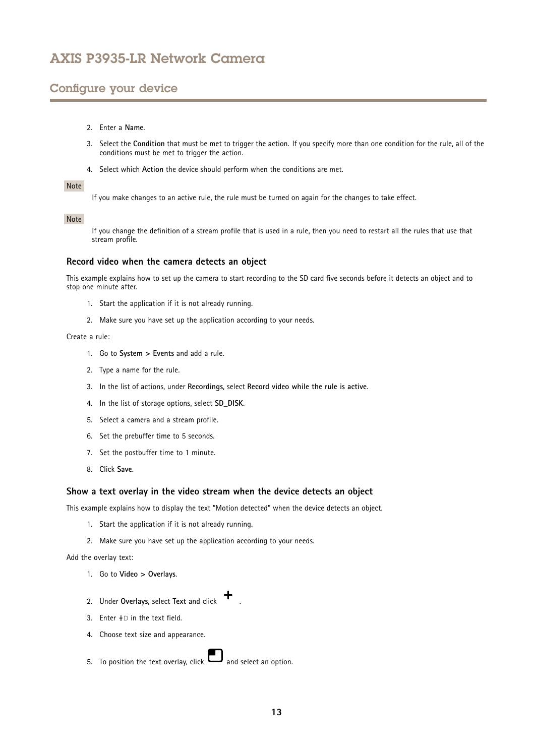2. Enter a **Name**.
3. Select the **Condition** that must be met to trigger the action. If you specify more than one condition for the rule, all of the conditions must be met to trigger the action.
4. Select which **Action** the device should perform when the conditions are met.

Note

If you make changes to an active rule, the rule must be turned on again for the changes to take effect.

Note

If you change the definition of a stream profile that is used in a rule, then you need to restart all the rules that use that stream profile.

### Record video when the camera detects an object

This example explains how to set up the camera to start recording to the SD card five seconds before it detects an object and to stop one minute after.

1. Start the application if it is not already running.
2. Make sure you have set up the application according to your needs.

Create a rule:

1. Go to **System > Events** and add a rule.
2. Type a name for the rule.
3. In the list of actions, under **Recordings**, select **Record video while the rule is active**.
4. In the list of storage options, select **SD_DISK**.
5. Select a camera and a stream profile.
6. Set the prebuffer time to 5 seconds.
7. Set the postbuffer time to 1 minute.
8. Click **Save**.

### Show a text overlay in the video stream when the device detects an object

This example explains how to display the text "Motion detected" when the device detects an object.

1. Start the application if it is not already running.
2. Make sure you have set up the application according to your needs.

Add the overlay text:

1. Go to **Video > Overlays**.
2. Under **Overlays**, select **Text** and click + .
3. Enter `#D` in the text field.
4. Choose text size and appearance.
5. To position the text overlay, click and select an option.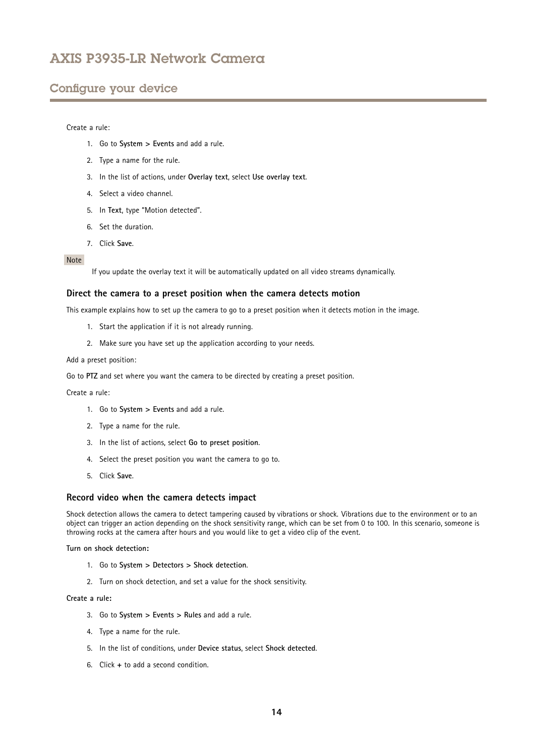Create a rule:

1. Go to **System > Events** and add a rule.
2. Type a name for the rule.
3. In the list of actions, under **Overlay text**, select **Use overlay text**.
4. Select a video channel.
5. In **Text**, type "Motion detected".
6. Set the duration.
7. Click **Save**.

Note

If you update the overlay text it will be automatically updated on all video streams dynamically.

### Direct the camera to a preset position when the camera detects motion

This example explains how to set up the camera to go to a preset position when it detects motion in the image.

1. Start the application if it is not already running.
2. Make sure you have set up the application according to your needs.

Add a preset position:

Go to **PTZ** and set where you want the camera to be directed by creating a preset position.

Create a rule:

1. Go to **System > Events** and add a rule.
2. Type a name for the rule.
3. In the list of actions, select **Go to preset position**.
4. Select the preset position you want the camera to go to.
5. Click **Save**.

### Record video when the camera detects impact

Shock detection allows the camera to detect tampering caused by vibrations or shock. Vibrations due to the environment or to an object can trigger an action depending on the shock sensitivity range, which can be set from 0 to 100. In this scenario, someone is throwing rocks at the camera after hours and you would like to get a video clip of the event.

**Turn on shock detection:**

1. Go to **System > Detectors > Shock detection**.
2. Turn on shock detection, and set a value for the shock sensitivity.

**Create a rule:**

3. Go to **System > Events > Rules** and add a rule.
4. Type a name for the rule.
5. In the list of conditions, under **Device status**, select **Shock detected**.
6. Click **+** to add a second condition.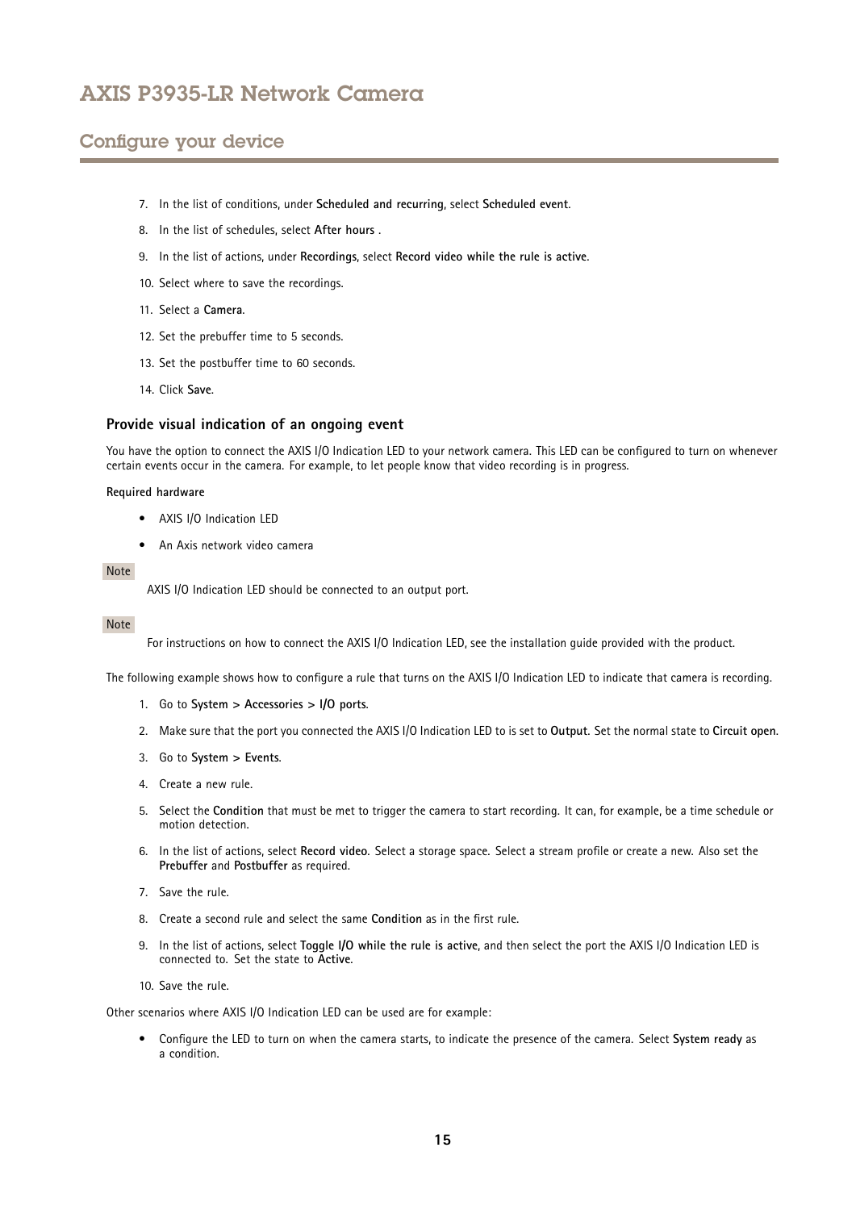7. In the list of conditions, under **Scheduled and recurring**, select **Scheduled event**.
8. In the list of schedules, select **After hours** .
9. In the list of actions, under **Recordings**, select **Record video while the rule is active**.
10. Select where to save the recordings.
11. Select a **Camera**.
12. Set the prebuffer time to 5 seconds.
13. Set the postbuffer time to 60 seconds.
14. Click **Save**.

### Provide visual indication of an ongoing event

You have the option to connect the AXIS I/O Indication LED to your network camera. This LED can be configured to turn on whenever certain events occur in the camera. For example, to let people know that video recording is in progress.

**Required hardware**

- AXIS I/O Indication LED
- An Axis network video camera

Note

AXIS I/O Indication LED should be connected to an output port.

Note

For instructions on how to connect the AXIS I/O Indication LED, see the installation guide provided with the product.

The following example shows how to configure a rule that turns on the AXIS I/O Indication LED to indicate that camera is recording.

1. Go to **System > Accessories > I/O ports**.
2. Make sure that the port you connected the AXIS I/O Indication LED to is set to **Output**. Set the normal state to **Circuit open**.
3. Go to **System > Events**.
4. Create a new rule.
5. Select the **Condition** that must be met to trigger the camera to start recording. It can, for example, be a time schedule or motion detection.
6. In the list of actions, select **Record video**. Select a storage space. Select a stream profile or create a new. Also set the **Prebuffer** and **Postbuffer** as required.
7. Save the rule.
8. Create a second rule and select the same **Condition** as in the first rule.
9. In the list of actions, select **Toggle I/O while the rule is active**, and then select the port the AXIS I/O Indication LED is connected to. Set the state to **Active**.
10. Save the rule.

Other scenarios where AXIS I/O Indication LED can be used are for example:

- Configure the LED to turn on when the camera starts, to indicate the presence of the camera. Select **System ready** as a condition.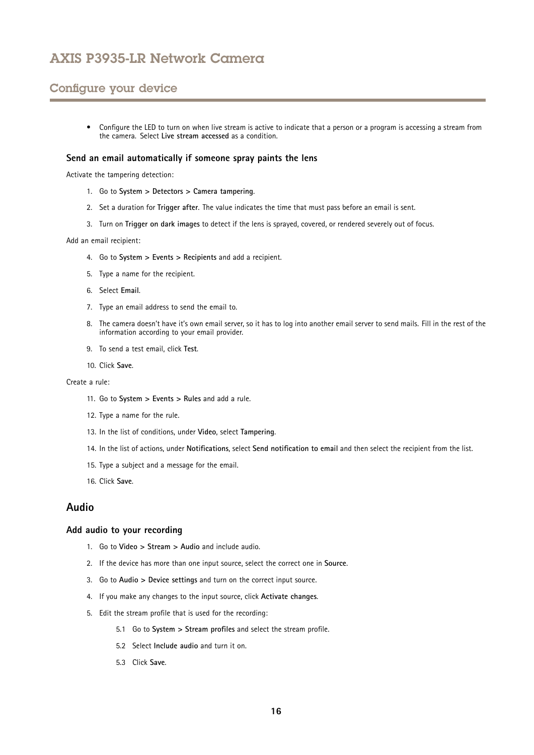- Configure the LED to turn on when live stream is active to indicate that a person or a program is accessing a stream from the camera. Select **Live stream accessed** as a condition.

### Send an email automatically if someone spray paints the lens

Activate the tampering detection:

1. Go to **System > Detectors > Camera tampering**.
2. Set a duration for **Trigger after**. The value indicates the time that must pass before an email is sent.
3. Turn on **Trigger on dark images** to detect if the lens is sprayed, covered, or rendered severely out of focus.

Add an email recipient:

4. Go to **System > Events > Recipients** and add a recipient.
5. Type a name for the recipient.
6. Select **Email**.
7. Type an email address to send the email to.
8. The camera doesn't have it's own email server, so it has to log into another email server to send mails. Fill in the rest of the information according to your email provider.
9. To send a test email, click **Test**.
10. Click **Save**.

Create a rule:

11. Go to **System > Events > Rules** and add a rule.
12. Type a name for the rule.
13. In the list of conditions, under **Video**, select **Tampering**.
14. In the list of actions, under **Notifications**, select **Send notification to email** and then select the recipient from the list.
15. Type a subject and a message for the email.
16. Click **Save**.

## Audio

### Add audio to your recording

1. Go to **Video > Stream > Audio** and include audio.
2. If the device has more than one input source, select the correct one in **Source**.
3. Go to **Audio > Device settings** and turn on the correct input source.
4. If you make any changes to the input source, click **Activate changes**.
5. Edit the stream profile that is used for the recording:
   - 5.1 Go to **System > Stream profiles** and select the stream profile.
   - 5.2 Select **Include audio** and turn it on.
   - 5.3 Click **Save**.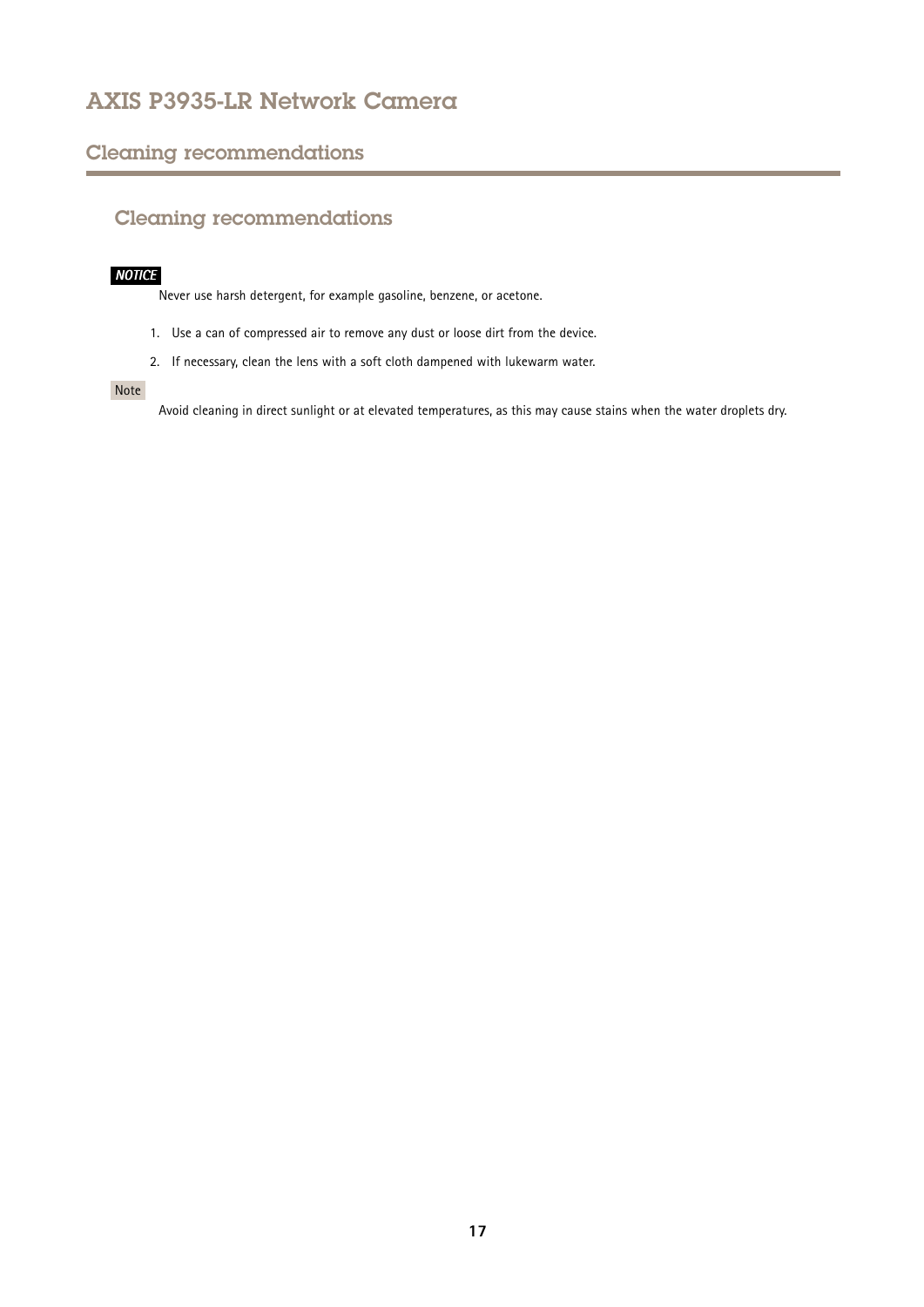## Cleaning recommendations

### Cleaning recommendations

***NOTICE***

Never use harsh detergent, for example gasoline, benzene, or acetone.

1. Use a can of compressed air to remove any dust or loose dirt from the device.
2. If necessary, clean the lens with a soft cloth dampened with lukewarm water.

**Note**

Avoid cleaning in direct sunlight or at elevated temperatures, as this may cause stains when the water droplets dry.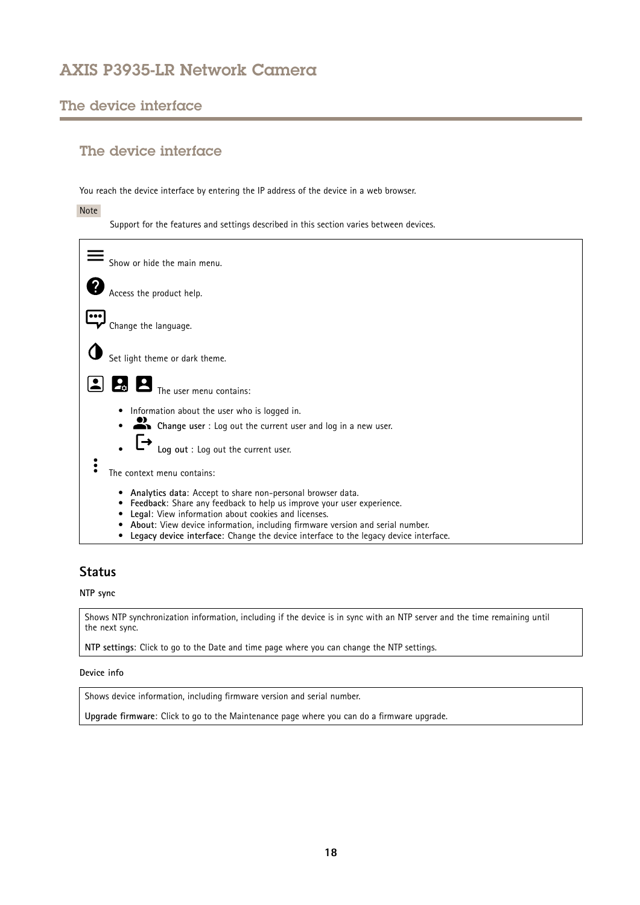## The device interface

You reach the device interface by entering the IP address of the device in a web browser.

Note

Support for the features and settings described in this section varies between devices.

Show or hide the main menu.

Access the product help.

Change the language.

Set light theme or dark theme.

The user menu contains:

- Information about the user who is logged in.
- **Change user** : Log out the current user and log in a new user.
- **Log out** : Log out the current user.

The context menu contains:

- **Analytics data**: Accept to share non-personal browser data.
- **Feedback**: Share any feedback to help us improve your user experience.
- **Legal**: View information about cookies and licenses.
- **About**: View device information, including firmware version and serial number.
- **Legacy device interface**: Change the device interface to the legacy device interface.

### Status

**NTP sync**

Shows NTP synchronization information, including if the device is in sync with an NTP server and the time remaining until the next sync.

**NTP settings**: Click to go to the Date and time page where you can change the NTP settings.

**Device info**

Shows device information, including firmware version and serial number.

**Upgrade firmware**: Click to go to the Maintenance page where you can do a firmware upgrade.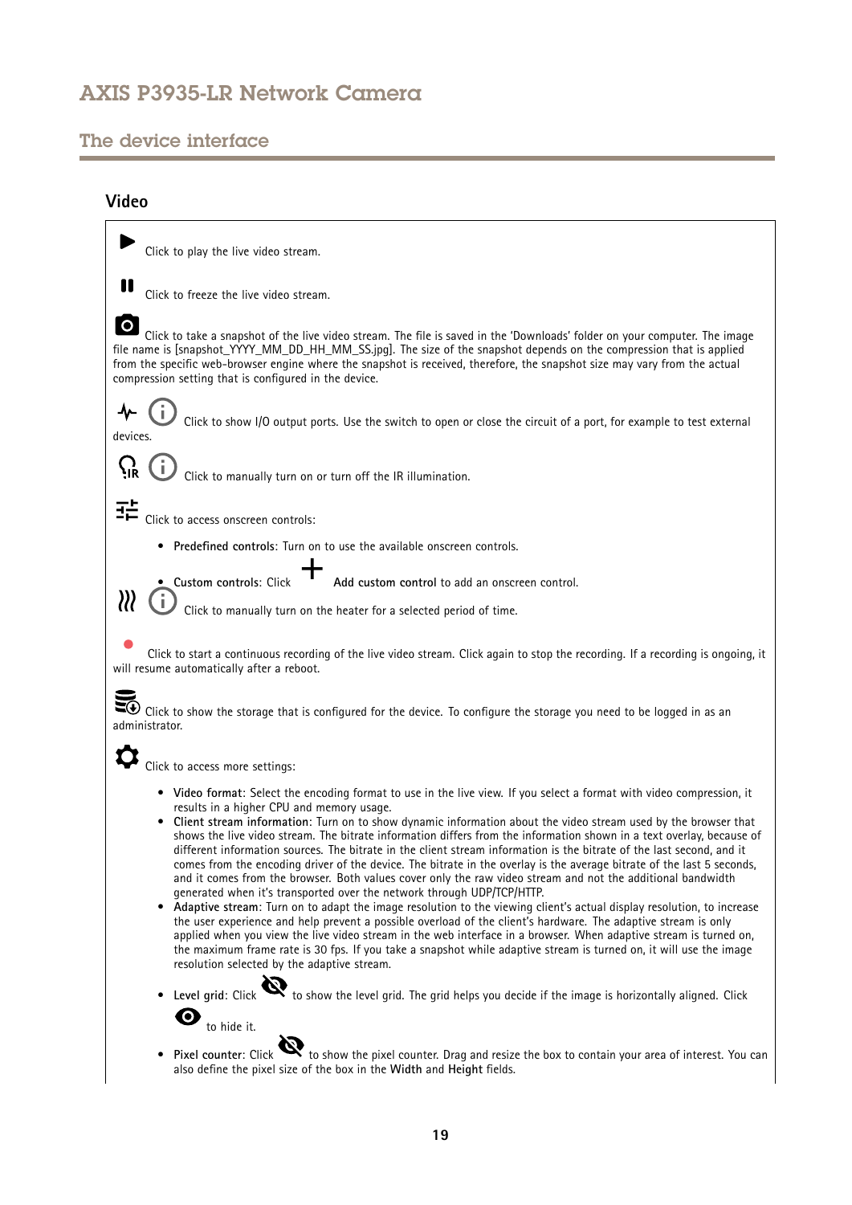## Video

Click to play the live video stream.

Click to freeze the live video stream.

Click to take a snapshot of the live video stream. The file is saved in the 'Downloads' folder on your computer. The image file name is [snapshot_YYYY_MM_DD_HH_MM_SS.jpg]. The size of the snapshot depends on the compression that is applied from the specific web-browser engine where the snapshot is received, therefore, the snapshot size may vary from the actual compression setting that is configured in the device.

Click to show I/O output ports. Use the switch to open or close the circuit of a port, for example to test external devices.

Click to manually turn on or turn off the IR illumination.

Click to access onscreen controls:

- **Predefined controls**: Turn on to use the available onscreen controls.
- **Custom controls**: Click **Add custom control** to add an onscreen control.

Click to manually turn on the heater for a selected period of time.

Click to start a continuous recording of the live video stream. Click again to stop the recording. If a recording is ongoing, it will resume automatically after a reboot.

Click to show the storage that is configured for the device. To configure the storage you need to be logged in as an administrator.

Click to access more settings:

- **Video format**: Select the encoding format to use in the live view. If you select a format with video compression, it results in a higher CPU and memory usage.
- **Client stream information**: Turn on to show dynamic information about the video stream used by the browser that shows the live video stream. The bitrate information differs from the information shown in a text overlay, because of different information sources. The bitrate in the client stream information is the bitrate of the last second, and it comes from the encoding driver of the device. The bitrate in the overlay is the average bitrate of the last 5 seconds, and it comes from the browser. Both values cover only the raw video stream and not the additional bandwidth generated when it's transported over the network through UDP/TCP/HTTP.
- **Adaptive stream**: Turn on to adapt the image resolution to the viewing client's actual display resolution, to increase the user experience and help prevent a possible overload of the client's hardware. The adaptive stream is only applied when you view the live video stream in the web interface in a browser. When adaptive stream is turned on, the maximum frame rate is 30 fps. If you take a snapshot while adaptive stream is turned on, it will use the image resolution selected by the adaptive stream.
- **Level grid**: Click to show the level grid. The grid helps you decide if the image is horizontally aligned. Click to hide it.
- **Pixel counter**: Click to show the pixel counter. Drag and resize the box to contain your area of interest. You can also define the pixel size of the box in the **Width** and **Height** fields.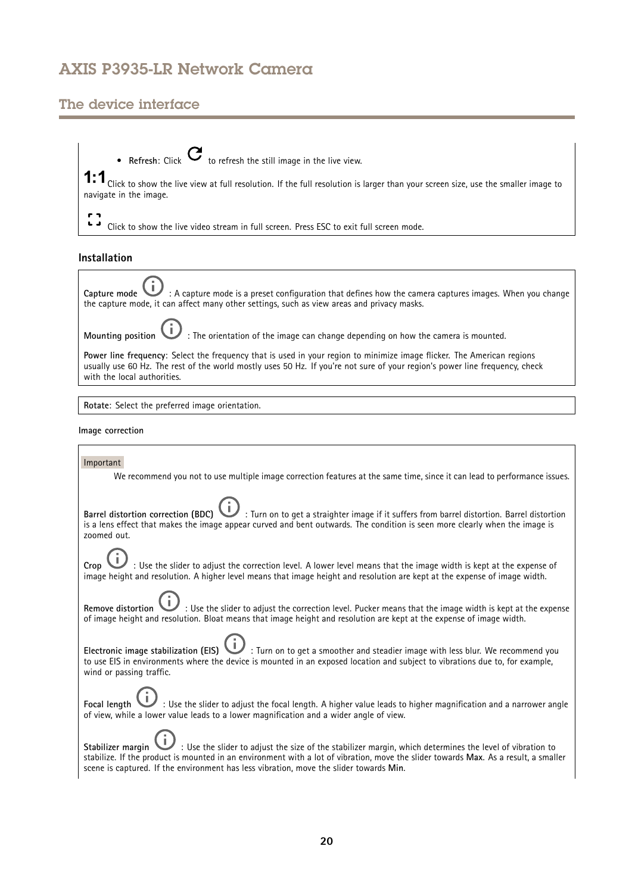- **Refresh**: Click to refresh the still image in the live view.

**1:1** Click to show the live view at full resolution. If the full resolution is larger than your screen size, use the smaller image to navigate in the image.

Click to show the live video stream in full screen. Press ESC to exit full screen mode.

### Installation

**Capture mode** : A capture mode is a preset configuration that defines how the camera captures images. When you change the capture mode, it can affect many other settings, such as view areas and privacy masks.

**Mounting position** : The orientation of the image can change depending on how the camera is mounted.

**Power line frequency**: Select the frequency that is used in your region to minimize image flicker. The American regions usually use 60 Hz. The rest of the world mostly uses 50 Hz. If you're not sure of your region's power line frequency, check with the local authorities.

**Rotate**: Select the preferred image orientation.

#### Image correction

Important

We recommend you not to use multiple image correction features at the same time, since it can lead to performance issues.

**Barrel distortion correction (BDC)** : Turn on to get a straighter image if it suffers from barrel distortion. Barrel distortion is a lens effect that makes the image appear curved and bent outwards. The condition is seen more clearly when the image is zoomed out.

**Crop** : Use the slider to adjust the correction level. A lower level means that the image width is kept at the expense of image height and resolution. A higher level means that image height and resolution are kept at the expense of image width.

**Remove distortion** : Use the slider to adjust the correction level. Pucker means that the image width is kept at the expense of image height and resolution. Bloat means that image height and resolution are kept at the expense of image width.

**Electronic image stabilization (EIS)** : Turn on to get a smoother and steadier image with less blur. We recommend you to use EIS in environments where the device is mounted in an exposed location and subject to vibrations due to, for example, wind or passing traffic.

**Focal length** : Use the slider to adjust the focal length. A higher value leads to higher magnification and a narrower angle of view, while a lower value leads to a lower magnification and a wider angle of view.

**Stabilizer margin** : Use the slider to adjust the size of the stabilizer margin, which determines the level of vibration to stabilize. If the product is mounted in an environment with a lot of vibration, move the slider towards **Max**. As a result, a smaller scene is captured. If the environment has less vibration, move the slider towards **Min**.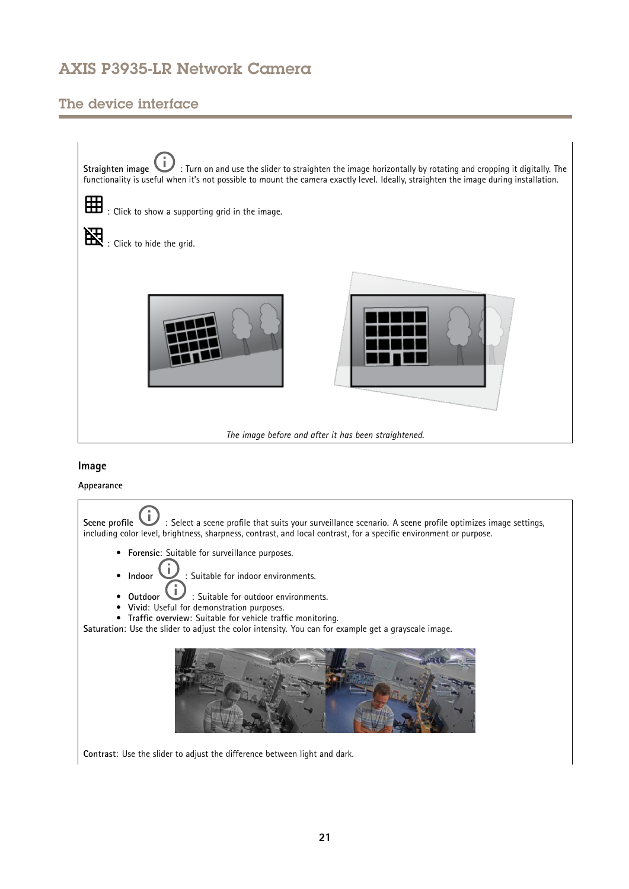**Straighten image** : Turn on and use the slider to straighten the image horizontally by rotating and cropping it digitally. The functionality is useful when it's not possible to mount the camera exactly level. Ideally, straighten the image during installation.

: Click to show a supporting grid in the image.

: Click to hide the grid.

*The image before and after it has been straightened.*

### Image

#### Appearance

**Scene profile** : Select a scene profile that suits your surveillance scenario. A scene profile optimizes image settings, including color level, brightness, sharpness, contrast, and local contrast, for a specific environment or purpose.

- **Forensic**: Suitable for surveillance purposes.
- **Indoor** : Suitable for indoor environments.
- **Outdoor** : Suitable for outdoor environments.
- **Vivid**: Useful for demonstration purposes.
- **Traffic overview**: Suitable for vehicle traffic monitoring.

**Saturation**: Use the slider to adjust the color intensity. You can for example get a grayscale image.

**Contrast**: Use the slider to adjust the difference between light and dark.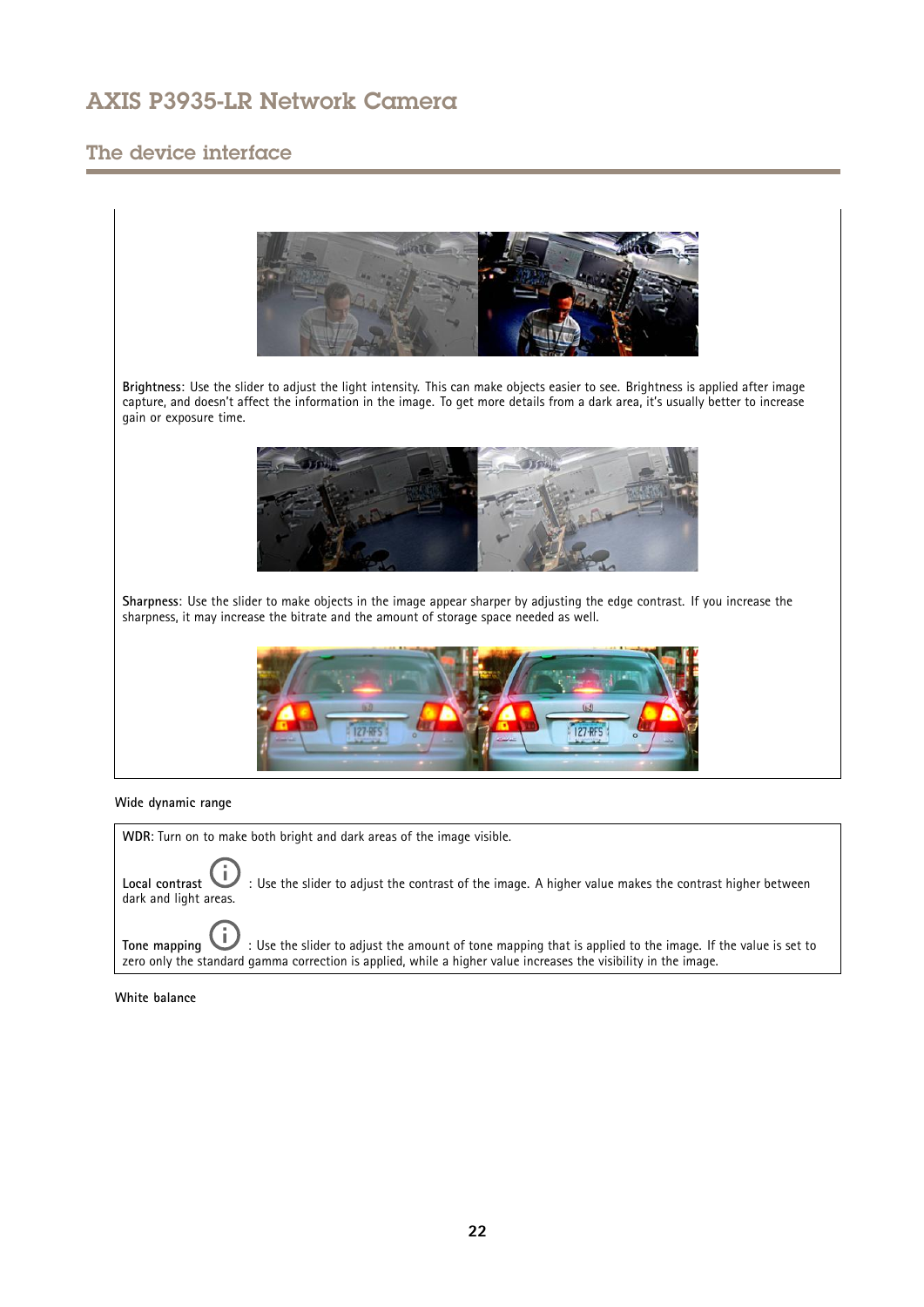**Brightness**: Use the slider to adjust the light intensity. This can make objects easier to see. Brightness is applied after image capture, and doesn't affect the information in the image. To get more details from a dark area, it's usually better to increase gain or exposure time.

**Sharpness**: Use the slider to make objects in the image appear sharper by adjusting the edge contrast. If you increase the sharpness, it may increase the bitrate and the amount of storage space needed as well.

Wide dynamic range

**WDR**: Turn on to make both bright and dark areas of the image visible.

**Local contrast** : Use the slider to adjust the contrast of the image. A higher value makes the contrast higher between dark and light areas.

**Tone mapping** : Use the slider to adjust the amount of tone mapping that is applied to the image. If the value is set to zero only the standard gamma correction is applied, while a higher value increases the visibility in the image.

White balance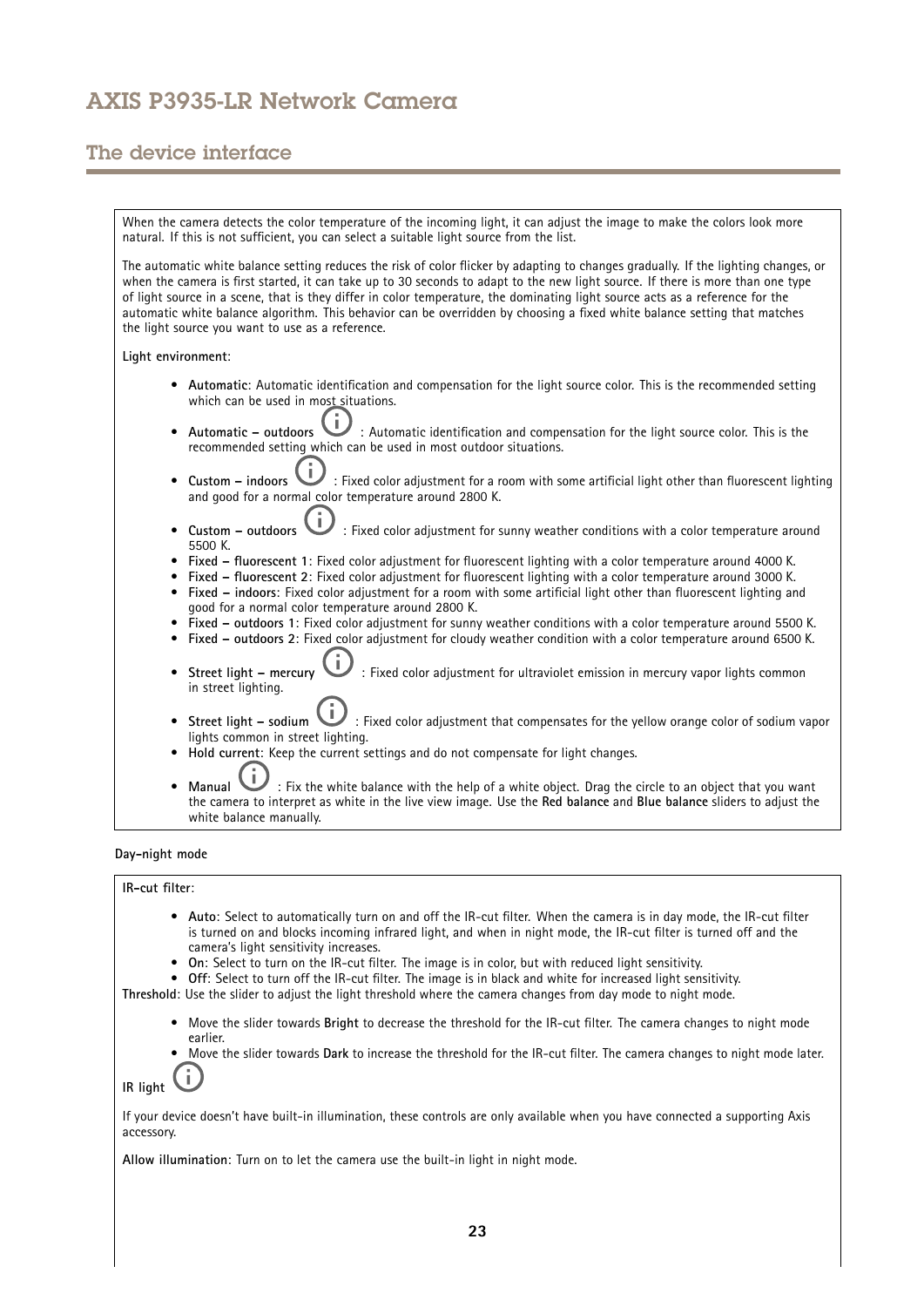When the camera detects the color temperature of the incoming light, it can adjust the image to make the colors look more natural. If this is not sufficient, you can select a suitable light source from the list.

The automatic white balance setting reduces the risk of color flicker by adapting to changes gradually. If the lighting changes, or when the camera is first started, it can take up to 30 seconds to adapt to the new light source. If there is more than one type of light source in a scene, that is they differ in color temperature, the dominating light source acts as a reference for the automatic white balance algorithm. This behavior can be overridden by choosing a fixed white balance setting that matches the light source you want to use as a reference.

**Light environment**:

- **Automatic**: Automatic identification and compensation for the light source color. This is the recommended setting which can be used in most situations.
- **Automatic – outdoors** : Automatic identification and compensation for the light source color. This is the recommended setting which can be used in most outdoor situations.
- **Custom – indoors** : Fixed color adjustment for a room with some artificial light other than fluorescent lighting and good for a normal color temperature around 2800 K.
- **Custom – outdoors** : Fixed color adjustment for sunny weather conditions with a color temperature around 5500 K.
- **Fixed – fluorescent 1**: Fixed color adjustment for fluorescent lighting with a color temperature around 4000 K.
- **Fixed – fluorescent 2**: Fixed color adjustment for fluorescent lighting with a color temperature around 3000 K.
- **Fixed – indoors**: Fixed color adjustment for a room with some artificial light other than fluorescent lighting and good for a normal color temperature around 2800 K.
- **Fixed – outdoors 1**: Fixed color adjustment for sunny weather conditions with a color temperature around 5500 K.
- **Fixed – outdoors 2**: Fixed color adjustment for cloudy weather condition with a color temperature around 6500 K.
- **Street light – mercury** : Fixed color adjustment for ultraviolet emission in mercury vapor lights common in street lighting.
- **Street light – sodium** : Fixed color adjustment that compensates for the yellow orange color of sodium vapor lights common in street lighting.
- **Hold current**: Keep the current settings and do not compensate for light changes.
- **Manual** : Fix the white balance with the help of a white object. Drag the circle to an object that you want the camera to interpret as white in the live view image. Use the **Red balance** and **Blue balance** sliders to adjust the white balance manually.

**Day-night mode**

**IR-cut filter**:

- **Auto**: Select to automatically turn on and off the IR-cut filter. When the camera is in day mode, the IR-cut filter is turned on and blocks incoming infrared light, and when in night mode, the IR-cut filter is turned off and the camera's light sensitivity increases.
- **On**: Select to turn on the IR-cut filter. The image is in color, but with reduced light sensitivity.
- **Off**: Select to turn off the IR-cut filter. The image is in black and white for increased light sensitivity.

**Threshold**: Use the slider to adjust the light threshold where the camera changes from day mode to night mode.

- Move the slider towards **Bright** to decrease the threshold for the IR-cut filter. The camera changes to night mode earlier.
- Move the slider towards **Dark** to increase the threshold for the IR-cut filter. The camera changes to night mode later.

**IR light**

If your device doesn't have built-in illumination, these controls are only available when you have connected a supporting Axis accessory.

**Allow illumination**: Turn on to let the camera use the built-in light in night mode.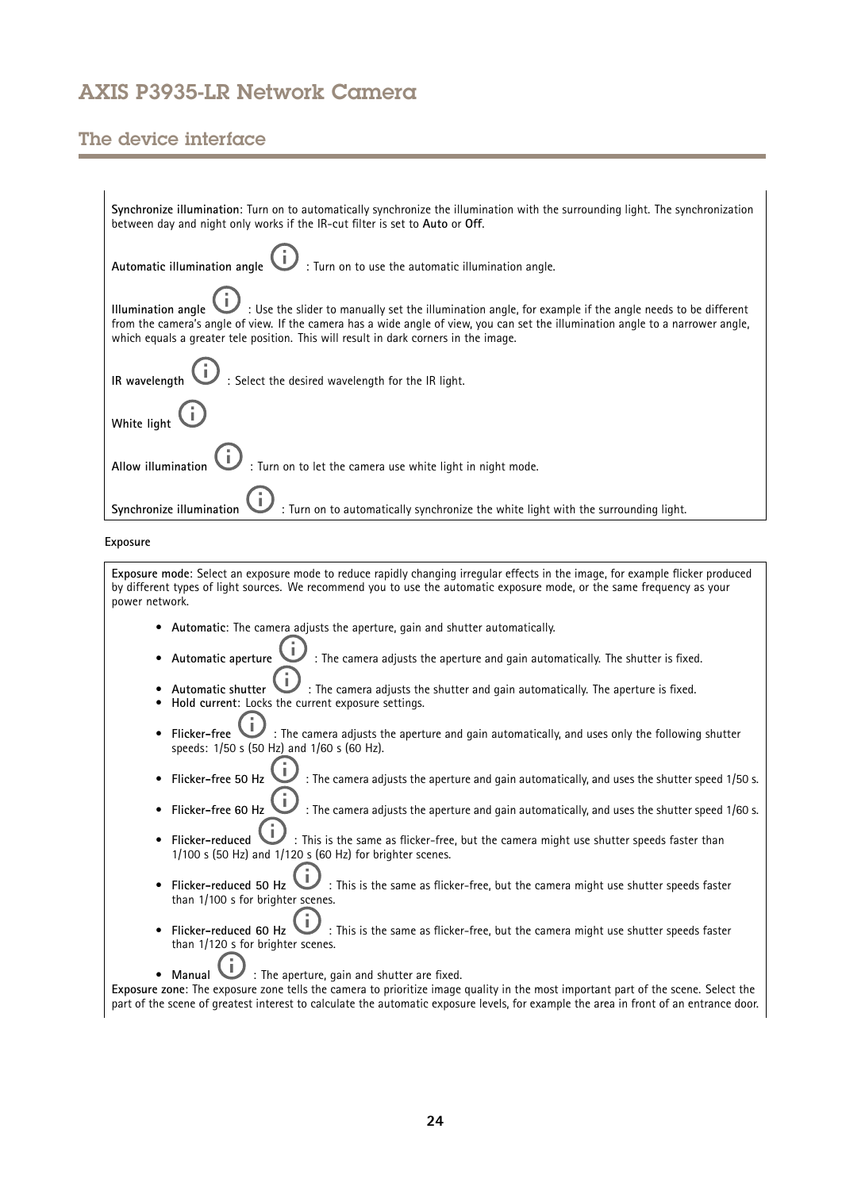**Synchronize illumination**: Turn on to automatically synchronize the illumination with the surrounding light. The synchronization between day and night only works if the IR-cut filter is set to **Auto** or **Off**.

**Automatic illumination angle** : Turn on to use the automatic illumination angle.

**Illumination angle** : Use the slider to manually set the illumination angle, for example if the angle needs to be different from the camera's angle of view. If the camera has a wide angle of view, you can set the illumination angle to a narrower angle, which equals a greater tele position. This will result in dark corners in the image.

**IR wavelength** : Select the desired wavelength for the IR light.

**White light**

**Allow illumination** : Turn on to let the camera use white light in night mode.

**Synchronize illumination** : Turn on to automatically synchronize the white light with the surrounding light.

**Exposure**

**Exposure mode**: Select an exposure mode to reduce rapidly changing irregular effects in the image, for example flicker produced by different types of light sources. We recommend you to use the automatic exposure mode, or the same frequency as your power network.

- **Automatic**: The camera adjusts the aperture, gain and shutter automatically.
- **Automatic aperture** : The camera adjusts the aperture and gain automatically. The shutter is fixed.
- **Automatic shutter** : The camera adjusts the shutter and gain automatically. The aperture is fixed.
- **Hold current**: Locks the current exposure settings.
- **Flicker-free** : The camera adjusts the aperture and gain automatically, and uses only the following shutter speeds: 1/50 s (50 Hz) and 1/60 s (60 Hz).
- **Flicker-free 50 Hz** : The camera adjusts the aperture and gain automatically, and uses the shutter speed 1/50 s.
- **Flicker-free 60 Hz** : The camera adjusts the aperture and gain automatically, and uses the shutter speed 1/60 s.
- **Flicker-reduced** : This is the same as flicker-free, but the camera might use shutter speeds faster than 1/100 s (50 Hz) and 1/120 s (60 Hz) for brighter scenes.
- **Flicker-reduced 50 Hz** : This is the same as flicker-free, but the camera might use shutter speeds faster than 1/100 s for brighter scenes.
- **Flicker-reduced 60 Hz** : This is the same as flicker-free, but the camera might use shutter speeds faster than 1/120 s for brighter scenes.
- **Manual** : The aperture, gain and shutter are fixed.

**Exposure zone**: The exposure zone tells the camera to prioritize image quality in the most important part of the scene. Select the part of the scene of greatest interest to calculate the automatic exposure levels, for example the area in front of an entrance door.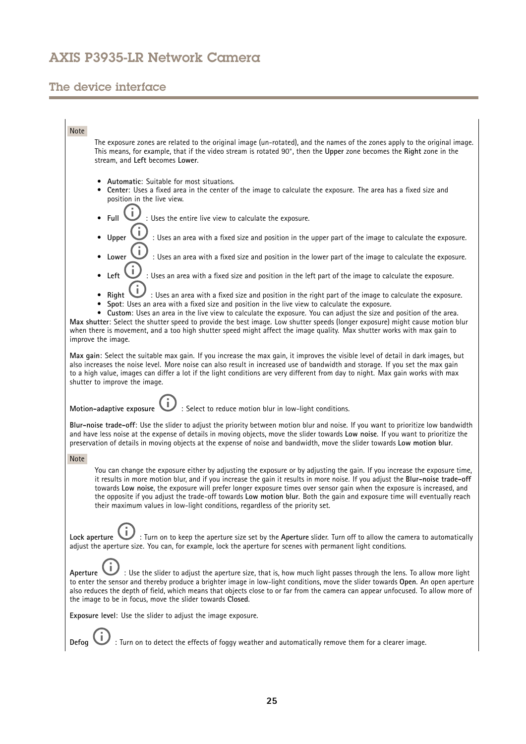Note

The exposure zones are related to the original image (un-rotated), and the names of the zones apply to the original image. This means, for example, that if the video stream is rotated 90°, then the **Upper** zone becomes the **Right** zone in the stream, and **Left** becomes **Lower**.

- **Automatic**: Suitable for most situations.
- **Center**: Uses a fixed area in the center of the image to calculate the exposure. The area has a fixed size and position in the live view.
- **Full** ⓘ : Uses the entire live view to calculate the exposure.
- **Upper** ⓘ : Uses an area with a fixed size and position in the upper part of the image to calculate the exposure.
- **Lower** ⓘ : Uses an area with a fixed size and position in the lower part of the image to calculate the exposure.
- **Left** ⓘ : Uses an area with a fixed size and position in the left part of the image to calculate the exposure.
- **Right** ⓘ : Uses an area with a fixed size and position in the right part of the image to calculate the exposure.
- **Spot**: Uses an area with a fixed size and position in the live view to calculate the exposure.
- **Custom**: Uses an area in the live view to calculate the exposure. You can adjust the size and position of the area.

**Max shutter**: Select the shutter speed to provide the best image. Low shutter speeds (longer exposure) might cause motion blur when there is movement, and a too high shutter speed might affect the image quality. Max shutter works with max gain to improve the image.

**Max gain**: Select the suitable max gain. If you increase the max gain, it improves the visible level of detail in dark images, but also increases the noise level. More noise can also result in increased use of bandwidth and storage. If you set the max gain to a high value, images can differ a lot if the light conditions are very different from day to night. Max gain works with max shutter to improve the image.

**Motion-adaptive exposure** ⓘ : Select to reduce motion blur in low-light conditions.

**Blur-noise trade-off**: Use the slider to adjust the priority between motion blur and noise. If you want to prioritize low bandwidth and have less noise at the expense of details in moving objects, move the slider towards **Low noise**. If you want to prioritize the preservation of details in moving objects at the expense of noise and bandwidth, move the slider towards **Low motion blur**.

Note

You can change the exposure either by adjusting the exposure or by adjusting the gain. If you increase the exposure time, it results in more motion blur, and if you increase the gain it results in more noise. If you adjust the **Blur-noise trade-off** towards **Low noise**, the exposure will prefer longer exposure times over sensor gain when the exposure is increased, and the opposite if you adjust the trade-off towards **Low motion blur**. Both the gain and exposure time will eventually reach their maximum values in low-light conditions, regardless of the priority set.

**Lock aperture** ⓘ : Turn on to keep the aperture size set by the **Aperture** slider. Turn off to allow the camera to automatically adjust the aperture size. You can, for example, lock the aperture for scenes with permanent light conditions.

**Aperture** ⓘ : Use the slider to adjust the aperture size, that is, how much light passes through the lens. To allow more light to enter the sensor and thereby produce a brighter image in low-light conditions, move the slider towards **Open**. An open aperture also reduces the depth of field, which means that objects close to or far from the camera can appear unfocused. To allow more of the image to be in focus, move the slider towards **Closed**.

**Exposure level**: Use the slider to adjust the image exposure.

**Defog** ⓘ : Turn on to detect the effects of foggy weather and automatically remove them for a clearer image.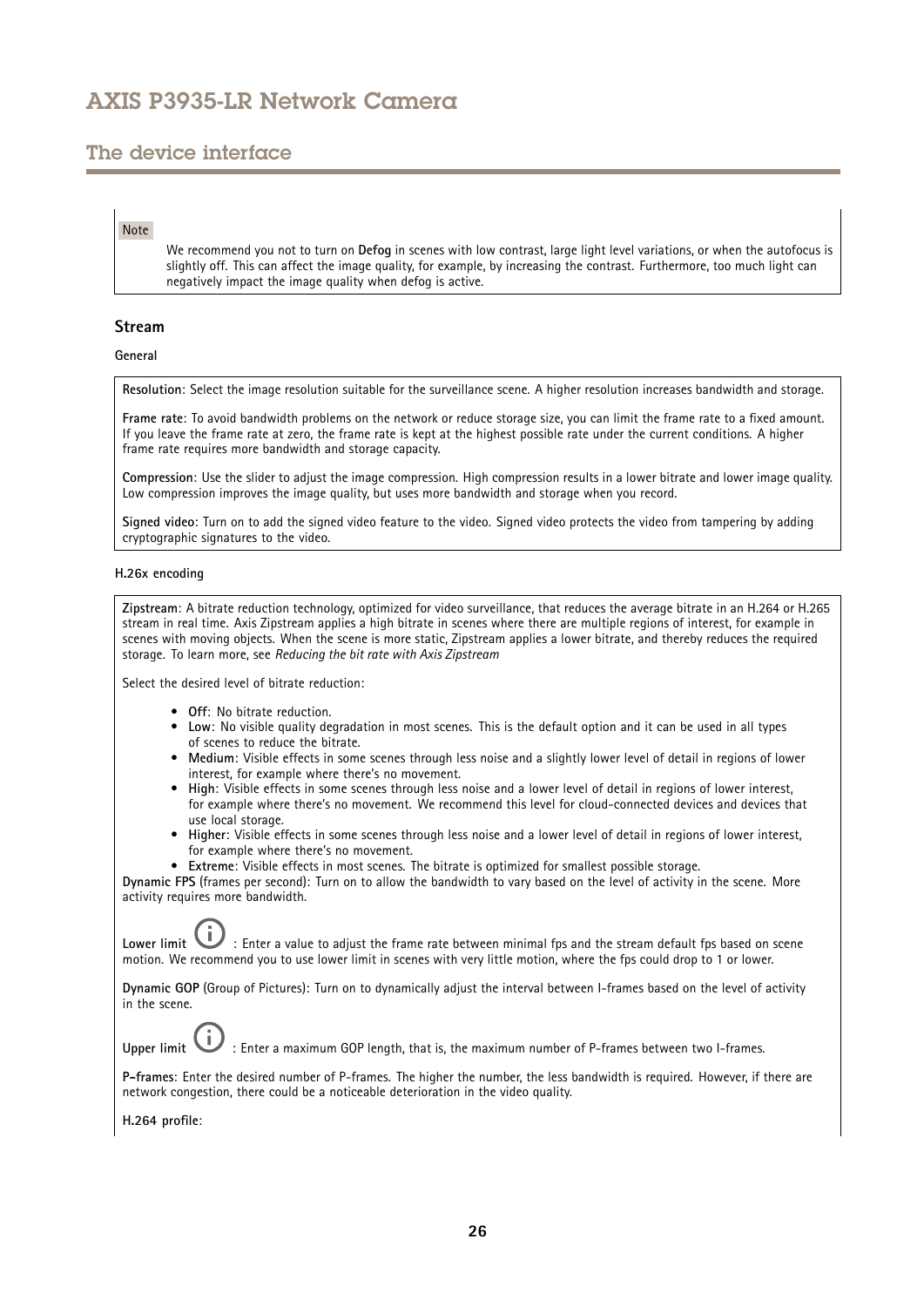Note

We recommend you not to turn on **Defog** in scenes with low contrast, large light level variations, or when the autofocus is slightly off. This can affect the image quality, for example, by increasing the contrast. Furthermore, too much light can negatively impact the image quality when defog is active.

### Stream

#### General

**Resolution**: Select the image resolution suitable for the surveillance scene. A higher resolution increases bandwidth and storage.

**Frame rate**: To avoid bandwidth problems on the network or reduce storage size, you can limit the frame rate to a fixed amount. If you leave the frame rate at zero, the frame rate is kept at the highest possible rate under the current conditions. A higher frame rate requires more bandwidth and storage capacity.

**Compression**: Use the slider to adjust the image compression. High compression results in a lower bitrate and lower image quality. Low compression improves the image quality, but uses more bandwidth and storage when you record.

**Signed video**: Turn on to add the signed video feature to the video. Signed video protects the video from tampering by adding cryptographic signatures to the video.

#### H.26x encoding

**Zipstream**: A bitrate reduction technology, optimized for video surveillance, that reduces the average bitrate in an H.264 or H.265 stream in real time. Axis Zipstream applies a high bitrate in scenes where there are multiple regions of interest, for example in scenes with moving objects. When the scene is more static, Zipstream applies a lower bitrate, and thereby reduces the required storage. To learn more, see *Reducing the bit rate with Axis Zipstream*

Select the desired level of bitrate reduction:

- **Off**: No bitrate reduction.
- **Low**: No visible quality degradation in most scenes. This is the default option and it can be used in all types of scenes to reduce the bitrate.
- **Medium**: Visible effects in some scenes through less noise and a slightly lower level of detail in regions of lower interest, for example where there's no movement.
- **High**: Visible effects in some scenes through less noise and a lower level of detail in regions of lower interest, for example where there's no movement. We recommend this level for cloud-connected devices and devices that use local storage.
- **Higher**: Visible effects in some scenes through less noise and a lower level of detail in regions of lower interest, for example where there's no movement.
- **Extreme**: Visible effects in most scenes. The bitrate is optimized for smallest possible storage.

**Dynamic FPS** (frames per second): Turn on to allow the bandwidth to vary based on the level of activity in the scene. More activity requires more bandwidth.

**Lower limit** : Enter a value to adjust the frame rate between minimal fps and the stream default fps based on scene motion. We recommend you to use lower limit in scenes with very little motion, where the fps could drop to 1 or lower.

**Dynamic GOP** (Group of Pictures): Turn on to dynamically adjust the interval between I-frames based on the level of activity in the scene.

**Upper limit** : Enter a maximum GOP length, that is, the maximum number of P-frames between two I-frames.

**P-frames**: Enter the desired number of P-frames. The higher the number, the less bandwidth is required. However, if there are network congestion, there could be a noticeable deterioration in the video quality.

**H.264 profile**: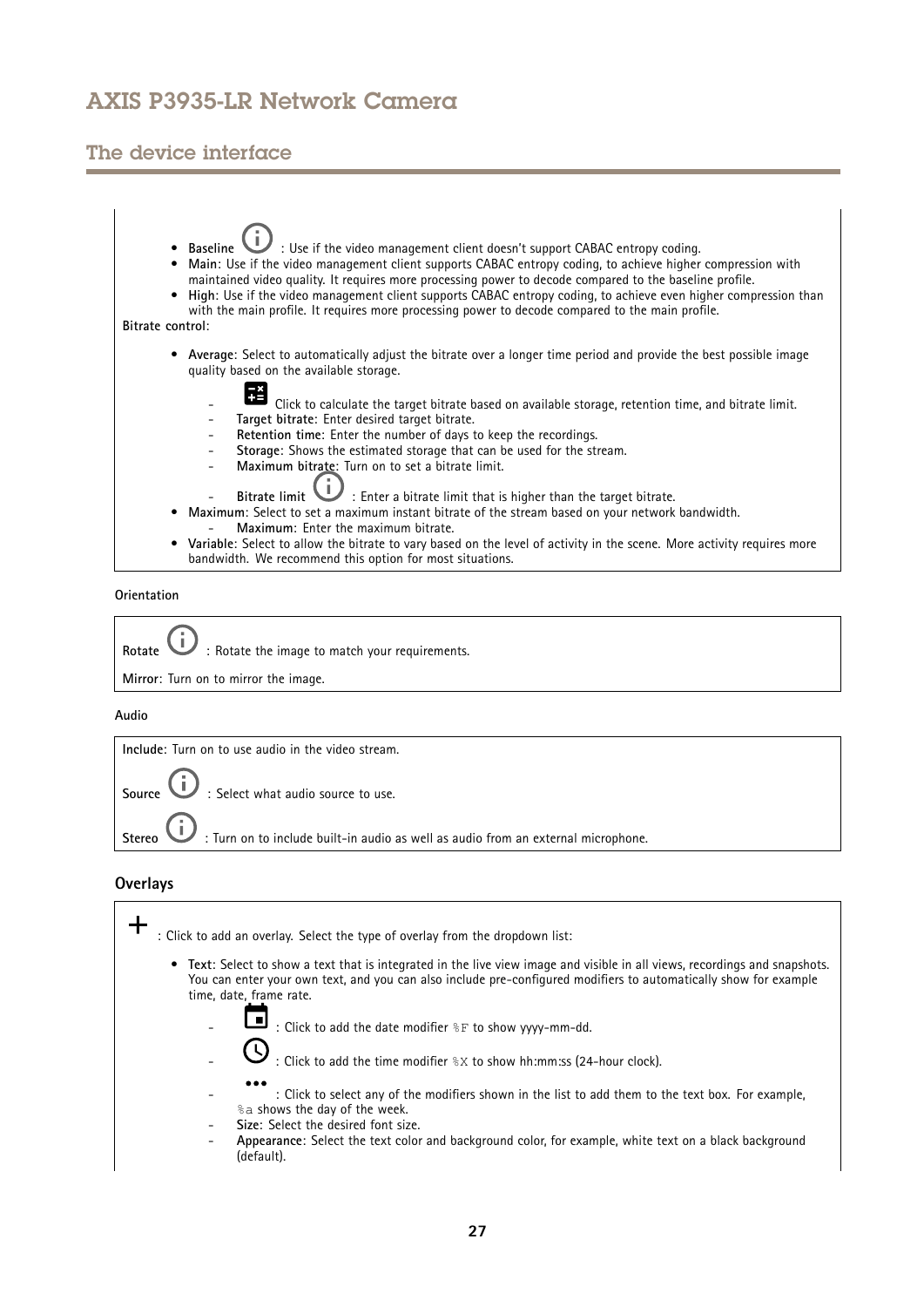- **Baseline** : Use if the video management client doesn't support CABAC entropy coding.
- **Main**: Use if the video management client supports CABAC entropy coding, to achieve higher compression with maintained video quality. It requires more processing power to decode compared to the baseline profile.
- **High**: Use if the video management client supports CABAC entropy coding, to achieve even higher compression than with the main profile. It requires more processing power to decode compared to the main profile.

**Bitrate control**:

- **Average**: Select to automatically adjust the bitrate over a longer time period and provide the best possible image quality based on the available storage.
  - Click to calculate the target bitrate based on available storage, retention time, and bitrate limit.
  - **Target bitrate**: Enter desired target bitrate.
  - **Retention time**: Enter the number of days to keep the recordings.
  - **Storage**: Shows the estimated storage that can be used for the stream.
  - **Maximum bitrate**: Turn on to set a bitrate limit.
  - **Bitrate limit** : Enter a bitrate limit that is higher than the target bitrate.
- **Maximum**: Select to set a maximum instant bitrate of the stream based on your network bandwidth.
  - **Maximum**: Enter the maximum bitrate.
- **Variable**: Select to allow the bitrate to vary based on the level of activity in the scene. More activity requires more bandwidth. We recommend this option for most situations.

Orientation

**Rotate** : Rotate the image to match your requirements.

**Mirror**: Turn on to mirror the image.

Audio

**Include**: Turn on to use audio in the video stream.

**Source** : Select what audio source to use.

**Stereo** : Turn on to include built-in audio as well as audio from an external microphone.

### Overlays

\+ : Click to add an overlay. Select the type of overlay from the dropdown list:

- **Text**: Select to show a text that is integrated in the live view image and visible in all views, recordings and snapshots. You can enter your own text, and you can also include pre-configured modifiers to automatically show for example time, date, frame rate.
  - : Click to add the date modifier `%F` to show yyyy-mm-dd.
  - : Click to add the time modifier `%X` to show hh:mm:ss (24-hour clock).
  - : Click to select any of the modifiers shown in the list to add them to the text box. For example, `%a` shows the day of the week.
  - **Size**: Select the desired font size.
  - **Appearance**: Select the text color and background color, for example, white text on a black background (default).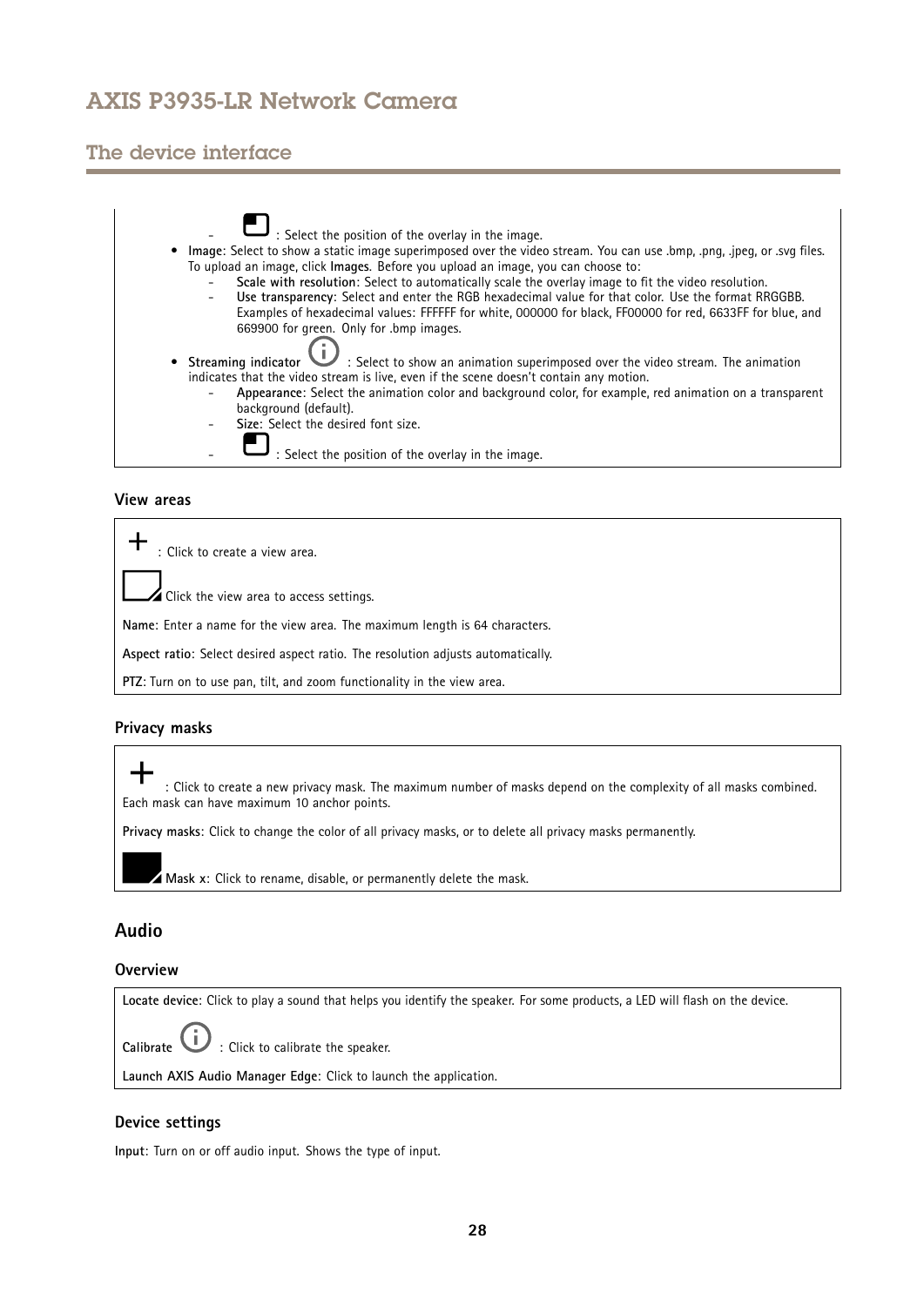- : Select the position of the overlay in the image.

- **Image**: Select to show a static image superimposed over the video stream. You can use .bmp, .png, .jpeg, or .svg files. To upload an image, click **Images**. Before you upload an image, you can choose to:
  - **Scale with resolution**: Select to automatically scale the overlay image to fit the video resolution.
  - **Use transparency**: Select and enter the RGB hexadecimal value for that color. Use the format RRGGBB. Examples of hexadecimal values: FFFFFF for white, 000000 for black, FF0000 for red, 6633FF for blue, and 669900 for green. Only for .bmp images.
- **Streaming indicator** : Select to show an animation superimposed over the video stream. The animation indicates that the video stream is live, even if the scene doesn't contain any motion.
  - **Appearance**: Select the animation color and background color, for example, red animation on a transparent background (default).
  - **Size**: Select the desired font size.
  - : Select the position of the overlay in the image.

### View areas

: Click to create a view area.

Click the view area to access settings.

**Name**: Enter a name for the view area. The maximum length is 64 characters.

**Aspect ratio**: Select desired aspect ratio. The resolution adjusts automatically.

**PTZ**: Turn on to use pan, tilt, and zoom functionality in the view area.

### Privacy masks

: Click to create a new privacy mask. The maximum number of masks depend on the complexity of all masks combined. Each mask can have maximum 10 anchor points.

**Privacy masks**: Click to change the color of all privacy masks, or to delete all privacy masks permanently.

**Mask x**: Click to rename, disable, or permanently delete the mask.

## Audio

### Overview

**Locate device**: Click to play a sound that helps you identify the speaker. For some products, a LED will flash on the device.

**Calibrate** : Click to calibrate the speaker.

**Launch AXIS Audio Manager Edge**: Click to launch the application.

### Device settings

**Input**: Turn on or off audio input. Shows the type of input.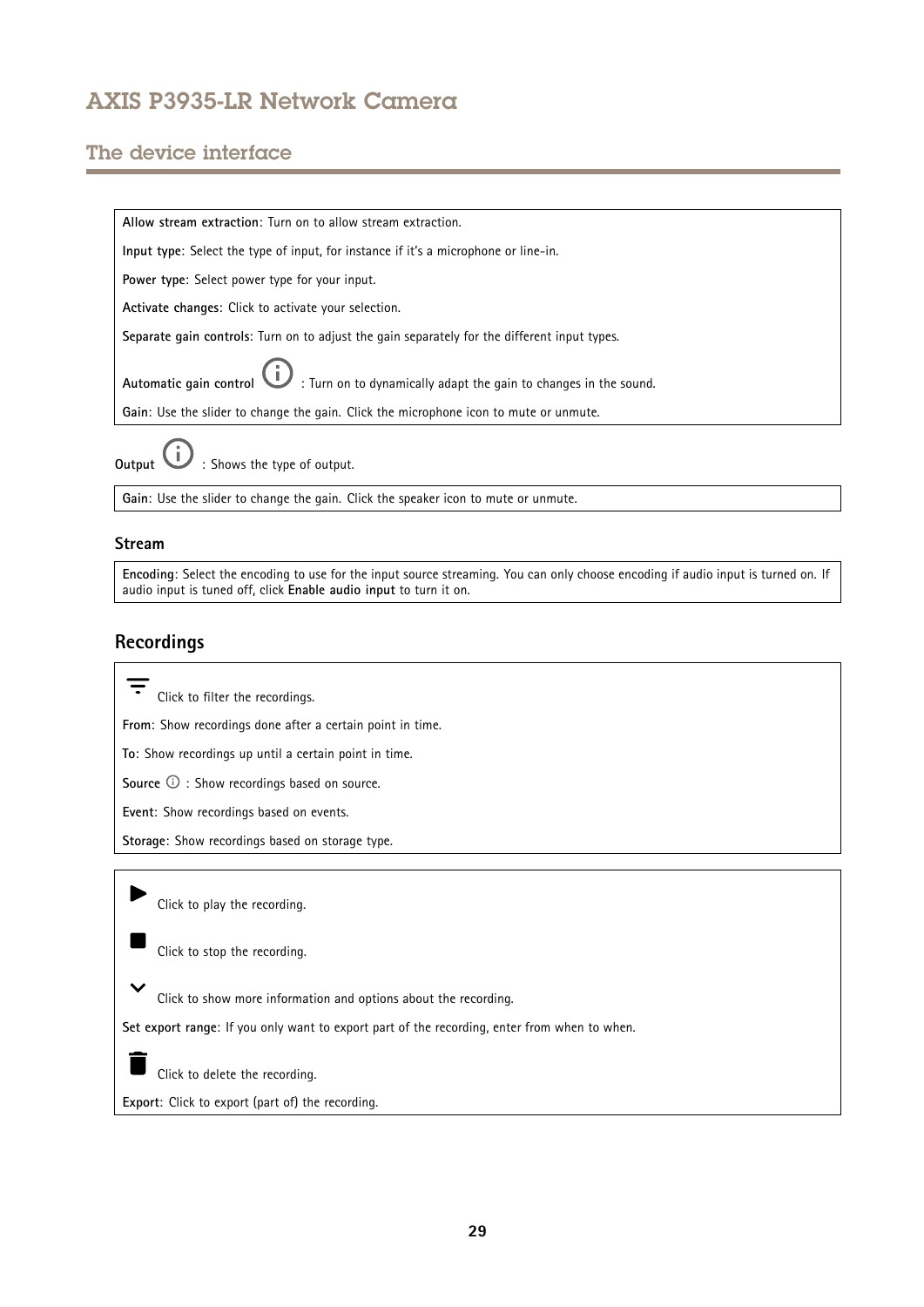Allow stream extraction: Turn on to allow stream extraction.

Input type: Select the type of input, for instance if it's a microphone or line-in.

Power type: Select power type for your input.

Activate changes: Click to activate your selection.

Separate gain controls: Turn on to adjust the gain separately for the different input types.

Automatic gain control : Turn on to dynamically adapt the gain to changes in the sound.

Gain: Use the slider to change the gain. Click the microphone icon to mute or unmute.

**Output** : Shows the type of output.

Gain: Use the slider to change the gain. Click the speaker icon to mute or unmute.

### Stream

Encoding: Select the encoding to use for the input source streaming. You can only choose encoding if audio input is turned on. If audio input is tuned off, click **Enable audio input** to turn it on.

## Recordings

Click to filter the recordings.

From: Show recordings done after a certain point in time.

To: Show recordings up until a certain point in time.

Source : Show recordings based on source.

Event: Show recordings based on events.

Storage: Show recordings based on storage type.

Click to play the recording.

Click to stop the recording.

Click to show more information and options about the recording.

Set export range: If you only want to export part of the recording, enter from when to when.

Click to delete the recording.

Export: Click to export (part of) the recording.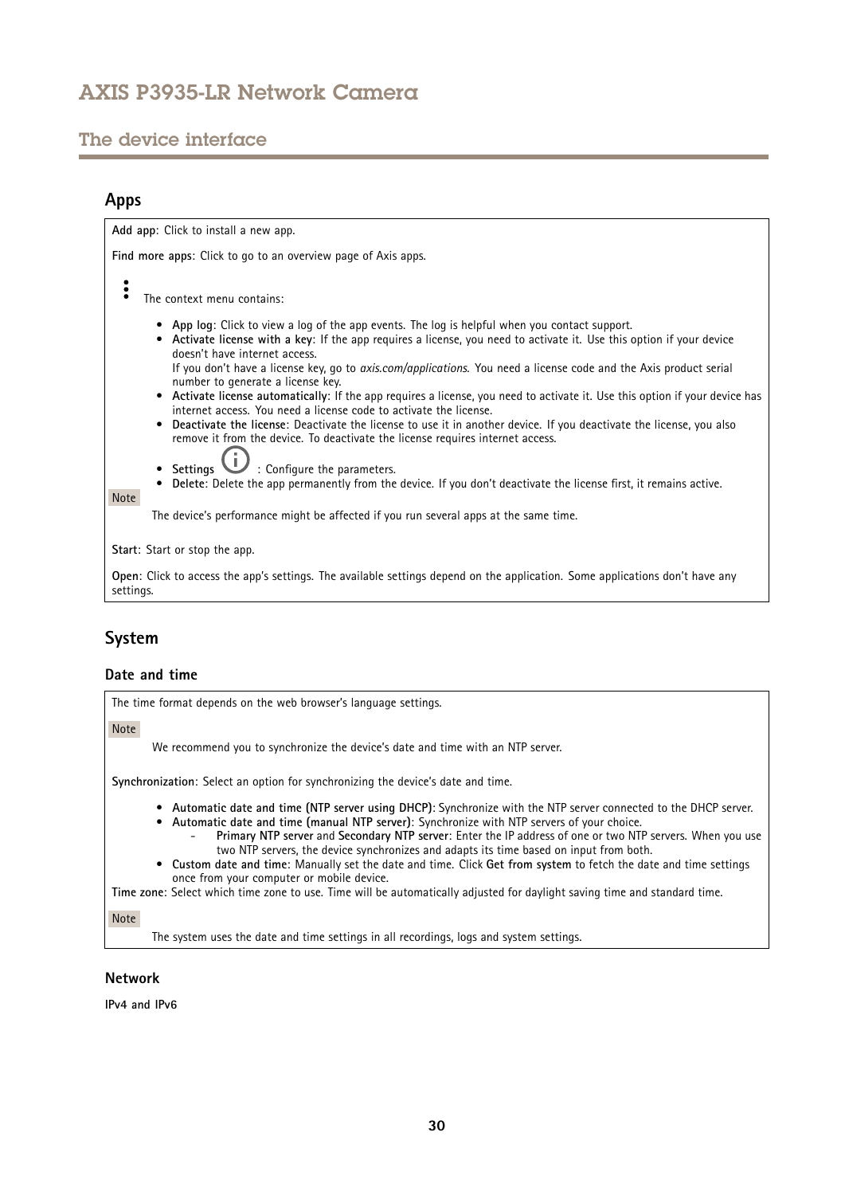## Apps

**Add app**: Click to install a new app.

**Find more apps**: Click to go to an overview page of Axis apps.

⋮ The context menu contains:

- **App log**: Click to view a log of the app events. The log is helpful when you contact support.
- **Activate license with a key**: If the app requires a license, you need to activate it. Use this option if your device doesn't have internet access.
  If you don't have a license key, go to *axis.com/applications*. You need a license code and the Axis product serial number to generate a license key.
- **Activate license automatically**: If the app requires a license, you need to activate it. Use this option if your device has internet access. You need a license code to activate the license.
- **Deactivate the license**: Deactivate the license to use it in another device. If you deactivate the license, you also remove it from the device. To deactivate the license requires internet access.
- **Settings** ⓘ : Configure the parameters.
- **Delete**: Delete the app permanently from the device. If you don't deactivate the license first, it remains active.

Note

The device's performance might be affected if you run several apps at the same time.

**Start**: Start or stop the app.

**Open**: Click to access the app's settings. The available settings depend on the application. Some applications don't have any settings.

## System

### Date and time

The time format depends on the web browser's language settings.

Note

We recommend you to synchronize the device's date and time with an NTP server.

**Synchronization**: Select an option for synchronizing the device's date and time.

- **Automatic date and time (NTP server using DHCP)**: Synchronize with the NTP server connected to the DHCP server.
- **Automatic date and time (manual NTP server)**: Synchronize with NTP servers of your choice.
  - **Primary NTP server** and **Secondary NTP server**: Enter the IP address of one or two NTP servers. When you use two NTP servers, the device synchronizes and adapts its time based on input from both.
- **Custom date and time**: Manually set the date and time. Click **Get from system** to fetch the date and time settings once from your computer or mobile device.

**Time zone**: Select which time zone to use. Time will be automatically adjusted for daylight saving time and standard time.

Note

The system uses the date and time settings in all recordings, logs and system settings.

### Network

**IPv4 and IPv6**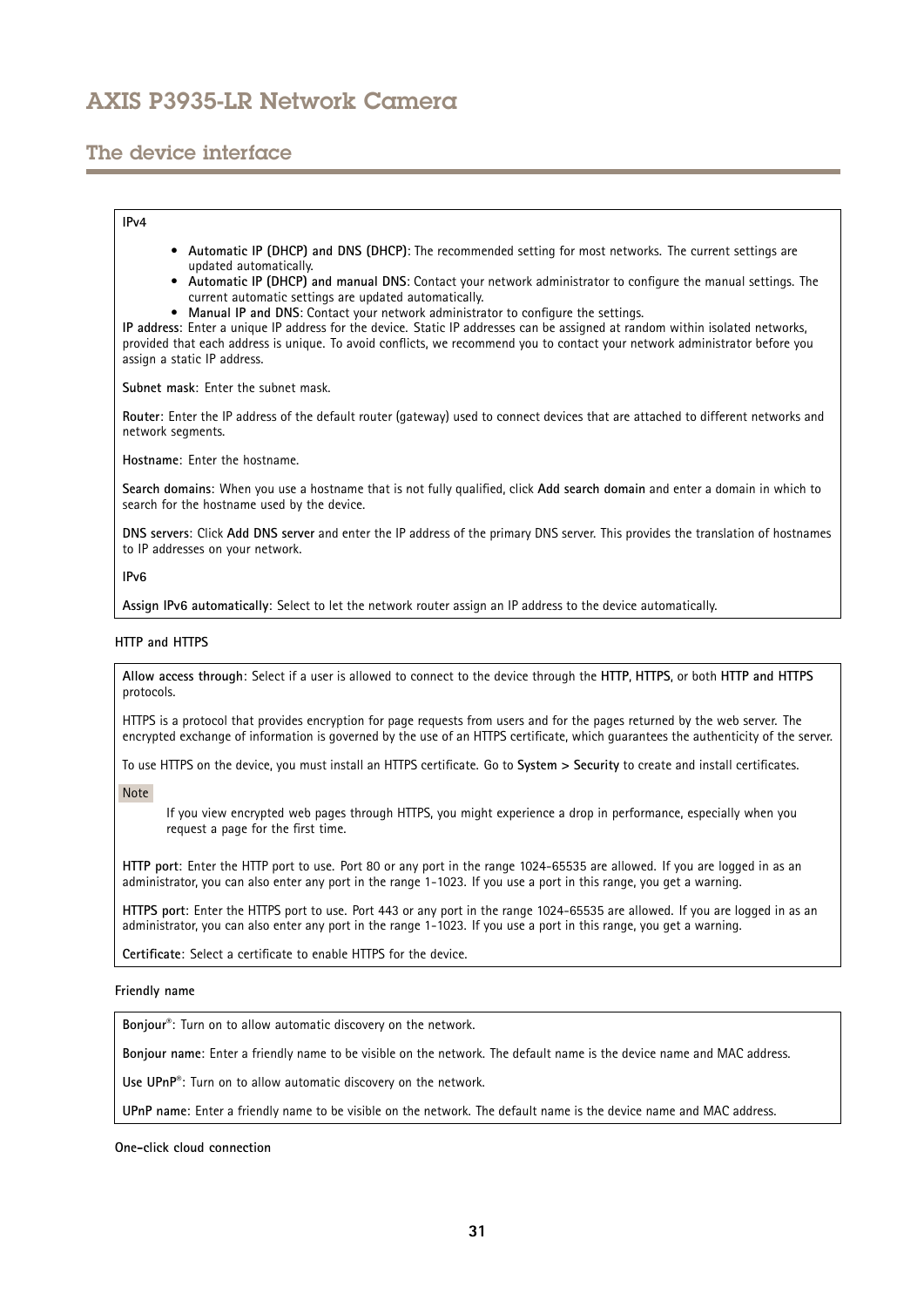**IPv4**

- **Automatic IP (DHCP) and DNS (DHCP)**: The recommended setting for most networks. The current settings are updated automatically.
- **Automatic IP (DHCP) and manual DNS**: Contact your network administrator to configure the manual settings. The current automatic settings are updated automatically.
- **Manual IP and DNS**: Contact your network administrator to configure the settings.

**IP address**: Enter a unique IP address for the device. Static IP addresses can be assigned at random within isolated networks, provided that each address is unique. To avoid conflicts, we recommend you to contact your network administrator before you assign a static IP address.

**Subnet mask**: Enter the subnet mask.

**Router**: Enter the IP address of the default router (gateway) used to connect devices that are attached to different networks and network segments.

**Hostname**: Enter the hostname.

**Search domains**: When you use a hostname that is not fully qualified, click **Add search domain** and enter a domain in which to search for the hostname used by the device.

**DNS servers**: Click **Add DNS server** and enter the IP address of the primary DNS server. This provides the translation of hostnames to IP addresses on your network.

**IPv6**

**Assign IPv6 automatically**: Select to let the network router assign an IP address to the device automatically.

**HTTP and HTTPS**

**Allow access through**: Select if a user is allowed to connect to the device through the **HTTP**, **HTTPS**, or both **HTTP and HTTPS** protocols.

HTTPS is a protocol that provides encryption for page requests from users and for the pages returned by the web server. The encrypted exchange of information is governed by the use of an HTTPS certificate, which guarantees the authenticity of the server.

To use HTTPS on the device, you must install an HTTPS certificate. Go to **System > Security** to create and install certificates.

**Note**

If you view encrypted web pages through HTTPS, you might experience a drop in performance, especially when you request a page for the first time.

**HTTP port**: Enter the HTTP port to use. Port 80 or any port in the range 1024-65535 are allowed. If you are logged in as an administrator, you can also enter any port in the range 1-1023. If you use a port in this range, you get a warning.

**HTTPS port**: Enter the HTTPS port to use. Port 443 or any port in the range 1024-65535 are allowed. If you are logged in as an administrator, you can also enter any port in the range 1-1023. If you use a port in this range, you get a warning.

**Certificate**: Select a certificate to enable HTTPS for the device.

**Friendly name**

**Bonjour®**: Turn on to allow automatic discovery on the network.

**Bonjour name**: Enter a friendly name to be visible on the network. The default name is the device name and MAC address.

**Use UPnP®**: Turn on to allow automatic discovery on the network.

**UPnP name**: Enter a friendly name to be visible on the network. The default name is the device name and MAC address.

**One-click cloud connection**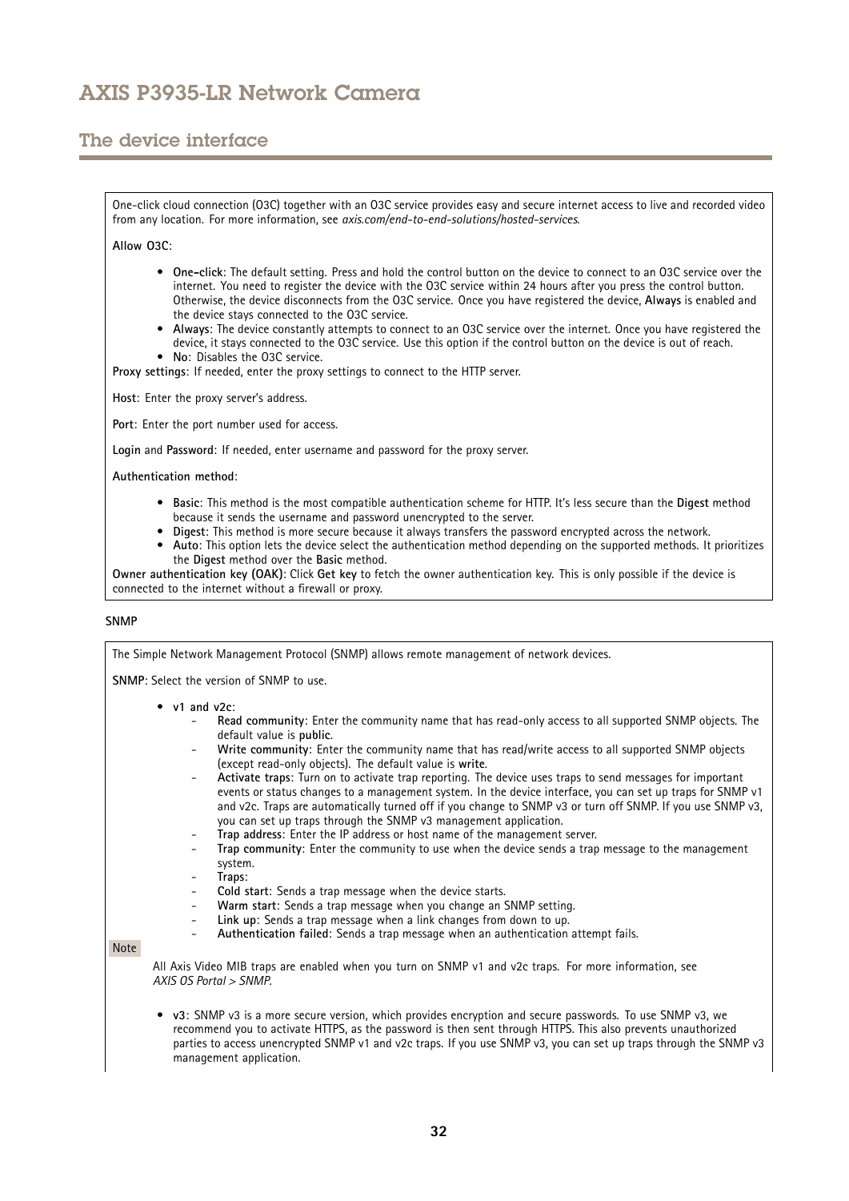One-click cloud connection (O3C) together with an O3C service provides easy and secure internet access to live and recorded video from any location. For more information, see *axis.com/end-to-end-solutions/hosted-services*.

**Allow O3C**:

- **One-click**: The default setting. Press and hold the control button on the device to connect to an O3C service over the internet. You need to register the device with the O3C service within 24 hours after you press the control button. Otherwise, the device disconnects from the O3C service. Once you have registered the device, **Always** is enabled and the device stays connected to the O3C service.
- **Always**: The device constantly attempts to connect to an O3C service over the internet. Once you have registered the device, it stays connected to the O3C service. Use this option if the control button on the device is out of reach.
- **No**: Disables the O3C service.

**Proxy settings**: If needed, enter the proxy settings to connect to the HTTP server.

**Host**: Enter the proxy server's address.

**Port**: Enter the port number used for access.

**Login** and **Password**: If needed, enter username and password for the proxy server.

**Authentication method**:

- **Basic**: This method is the most compatible authentication scheme for HTTP. It's less secure than the **Digest** method because it sends the username and password unencrypted to the server.
- **Digest**: This method is more secure because it always transfers the password encrypted across the network.
- **Auto**: This option lets the device select the authentication method depending on the supported methods. It prioritizes the **Digest** method over the **Basic** method.

**Owner authentication key (OAK)**: Click **Get key** to fetch the owner authentication key. This is only possible if the device is connected to the internet without a firewall or proxy.

#### SNMP

The Simple Network Management Protocol (SNMP) allows remote management of network devices.

**SNMP**: Select the version of SNMP to use.

- **v1 and v2c**:
  - **Read community**: Enter the community name that has read-only access to all supported SNMP objects. The default value is **public**.
  - **Write community**: Enter the community name that has read/write access to all supported SNMP objects (except read-only objects). The default value is **write**.
  - **Activate traps**: Turn on to activate trap reporting. The device uses traps to send messages for important events or status changes to a management system. In the device interface, you can set up traps for SNMP v1 and v2c. Traps are automatically turned off if you change to SNMP v3 or turn off SNMP. If you use SNMP v3, you can set up traps through the SNMP v3 management application.
  - **Trap address**: Enter the IP address or host name of the management server.
  - **Trap community**: Enter the community to use when the device sends a trap message to the management system.
  - **Traps**:
  - **Cold start**: Sends a trap message when the device starts.
  - **Warm start**: Sends a trap message when you change an SNMP setting.
  - **Link up**: Sends a trap message when a link changes from down to up.
  - **Authentication failed**: Sends a trap message when an authentication attempt fails.

Note

All Axis Video MIB traps are enabled when you turn on SNMP v1 and v2c traps. For more information, see *AXIS OS Portal > SNMP*.

- **v3**: SNMP v3 is a more secure version, which provides encryption and secure passwords. To use SNMP v3, we recommend you to activate HTTPS, as the password is then sent through HTTPS. This also prevents unauthorized parties to access unencrypted SNMP v1 and v2c traps. If you use SNMP v3, you can set up traps through the SNMP v3 management application.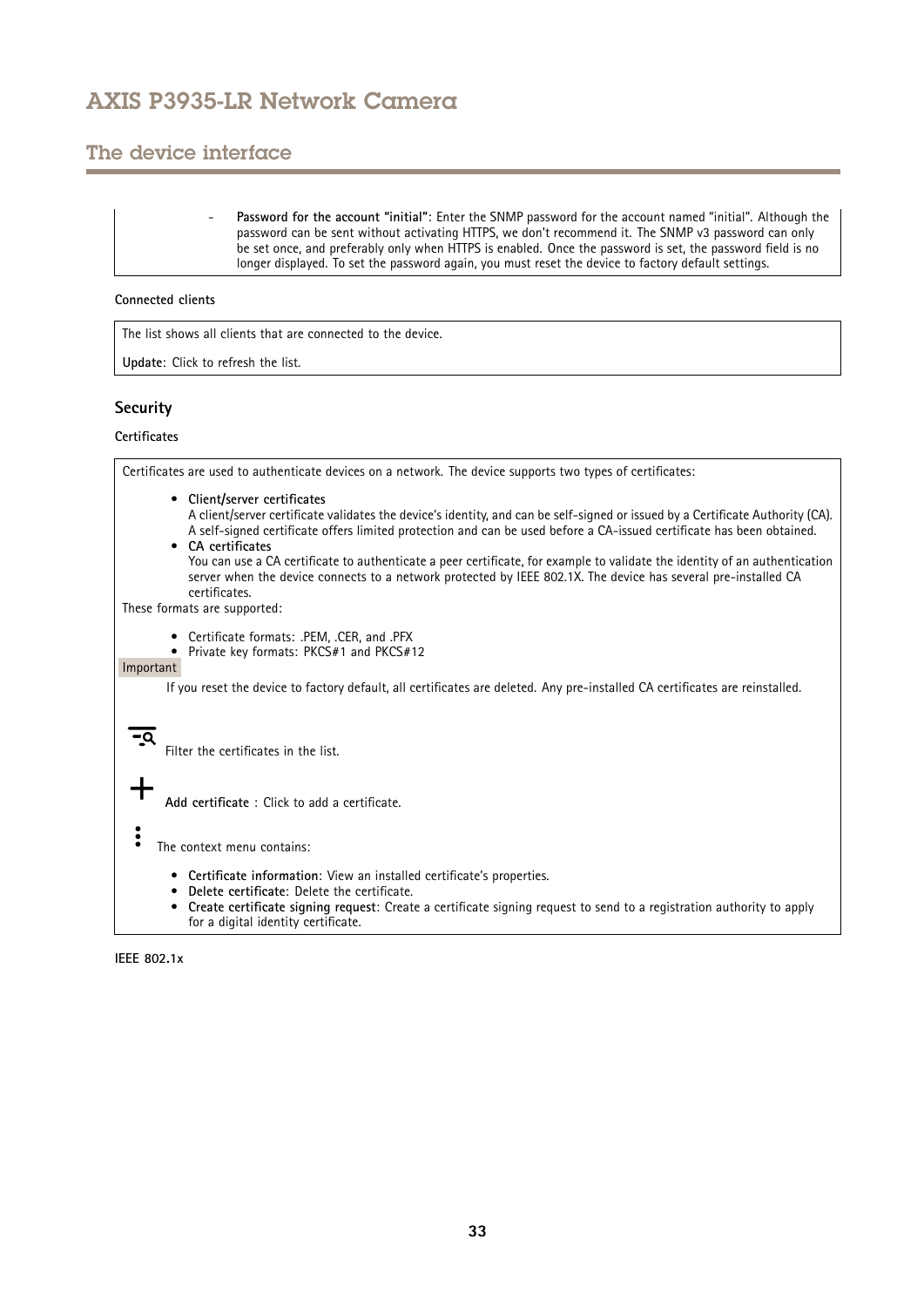- **Password for the account "initial"**: Enter the SNMP password for the account named "initial". Although the password can be sent without activating HTTPS, we don't recommend it. The SNMP v3 password can only be set once, and preferably only when HTTPS is enabled. Once the password is set, the password field is no longer displayed. To set the password again, you must reset the device to factory default settings.

**Connected clients**

The list shows all clients that are connected to the device.

**Update**: Click to refresh the list.

## Security

**Certificates**

Certificates are used to authenticate devices on a network. The device supports two types of certificates:

- **Client/server certificates**
  A client/server certificate validates the device's identity, and can be self-signed or issued by a Certificate Authority (CA). A self-signed certificate offers limited protection and can be used before a CA-issued certificate has been obtained.
- **CA certificates**
  You can use a CA certificate to authenticate a peer certificate, for example to validate the identity of an authentication server when the device connects to a network protected by IEEE 802.1X. The device has several pre-installed CA certificates.

These formats are supported:

- Certificate formats: .PEM, .CER, and .PFX
- Private key formats: PKCS#1 and PKCS#12

Important

If you reset the device to factory default, all certificates are deleted. Any pre-installed CA certificates are reinstalled.

Filter the certificates in the list.

**Add certificate** : Click to add a certificate.

The context menu contains:

- **Certificate information**: View an installed certificate's properties.
- **Delete certificate**: Delete the certificate.
- **Create certificate signing request**: Create a certificate signing request to send to a registration authority to apply for a digital identity certificate.

**IEEE 802.1x**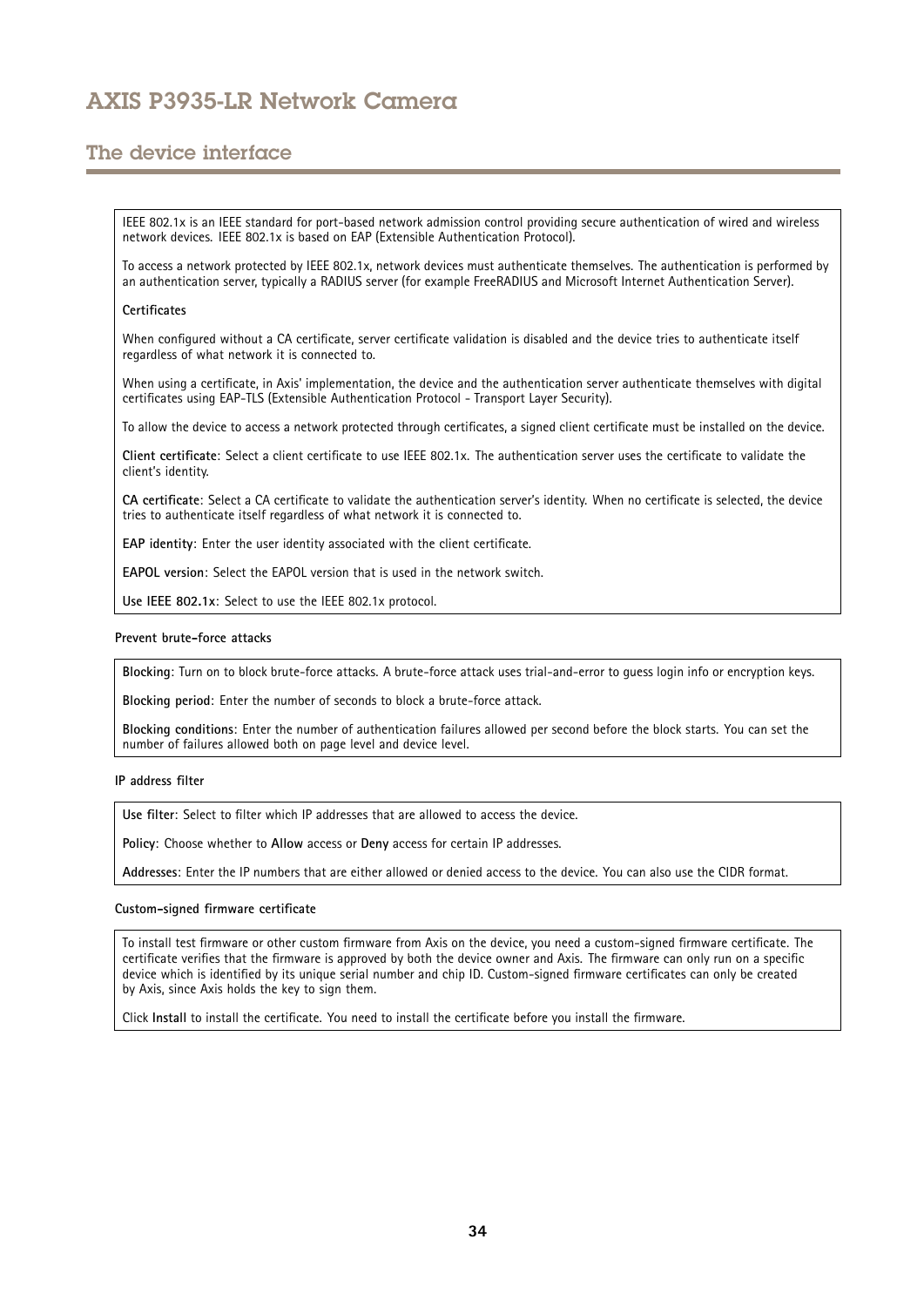IEEE 802.1x is an IEEE standard for port-based network admission control providing secure authentication of wired and wireless network devices. IEEE 802.1x is based on EAP (Extensible Authentication Protocol).

To access a network protected by IEEE 802.1x, network devices must authenticate themselves. The authentication is performed by an authentication server, typically a RADIUS server (for example FreeRADIUS and Microsoft Internet Authentication Server).

**Certificates**

When configured without a CA certificate, server certificate validation is disabled and the device tries to authenticate itself regardless of what network it is connected to.

When using a certificate, in Axis' implementation, the device and the authentication server authenticate themselves with digital certificates using EAP-TLS (Extensible Authentication Protocol - Transport Layer Security).

To allow the device to access a network protected through certificates, a signed client certificate must be installed on the device.

**Client certificate**: Select a client certificate to use IEEE 802.1x. The authentication server uses the certificate to validate the client's identity.

**CA certificate**: Select a CA certificate to validate the authentication server's identity. When no certificate is selected, the device tries to authenticate itself regardless of what network it is connected to.

**EAP identity**: Enter the user identity associated with the client certificate.

**EAPOL version**: Select the EAPOL version that is used in the network switch.

**Use IEEE 802.1x**: Select to use the IEEE 802.1x protocol.

**Prevent brute-force attacks**

**Blocking**: Turn on to block brute-force attacks. A brute-force attack uses trial-and-error to guess login info or encryption keys.

**Blocking period**: Enter the number of seconds to block a brute-force attack.

**Blocking conditions**: Enter the number of authentication failures allowed per second before the block starts. You can set the number of failures allowed both on page level and device level.

**IP address filter**

**Use filter**: Select to filter which IP addresses that are allowed to access the device.

**Policy**: Choose whether to **Allow** access or **Deny** access for certain IP addresses.

**Addresses**: Enter the IP numbers that are either allowed or denied access to the device. You can also use the CIDR format.

**Custom-signed firmware certificate**

To install test firmware or other custom firmware from Axis on the device, you need a custom-signed firmware certificate. The certificate verifies that the firmware is approved by both the device owner and Axis. The firmware can only run on a specific device which is identified by its unique serial number and chip ID. Custom-signed firmware certificates can only be created by Axis, since Axis holds the key to sign them.

Click **Install** to install the certificate. You need to install the certificate before you install the firmware.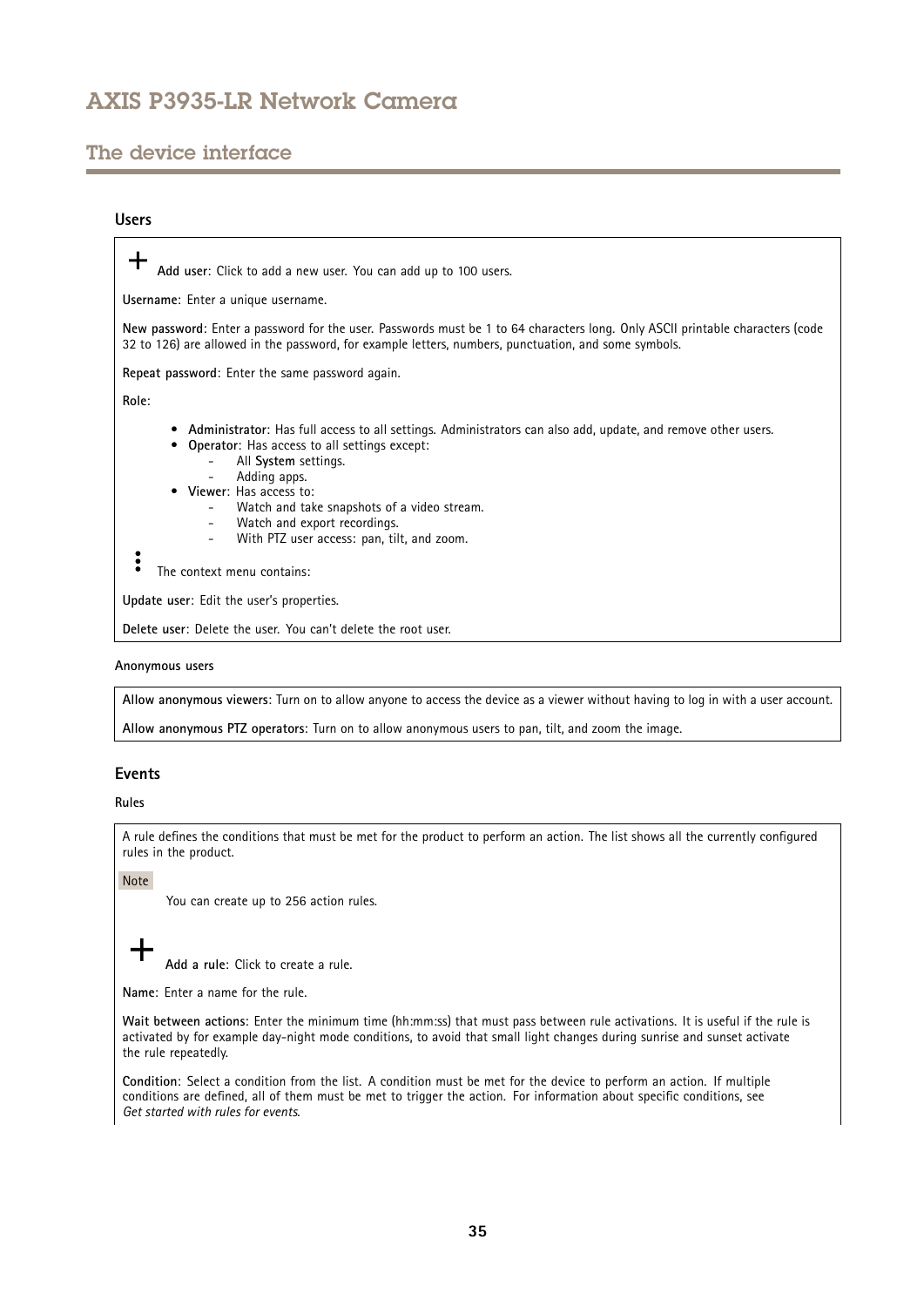## Users

+ **Add user**: Click to add a new user. You can add up to 100 users.

**Username**: Enter a unique username.

**New password**: Enter a password for the user. Passwords must be 1 to 64 characters long. Only ASCII printable characters (code 32 to 126) are allowed in the password, for example letters, numbers, punctuation, and some symbols.

**Repeat password**: Enter the same password again.

**Role**:

- **Administrator**: Has full access to all settings. Administrators can also add, update, and remove other users.
- **Operator**: Has access to all settings except:
  - All **System** settings.
  - Adding apps.
- **Viewer**: Has access to:
  - Watch and take snapshots of a video stream.
  - Watch and export recordings.
  - With PTZ user access: pan, tilt, and zoom.

⋮ The context menu contains:

**Update user**: Edit the user's properties.

**Delete user**: Delete the user. You can't delete the root user.

### Anonymous users

**Allow anonymous viewers**: Turn on to allow anyone to access the device as a viewer without having to log in with a user account.

**Allow anonymous PTZ operators**: Turn on to allow anonymous users to pan, tilt, and zoom the image.

## Events

### Rules

A rule defines the conditions that must be met for the product to perform an action. The list shows all the currently configured rules in the product.

Note

You can create up to 256 action rules.

+ **Add a rule**: Click to create a rule.

**Name**: Enter a name for the rule.

**Wait between actions**: Enter the minimum time (hh:mm:ss) that must pass between rule activations. It is useful if the rule is activated by for example day-night mode conditions, to avoid that small light changes during sunrise and sunset activate the rule repeatedly.

**Condition**: Select a condition from the list. A condition must be met for the device to perform an action. If multiple conditions are defined, all of them must be met to trigger the action. For information about specific conditions, see *Get started with rules for events*.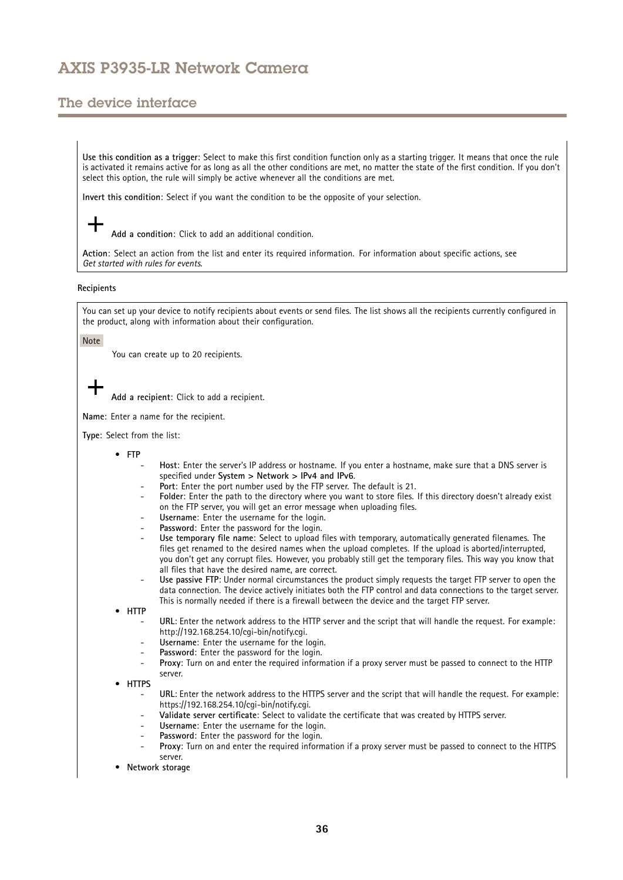**Use this condition as a trigger**: Select to make this first condition function only as a starting trigger. It means that once the rule is activated it remains active for as long as all the other conditions are met, no matter the state of the first condition. If you don't select this option, the rule will simply be active whenever all the conditions are met.

**Invert this condition**: Select if you want the condition to be the opposite of your selection.

+ **Add a condition**: Click to add an additional condition.

**Action**: Select an action from the list and enter its required information. For information about specific actions, see *Get started with rules for events*.

**Recipients**

You can set up your device to notify recipients about events or send files. The list shows all the recipients currently configured in the product, along with information about their configuration.

Note

You can create up to 20 recipients.

+ **Add a recipient**: Click to add a recipient.

**Name**: Enter a name for the recipient.

**Type**: Select from the list:

- **FTP**
  - **Host**: Enter the server's IP address or hostname. If you enter a hostname, make sure that a DNS server is specified under **System > Network > IPv4 and IPv6**.
  - **Port**: Enter the port number used by the FTP server. The default is 21.
  - **Folder**: Enter the path to the directory where you want to store files. If this directory doesn't already exist on the FTP server, you will get an error message when uploading files.
  - **Username**: Enter the username for the login.
  - **Password**: Enter the password for the login.
  - **Use temporary file name**: Select to upload files with temporary, automatically generated filenames. The files get renamed to the desired names when the upload completes. If the upload is aborted/interrupted, you don't get any corrupt files. However, you probably still get the temporary files. This way you know that all files that have the desired name, are correct.
  - **Use passive FTP**: Under normal circumstances the product simply requests the target FTP server to open the data connection. The device actively initiates both the FTP control and data connections to the target server. This is normally needed if there is a firewall between the device and the target FTP server.
- **HTTP**
  - **URL**: Enter the network address to the HTTP server and the script that will handle the request. For example: http://192.168.254.10/cgi-bin/notify.cgi.
  - **Username**: Enter the username for the login.
  - **Password**: Enter the password for the login.
  - **Proxy**: Turn on and enter the required information if a proxy server must be passed to connect to the HTTP server.
- **HTTPS**
  - **URL**: Enter the network address to the HTTPS server and the script that will handle the request. For example: https://192.168.254.10/cgi-bin/notify.cgi.
  - **Validate server certificate**: Select to validate the certificate that was created by HTTPS server.
  - **Username**: Enter the username for the login.
  - **Password**: Enter the password for the login.
  - **Proxy**: Turn on and enter the required information if a proxy server must be passed to connect to the HTTPS server.
- **Network storage**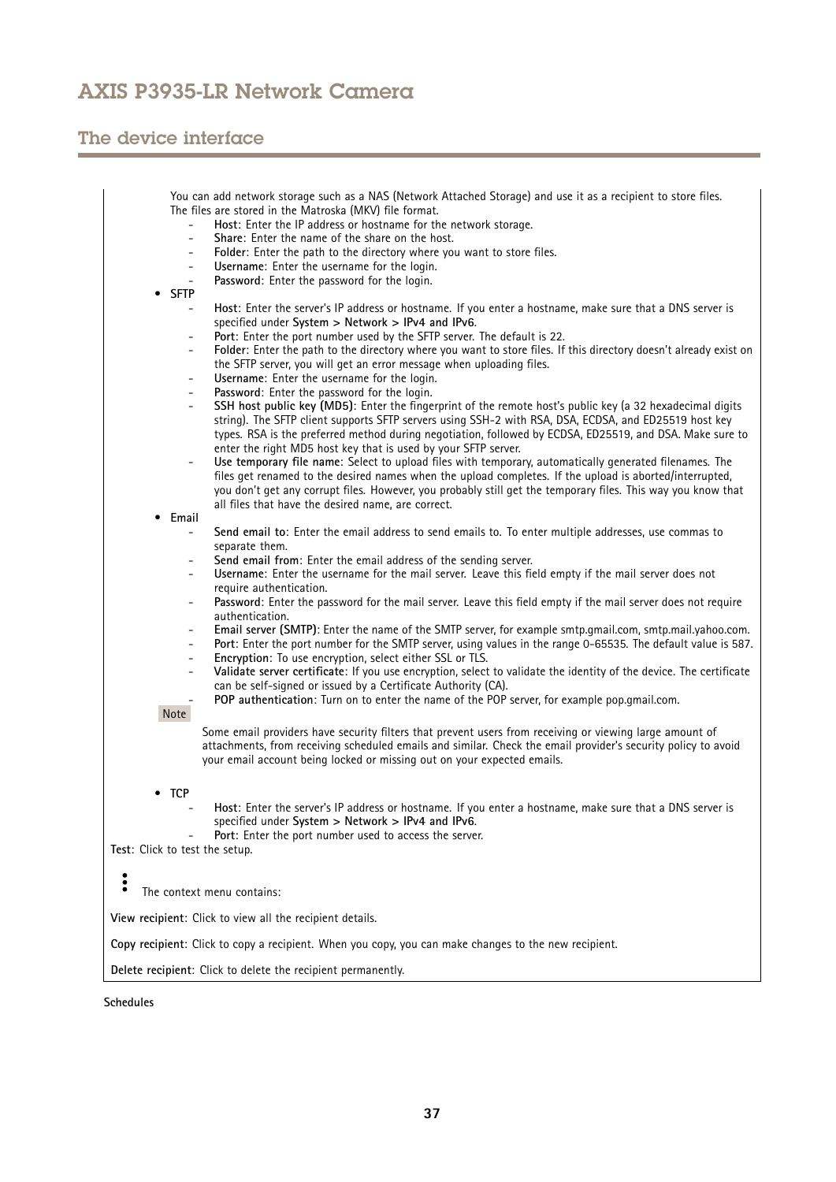You can add network storage such as a NAS (Network Attached Storage) and use it as a recipient to store files. The files are stored in the Matroska (MKV) file format.

- **Host**: Enter the IP address or hostname for the network storage.
- **Share**: Enter the name of the share on the host.
- **Folder**: Enter the path to the directory where you want to store files.
- **Username**: Enter the username for the login.
- **Password**: Enter the password for the login.

- **SFTP**
  - **Host**: Enter the server's IP address or hostname. If you enter a hostname, make sure that a DNS server is specified under **System > Network > IPv4 and IPv6**.
  - **Port**: Enter the port number used by the SFTP server. The default is 22.
  - **Folder**: Enter the path to the directory where you want to store files. If this directory doesn't already exist on the SFTP server, you will get an error message when uploading files.
  - **Username**: Enter the username for the login.
  - **Password**: Enter the password for the login.
  - **SSH host public key (MD5)**: Enter the fingerprint of the remote host's public key (a 32 hexadecimal digits string). The SFTP client supports SFTP servers using SSH-2 with RSA, DSA, ECDSA, and ED25519 host key types. RSA is the preferred method during negotiation, followed by ECDSA, ED25519, and DSA. Make sure to enter the right MD5 host key that is used by your SFTP server.
  - **Use temporary file name**: Select to upload files with temporary, automatically generated filenames. The files get renamed to the desired names when the upload completes. If the upload is aborted/interrupted, you don't get any corrupt files. However, you probably still get the temporary files. This way you know that all files that have the desired name, are correct.
- **Email**
  - **Send email to**: Enter the email address to send emails to. To enter multiple addresses, use commas to separate them.
  - **Send email from**: Enter the email address of the sending server.
  - **Username**: Enter the username for the mail server. Leave this field empty if the mail server does not require authentication.
  - **Password**: Enter the password for the mail server. Leave this field empty if the mail server does not require authentication.
  - **Email server (SMTP)**: Enter the name of the SMTP server, for example smtp.gmail.com, smtp.mail.yahoo.com.
  - **Port**: Enter the port number for the SMTP server, using values in the range 0-65535. The default value is 587.
  - **Encryption**: To use encryption, select either SSL or TLS.
  - **Validate server certificate**: If you use encryption, select to validate the identity of the device. The certificate can be self-signed or issued by a Certificate Authority (CA).
  - **POP authentication**: Turn on to enter the name of the POP server, for example pop.gmail.com.

Note

Some email providers have security filters that prevent users from receiving or viewing large amount of attachments, from receiving scheduled emails and similar. Check the email provider's security policy to avoid your email account being locked or missing out on your expected emails.

- **TCP**
  - **Host**: Enter the server's IP address or hostname. If you enter a hostname, make sure that a DNS server is specified under **System > Network > IPv4 and IPv6**.
  - **Port**: Enter the port number used to access the server.

**Test**: Click to test the setup.

⋮ The context menu contains:

**View recipient**: Click to view all the recipient details.

**Copy recipient**: Click to copy a recipient. When you copy, you can make changes to the new recipient.

**Delete recipient**: Click to delete the recipient permanently.

**Schedules**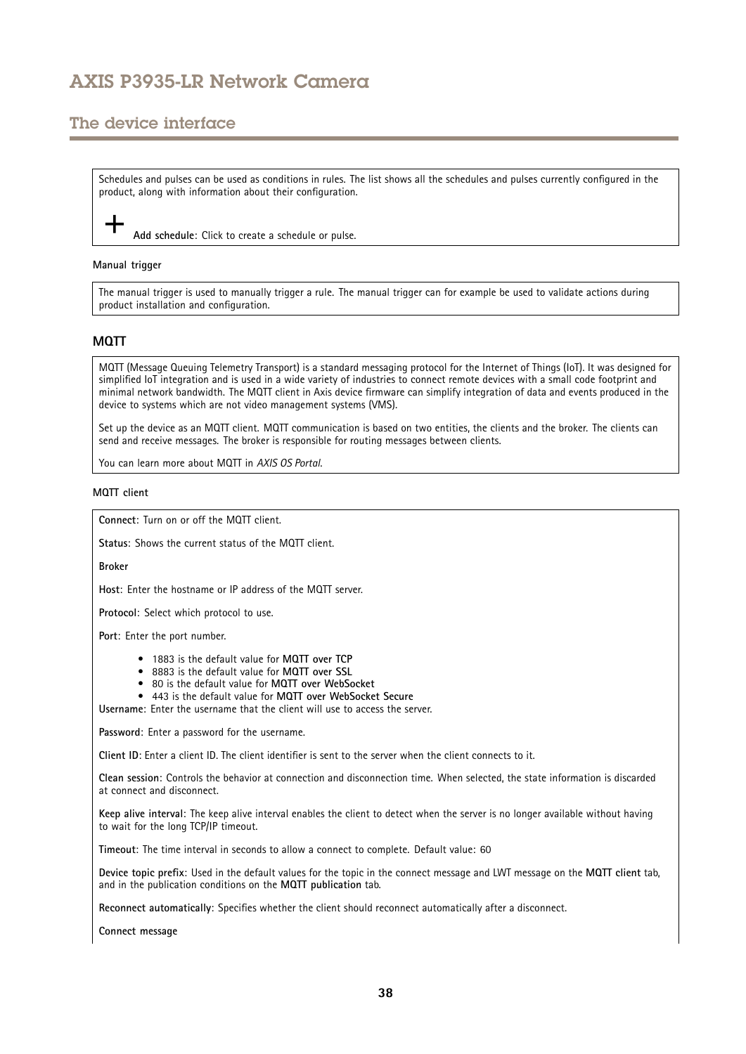Schedules and pulses can be used as conditions in rules. The list shows all the schedules and pulses currently configured in the product, along with information about their configuration.

+ **Add schedule**: Click to create a schedule or pulse.

**Manual trigger**

The manual trigger is used to manually trigger a rule. The manual trigger can for example be used to validate actions during product installation and configuration.

## MQTT

MQTT (Message Queuing Telemetry Transport) is a standard messaging protocol for the Internet of Things (IoT). It was designed for simplified IoT integration and is used in a wide variety of industries to connect remote devices with a small code footprint and minimal network bandwidth. The MQTT client in Axis device firmware can simplify integration of data and events produced in the device to systems which are not video management systems (VMS).

Set up the device as an MQTT client. MQTT communication is based on two entities, the clients and the broker. The clients can send and receive messages. The broker is responsible for routing messages between clients.

You can learn more about MQTT in *AXIS OS Portal*.

**MQTT client**

**Connect**: Turn on or off the MQTT client.

**Status**: Shows the current status of the MQTT client.

**Broker**

**Host**: Enter the hostname or IP address of the MQTT server.

**Protocol**: Select which protocol to use.

**Port**: Enter the port number.

- 1883 is the default value for **MQTT over TCP**
- 8883 is the default value for **MQTT over SSL**
- 80 is the default value for **MQTT over WebSocket**
- 443 is the default value for **MQTT over WebSocket Secure**

**Username**: Enter the username that the client will use to access the server.

**Password**: Enter a password for the username.

**Client ID**: Enter a client ID. The client identifier is sent to the server when the client connects to it.

**Clean session**: Controls the behavior at connection and disconnection time. When selected, the state information is discarded at connect and disconnect.

**Keep alive interval**: The keep alive interval enables the client to detect when the server is no longer available without having to wait for the long TCP/IP timeout.

**Timeout**: The time interval in seconds to allow a connect to complete. Default value: 60

**Device topic prefix**: Used in the default values for the topic in the connect message and LWT message on the **MQTT client** tab, and in the publication conditions on the **MQTT publication** tab.

**Reconnect automatically**: Specifies whether the client should reconnect automatically after a disconnect.

**Connect message**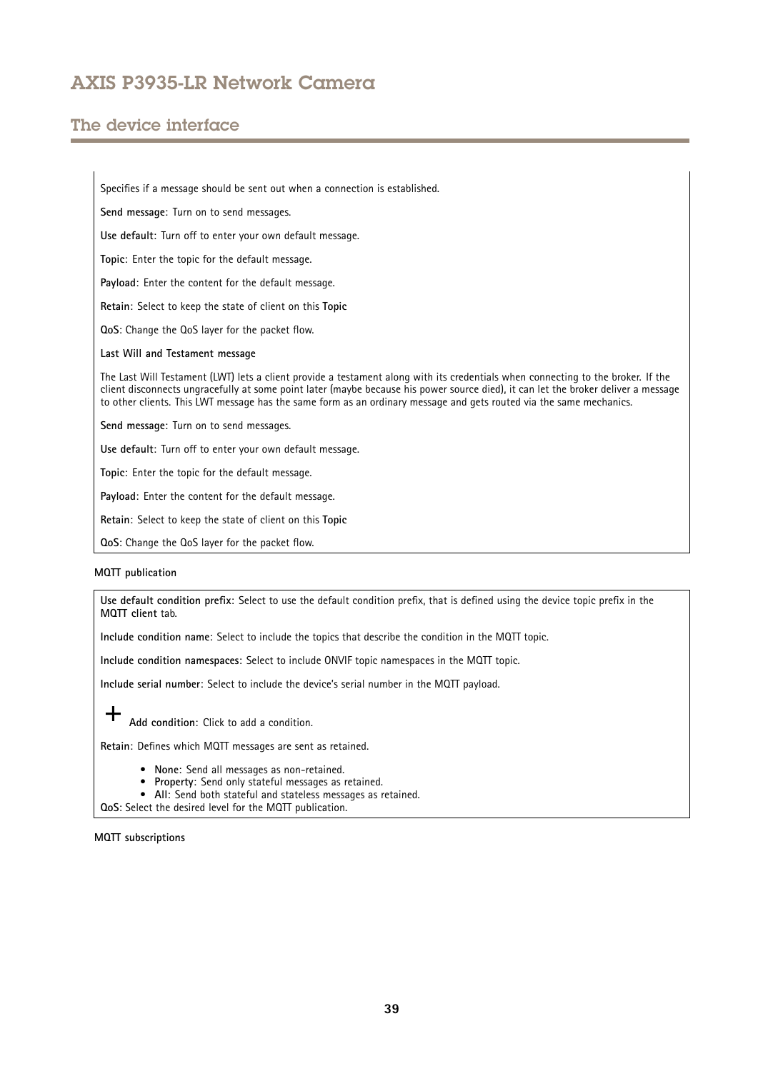Specifies if a message should be sent out when a connection is established.

**Send message**: Turn on to send messages.

**Use default**: Turn off to enter your own default message.

**Topic**: Enter the topic for the default message.

**Payload**: Enter the content for the default message.

**Retain**: Select to keep the state of client on this **Topic**

**QoS**: Change the QoS layer for the packet flow.

**Last Will and Testament message**

The Last Will Testament (LWT) lets a client provide a testament along with its credentials when connecting to the broker. If the client disconnects ungracefully at some point later (maybe because his power source died), it can let the broker deliver a message to other clients. This LWT message has the same form as an ordinary message and gets routed via the same mechanics.

**Send message**: Turn on to send messages.

**Use default**: Turn off to enter your own default message.

**Topic**: Enter the topic for the default message.

**Payload**: Enter the content for the default message.

**Retain**: Select to keep the state of client on this **Topic**

**QoS**: Change the QoS layer for the packet flow.

**MQTT publication**

**Use default condition prefix**: Select to use the default condition prefix, that is defined using the device topic prefix in the **MQTT client** tab.

**Include condition name**: Select to include the topics that describe the condition in the MQTT topic.

**Include condition namespaces**: Select to include ONVIF topic namespaces in the MQTT topic.

**Include serial number**: Select to include the device's serial number in the MQTT payload.

+ **Add condition**: Click to add a condition.

**Retain**: Defines which MQTT messages are sent as retained.

- **None**: Send all messages as non-retained.
- **Property**: Send only stateful messages as retained.
- **All**: Send both stateful and stateless messages as retained.

**QoS**: Select the desired level for the MQTT publication.

**MQTT subscriptions**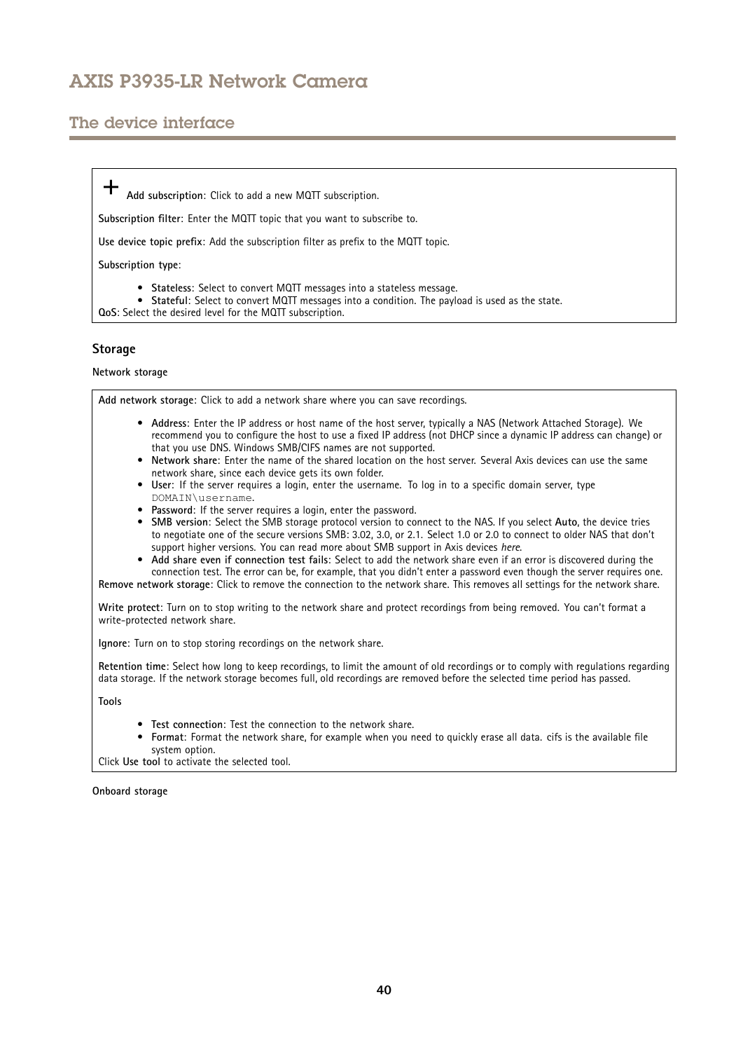**+** **Add subscription**: Click to add a new MQTT subscription.

**Subscription filter**: Enter the MQTT topic that you want to subscribe to.

**Use device topic prefix**: Add the subscription filter as prefix to the MQTT topic.

**Subscription type**:

- **Stateless**: Select to convert MQTT messages into a stateless message.
- **Stateful**: Select to convert MQTT messages into a condition. The payload is used as the state.

**QoS**: Select the desired level for the MQTT subscription.

### Storage

**Network storage**

**Add network storage**: Click to add a network share where you can save recordings.

- **Address**: Enter the IP address or host name of the host server, typically a NAS (Network Attached Storage). We recommend you to configure the host to use a fixed IP address (not DHCP since a dynamic IP address can change) or that you use DNS. Windows SMB/CIFS names are not supported.
- **Network share**: Enter the name of the shared location on the host server. Several Axis devices can use the same network share, since each device gets its own folder.
- **User**: If the server requires a login, enter the username. To log in to a specific domain server, type `DOMAIN\username`.
- **Password**: If the server requires a login, enter the password.
- **SMB version**: Select the SMB storage protocol version to connect to the NAS. If you select **Auto**, the device tries to negotiate one of the secure versions SMB: 3.02, 3.0, or 2.1. Select 1.0 or 2.0 to connect to older NAS that don't support higher versions. You can read more about SMB support in Axis devices *here*.
- **Add share even if connection test fails**: Select to add the network share even if an error is discovered during the connection test. The error can be, for example, that you didn't enter a password even though the server requires one.

**Remove network storage**: Click to remove the connection to the network share. This removes all settings for the network share.

**Write protect**: Turn on to stop writing to the network share and protect recordings from being removed. You can't format a write-protected network share.

**Ignore**: Turn on to stop storing recordings on the network share.

**Retention time**: Select how long to keep recordings, to limit the amount of old recordings or to comply with regulations regarding data storage. If the network storage becomes full, old recordings are removed before the selected time period has passed.

**Tools**

- **Test connection**: Test the connection to the network share.
- **Format**: Format the network share, for example when you need to quickly erase all data. cifs is the available file system option.

Click **Use tool** to activate the selected tool.

**Onboard storage**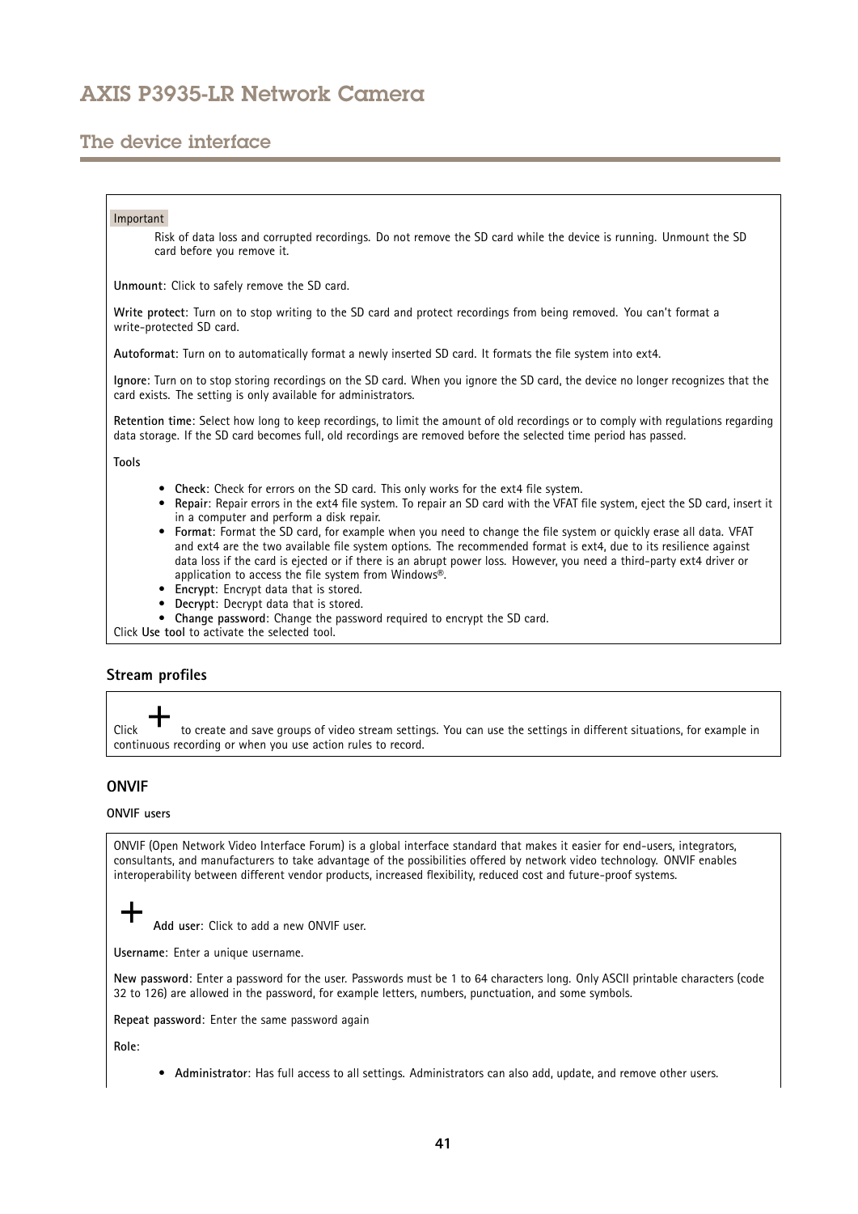Important

Risk of data loss and corrupted recordings. Do not remove the SD card while the device is running. Unmount the SD card before you remove it.

**Unmount**: Click to safely remove the SD card.

**Write protect**: Turn on to stop writing to the SD card and protect recordings from being removed. You can't format a write-protected SD card.

**Autoformat**: Turn on to automatically format a newly inserted SD card. It formats the file system into ext4.

**Ignore**: Turn on to stop storing recordings on the SD card. When you ignore the SD card, the device no longer recognizes that the card exists. The setting is only available for administrators.

**Retention time**: Select how long to keep recordings, to limit the amount of old recordings or to comply with regulations regarding data storage. If the SD card becomes full, old recordings are removed before the selected time period has passed.

**Tools**

- **Check**: Check for errors on the SD card. This only works for the ext4 file system.
- **Repair**: Repair errors in the ext4 file system. To repair an SD card with the VFAT file system, eject the SD card, insert it in a computer and perform a disk repair.
- **Format**: Format the SD card, for example when you need to change the file system or quickly erase all data. VFAT and ext4 are the two available file system options. The recommended format is ext4, due to its resilience against data loss if the card is ejected or if there is an abrupt power loss. However, you need a third-party ext4 driver or application to access the file system from Windows®.
- **Encrypt**: Encrypt data that is stored.
- **Decrypt**: Decrypt data that is stored.
- **Change password**: Change the password required to encrypt the SD card.

Click **Use tool** to activate the selected tool.

### Stream profiles

Click + to create and save groups of video stream settings. You can use the settings in different situations, for example in continuous recording or when you use action rules to record.

### ONVIF

**ONVIF users**

ONVIF (Open Network Video Interface Forum) is a global interface standard that makes it easier for end-users, integrators, consultants, and manufacturers to take advantage of the possibilities offered by network video technology. ONVIF enables interoperability between different vendor products, increased flexibility, reduced cost and future-proof systems.

+ **Add user**: Click to add a new ONVIF user.

**Username**: Enter a unique username.

**New password**: Enter a password for the user. Passwords must be 1 to 64 characters long. Only ASCII printable characters (code 32 to 126) are allowed in the password, for example letters, numbers, punctuation, and some symbols.

**Repeat password**: Enter the same password again

**Role**:

- **Administrator**: Has full access to all settings. Administrators can also add, update, and remove other users.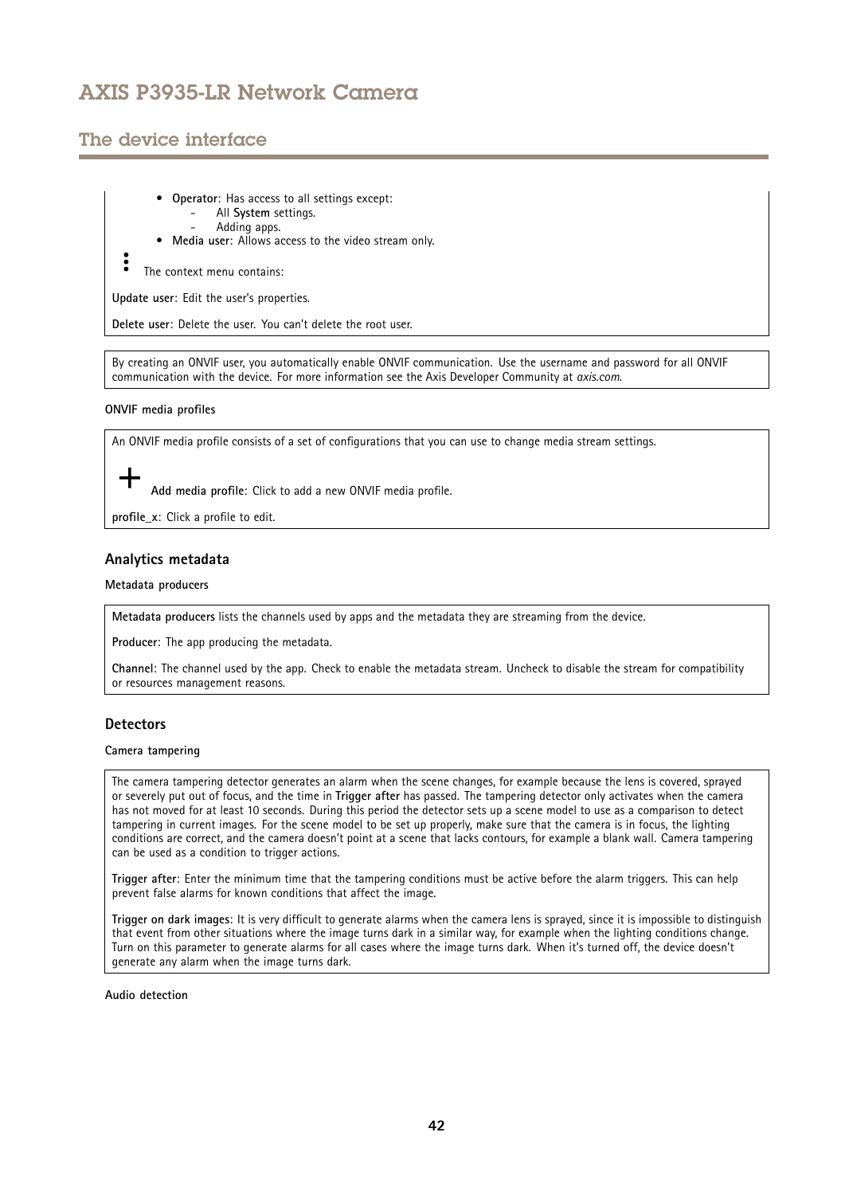- **Operator**: Has access to all settings except:
  - All **System** settings.
  - Adding apps.
- **Media user**: Allows access to the video stream only.

⋮ The context menu contains:

**Update user**: Edit the user's properties.

**Delete user**: Delete the user. You can't delete the root user.

By creating an ONVIF user, you automatically enable ONVIF communication. Use the username and password for all ONVIF communication with the device. For more information see the Axis Developer Community at *axis.com*.

#### ONVIF media profiles

An ONVIF media profile consists of a set of configurations that you can use to change media stream settings.

+ **Add media profile**: Click to add a new ONVIF media profile.

**profile_x**: Click a profile to edit.

### Analytics metadata

#### Metadata producers

**Metadata producers** lists the channels used by apps and the metadata they are streaming from the device.

**Producer**: The app producing the metadata.

**Channel**: The channel used by the app. Check to enable the metadata stream. Uncheck to disable the stream for compatibility or resources management reasons.

### Detectors

#### Camera tampering

The camera tampering detector generates an alarm when the scene changes, for example because the lens is covered, sprayed or severely put out of focus, and the time in **Trigger after** has passed. The tampering detector only activates when the camera has not moved for at least 10 seconds. During this period the detector sets up a scene model to use as a comparison to detect tampering in current images. For the scene model to be set up properly, make sure that the camera is in focus, the lighting conditions are correct, and the camera doesn't point at a scene that lacks contours, for example a blank wall. Camera tampering can be used as a condition to trigger actions.

**Trigger after**: Enter the minimum time that the tampering conditions must be active before the alarm triggers. This can help prevent false alarms for known conditions that affect the image.

**Trigger on dark images**: It is very difficult to generate alarms when the camera lens is sprayed, since it is impossible to distinguish that event from other situations where the image turns dark in a similar way, for example when the lighting conditions change. Turn on this parameter to generate alarms for all cases where the image turns dark. When it's turned off, the device doesn't generate any alarm when the image turns dark.

#### Audio detection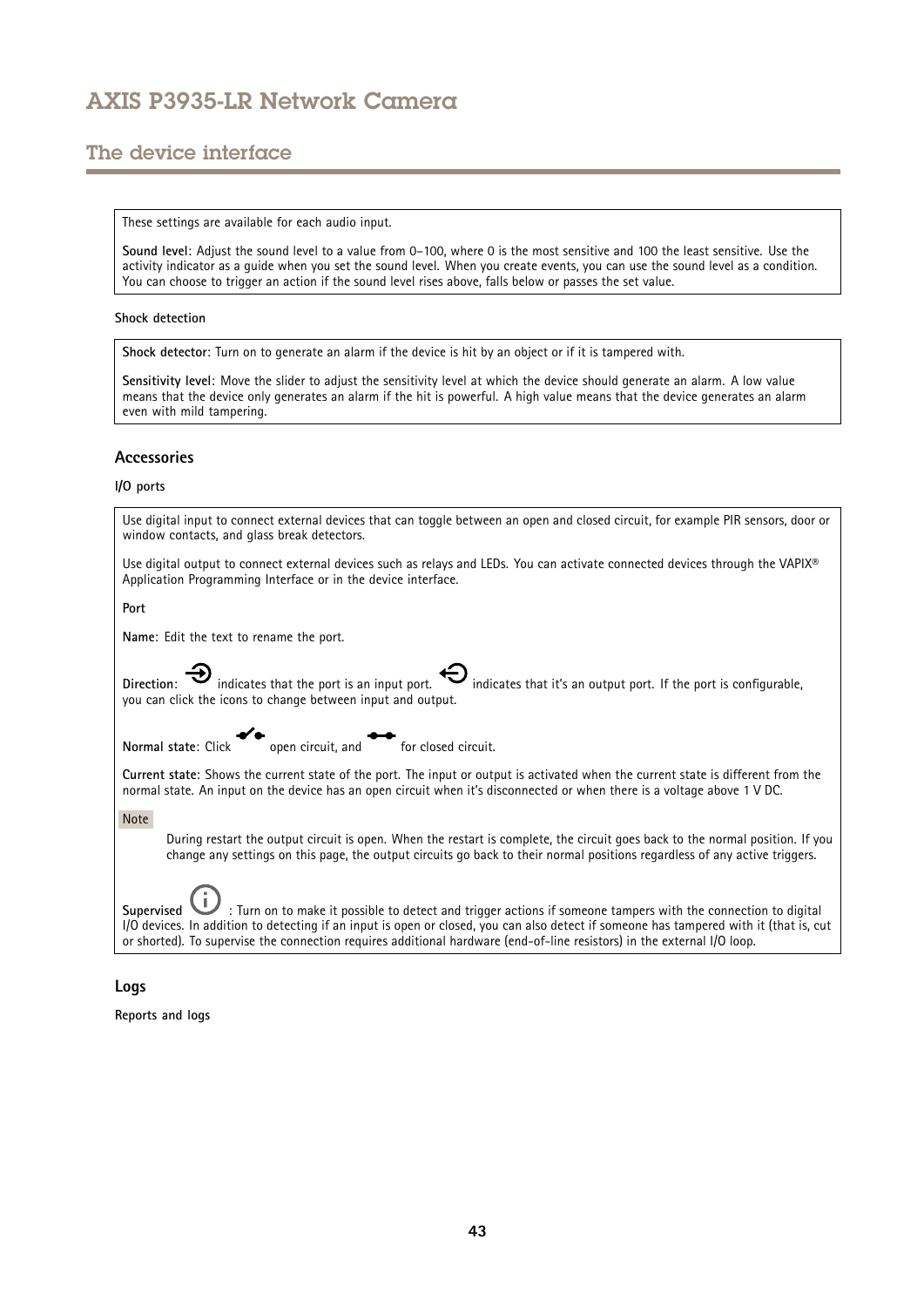These settings are available for each audio input.

**Sound level**: Adjust the sound level to a value from 0–100, where 0 is the most sensitive and 100 the least sensitive. Use the activity indicator as a guide when you set the sound level. When you create events, you can use the sound level as a condition. You can choose to trigger an action if the sound level rises above, falls below or passes the set value.

**Shock detection**

**Shock detector**: Turn on to generate an alarm if the device is hit by an object or if it is tampered with.

**Sensitivity level**: Move the slider to adjust the sensitivity level at which the device should generate an alarm. A low value means that the device only generates an alarm if the hit is powerful. A high value means that the device generates an alarm even with mild tampering.

### Accessories

**I/O ports**

Use digital input to connect external devices that can toggle between an open and closed circuit, for example PIR sensors, door or window contacts, and glass break detectors.

Use digital output to connect external devices such as relays and LEDs. You can activate connected devices through the VAPIX® Application Programming Interface or in the device interface.

**Port**

**Name**: Edit the text to rename the port.

**Direction**: indicates that the port is an input port. indicates that it's an output port. If the port is configurable, you can click the icons to change between input and output.

**Normal state**: Click open circuit, and for closed circuit.

**Current state**: Shows the current state of the port. The input or output is activated when the current state is different from the normal state. An input on the device has an open circuit when it's disconnected or when there is a voltage above 1 V DC.

Note

During restart the output circuit is open. When the restart is complete, the circuit goes back to the normal position. If you change any settings on this page, the output circuits go back to their normal positions regardless of any active triggers.

**Supervised** : Turn on to make it possible to detect and trigger actions if someone tampers with the connection to digital I/O devices. In addition to detecting if an input is open or closed, you can also detect if someone has tampered with it (that is, cut or shorted). To supervise the connection requires additional hardware (end-of-line resistors) in the external I/O loop.

### Logs

**Reports and logs**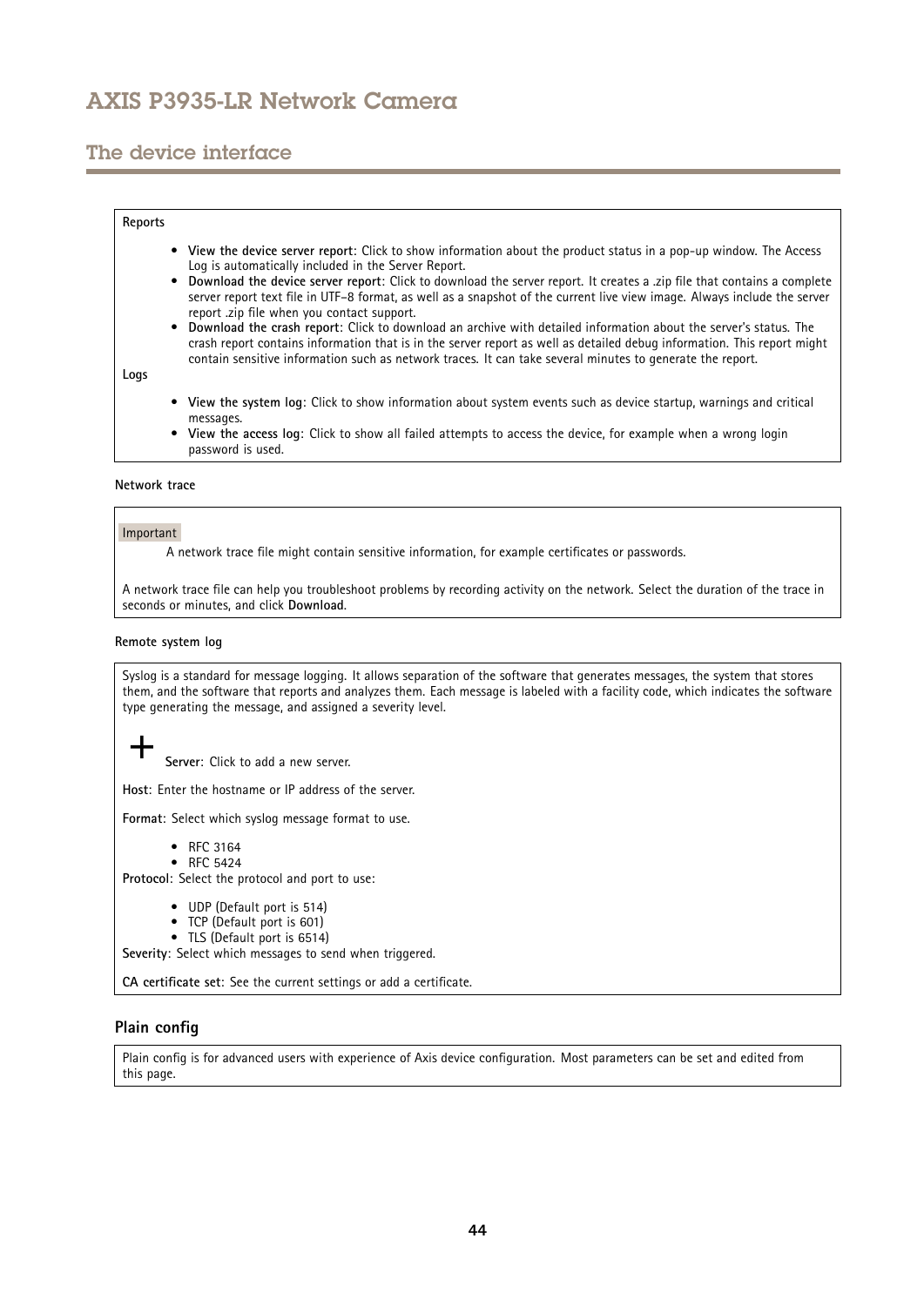**Reports**

- **View the device server report**: Click to show information about the product status in a pop-up window. The Access Log is automatically included in the Server Report.
- **Download the device server report**: Click to download the server report. It creates a .zip file that contains a complete server report text file in UTF–8 format, as well as a snapshot of the current live view image. Always include the server report .zip file when you contact support.
- **Download the crash report**: Click to download an archive with detailed information about the server's status. The crash report contains information that is in the server report as well as detailed debug information. This report might contain sensitive information such as network traces. It can take several minutes to generate the report.

**Logs**

- **View the system log**: Click to show information about system events such as device startup, warnings and critical messages.
- **View the access log**: Click to show all failed attempts to access the device, for example when a wrong login password is used.

**Network trace**

Important

A network trace file might contain sensitive information, for example certificates or passwords.

A network trace file can help you troubleshoot problems by recording activity on the network. Select the duration of the trace in seconds or minutes, and click **Download**.

**Remote system log**

Syslog is a standard for message logging. It allows separation of the software that generates messages, the system that stores them, and the software that reports and analyzes them. Each message is labeled with a facility code, which indicates the software type generating the message, and assigned a severity level.

+ **Server**: Click to add a new server.

**Host**: Enter the hostname or IP address of the server.

**Format**: Select which syslog message format to use.

- RFC 3164
- RFC 5424

**Protocol**: Select the protocol and port to use:

- UDP (Default port is 514)
- TCP (Default port is 601)
- TLS (Default port is 6514)

**Severity**: Select which messages to send when triggered.

**CA certificate set**: See the current settings or add a certificate.

## Plain config

Plain config is for advanced users with experience of Axis device configuration. Most parameters can be set and edited from this page.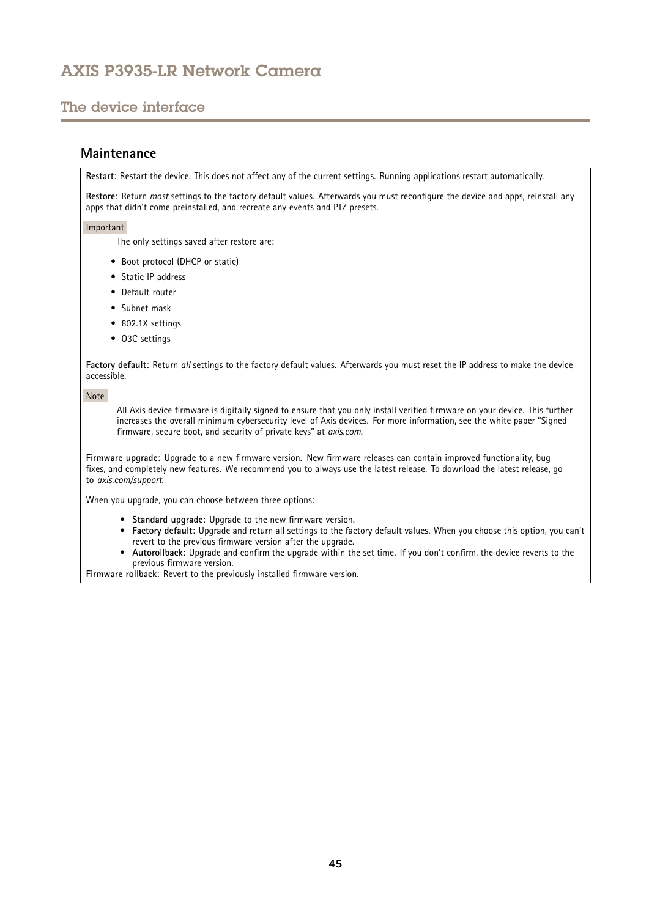## Maintenance

**Restart**: Restart the device. This does not affect any of the current settings. Running applications restart automatically.

**Restore**: Return *most* settings to the factory default values. Afterwards you must reconfigure the device and apps, reinstall any apps that didn't come preinstalled, and recreate any events and PTZ presets.

Important

The only settings saved after restore are:

- Boot protocol (DHCP or static)
- Static IP address
- Default router
- Subnet mask
- 802.1X settings
- O3C settings

**Factory default**: Return *all* settings to the factory default values. Afterwards you must reset the IP address to make the device accessible.

Note

All Axis device firmware is digitally signed to ensure that you only install verified firmware on your device. This further increases the overall minimum cybersecurity level of Axis devices. For more information, see the white paper "Signed firmware, secure boot, and security of private keys" at *axis.com*.

**Firmware upgrade**: Upgrade to a new firmware version. New firmware releases can contain improved functionality, bug fixes, and completely new features. We recommend you to always use the latest release. To download the latest release, go to *axis.com/support*.

When you upgrade, you can choose between three options:

- **Standard upgrade**: Upgrade to the new firmware version.
- **Factory default**: Upgrade and return all settings to the factory default values. When you choose this option, you can't revert to the previous firmware version after the upgrade.
- **Autorollback**: Upgrade and confirm the upgrade within the set time. If you don't confirm, the device reverts to the previous firmware version.

**Firmware rollback**: Revert to the previously installed firmware version.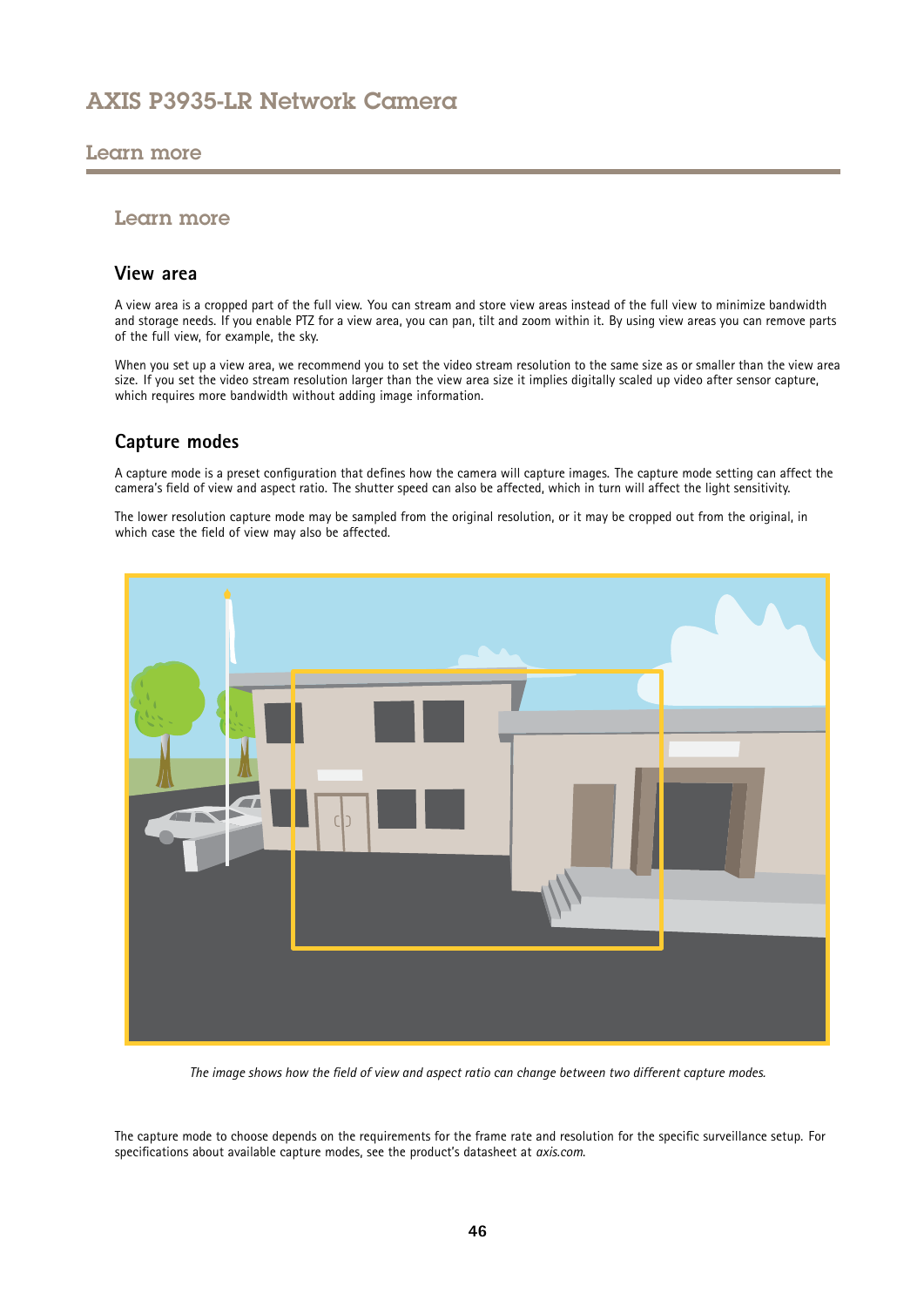# Learn more

## View area

A view area is a cropped part of the full view. You can stream and store view areas instead of the full view to minimize bandwidth and storage needs. If you enable PTZ for a view area, you can pan, tilt and zoom within it. By using view areas you can remove parts of the full view, for example, the sky.

When you set up a view area, we recommend you to set the video stream resolution to the same size as or smaller than the view area size. If you set the video stream resolution larger than the view area size it implies digitally scaled up video after sensor capture, which requires more bandwidth without adding image information.

## Capture modes

A capture mode is a preset configuration that defines how the camera will capture images. The capture mode setting can affect the camera's field of view and aspect ratio. The shutter speed can also be affected, which in turn will affect the light sensitivity.

The lower resolution capture mode may be sampled from the original resolution, or it may be cropped out from the original, in which case the field of view may also be affected.

*The image shows how the field of view and aspect ratio can change between two different capture modes.*

The capture mode to choose depends on the requirements for the frame rate and resolution for the specific surveillance setup. For specifications about available capture modes, see the product's datasheet at *axis.com*.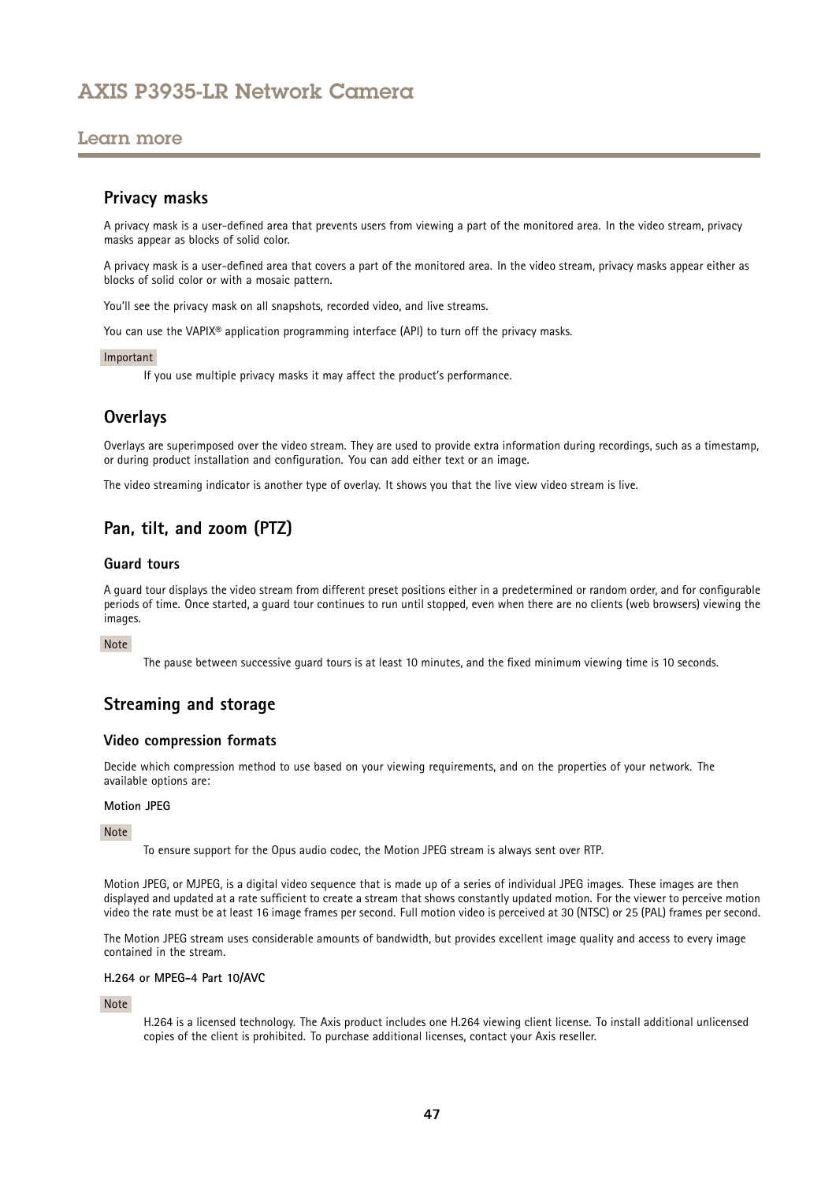## Privacy masks

A privacy mask is a user-defined area that prevents users from viewing a part of the monitored area. In the video stream, privacy masks appear as blocks of solid color.

A privacy mask is a user-defined area that covers a part of the monitored area. In the video stream, privacy masks appear either as blocks of solid color or with a mosaic pattern.

You'll see the privacy mask on all snapshots, recorded video, and live streams.

You can use the VAPIX® application programming interface (API) to turn off the privacy masks.

Important

If you use multiple privacy masks it may affect the product's performance.

## Overlays

Overlays are superimposed over the video stream. They are used to provide extra information during recordings, such as a timestamp, or during product installation and configuration. You can add either text or an image.

The video streaming indicator is another type of overlay. It shows you that the live view video stream is live.

## Pan, tilt, and zoom (PTZ)

### Guard tours

A guard tour displays the video stream from different preset positions either in a predetermined or random order, and for configurable periods of time. Once started, a guard tour continues to run until stopped, even when there are no clients (web browsers) viewing the images.

Note

The pause between successive guard tours is at least 10 minutes, and the fixed minimum viewing time is 10 seconds.

## Streaming and storage

### Video compression formats

Decide which compression method to use based on your viewing requirements, and on the properties of your network. The available options are:

**Motion JPEG**

Note

To ensure support for the Opus audio codec, the Motion JPEG stream is always sent over RTP.

Motion JPEG, or MJPEG, is a digital video sequence that is made up of a series of individual JPEG images. These images are then displayed and updated at a rate sufficient to create a stream that shows constantly updated motion. For the viewer to perceive motion video the rate must be at least 16 image frames per second. Full motion video is perceived at 30 (NTSC) or 25 (PAL) frames per second.

The Motion JPEG stream uses considerable amounts of bandwidth, but provides excellent image quality and access to every image contained in the stream.

**H.264 or MPEG-4 Part 10/AVC**

Note

H.264 is a licensed technology. The Axis product includes one H.264 viewing client license. To install additional unlicensed copies of the client is prohibited. To purchase additional licenses, contact your Axis reseller.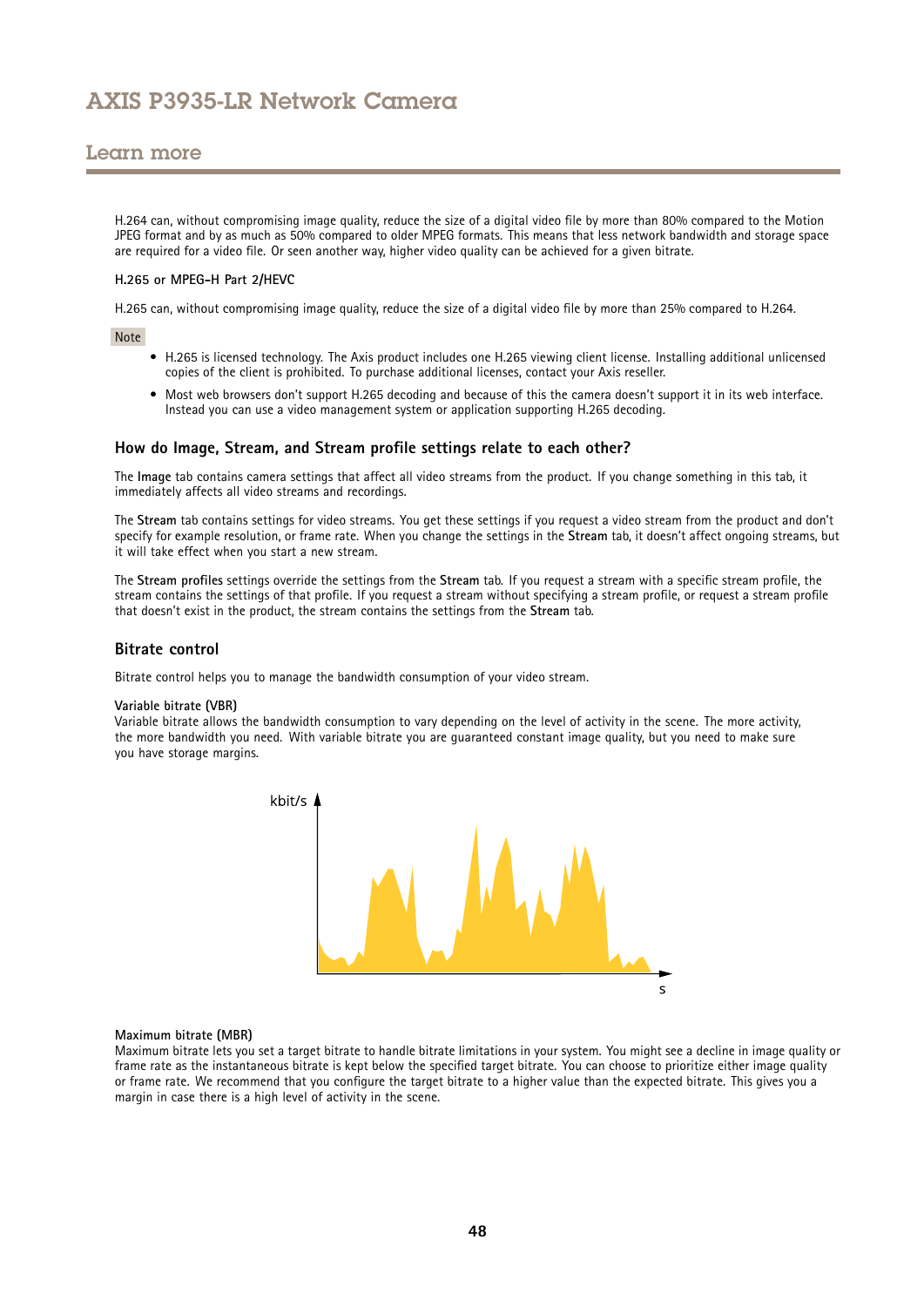H.264 can, without compromising image quality, reduce the size of a digital video file by more than 80% compared to the Motion JPEG format and by as much as 50% compared to older MPEG formats. This means that less network bandwidth and storage space are required for a video file. Or seen another way, higher video quality can be achieved for a given bitrate.

**H.265 or MPEG-H Part 2/HEVC**

H.265 can, without compromising image quality, reduce the size of a digital video file by more than 25% compared to H.264.

Note

- H.265 is licensed technology. The Axis product includes one H.265 viewing client license. Installing additional unlicensed copies of the client is prohibited. To purchase additional licenses, contact your Axis reseller.
- Most web browsers don't support H.265 decoding and because of this the camera doesn't support it in its web interface. Instead you can use a video management system or application supporting H.265 decoding.

### How do Image, Stream, and Stream profile settings relate to each other?

The **Image** tab contains camera settings that affect all video streams from the product. If you change something in this tab, it immediately affects all video streams and recordings.

The **Stream** tab contains settings for video streams. You get these settings if you request a video stream from the product and don't specify for example resolution, or frame rate. When you change the settings in the **Stream** tab, it doesn't affect ongoing streams, but it will take effect when you start a new stream.

The **Stream profiles** settings override the settings from the **Stream** tab. If you request a stream with a specific stream profile, the stream contains the settings of that profile. If you request a stream without specifying a stream profile, or request a stream profile that doesn't exist in the product, the stream contains the settings from the **Stream** tab.

### Bitrate control

Bitrate control helps you to manage the bandwidth consumption of your video stream.

**Variable bitrate (VBR)**
Variable bitrate allows the bandwidth consumption to vary depending on the level of activity in the scene. The more activity, the more bandwidth you need. With variable bitrate you are guaranteed constant image quality, but you need to make sure you have storage margins.

**Maximum bitrate (MBR)**
Maximum bitrate lets you set a target bitrate to handle bitrate limitations in your system. You might see a decline in image quality or frame rate as the instantaneous bitrate is kept below the specified target bitrate. You can choose to prioritize either image quality or frame rate. We recommend that you configure the target bitrate to a higher value than the expected bitrate. This gives you a margin in case there is a high level of activity in the scene.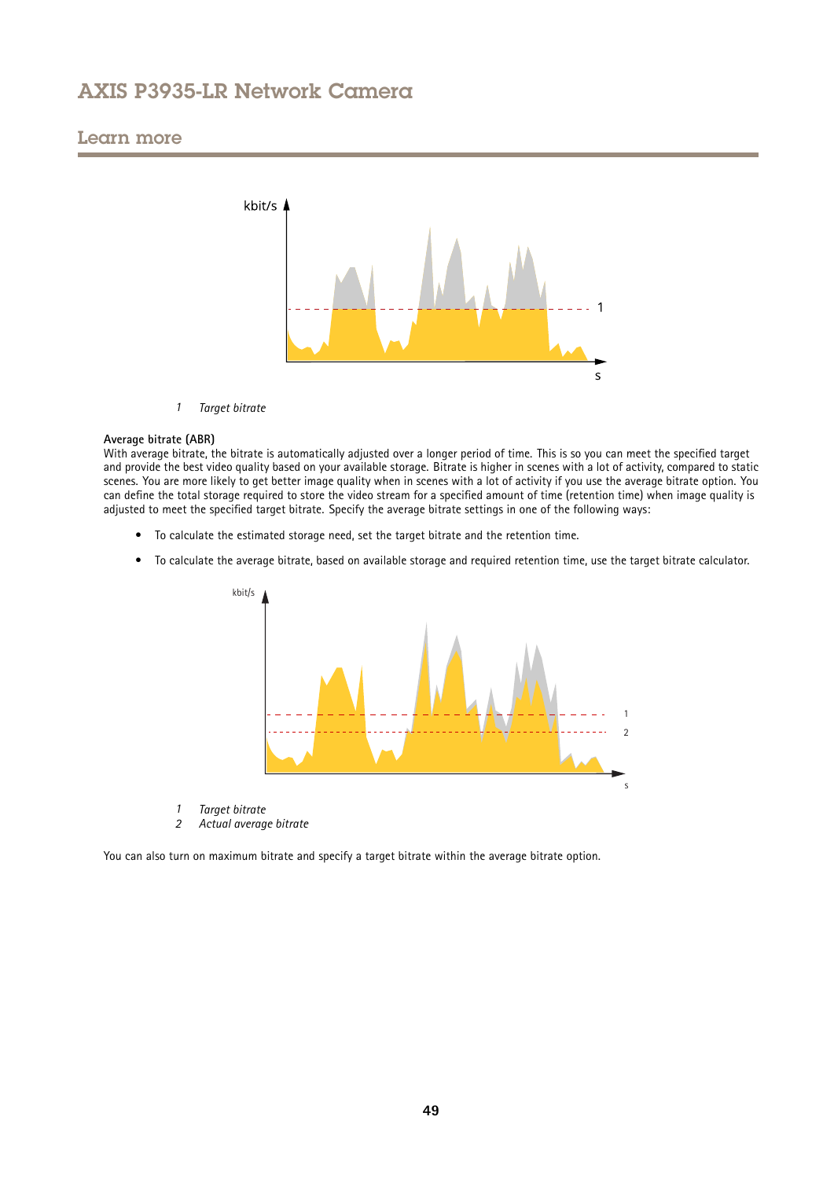1 *Target bitrate*

**Average bitrate (ABR)**

With average bitrate, the bitrate is automatically adjusted over a longer period of time. This is so you can meet the specified target and provide the best video quality based on your available storage. Bitrate is higher in scenes with a lot of activity, compared to static scenes. You are more likely to get better image quality when in scenes with a lot of activity if you use the average bitrate option. You can define the total storage required to store the video stream for a specified amount of time (retention time) when image quality is adjusted to meet the specified target bitrate. Specify the average bitrate settings in one of the following ways:

- To calculate the estimated storage need, set the target bitrate and the retention time.
- To calculate the average bitrate, based on available storage and required retention time, use the target bitrate calculator.

1 *Target bitrate*
2 *Actual average bitrate*

You can also turn on maximum bitrate and specify a target bitrate within the average bitrate option.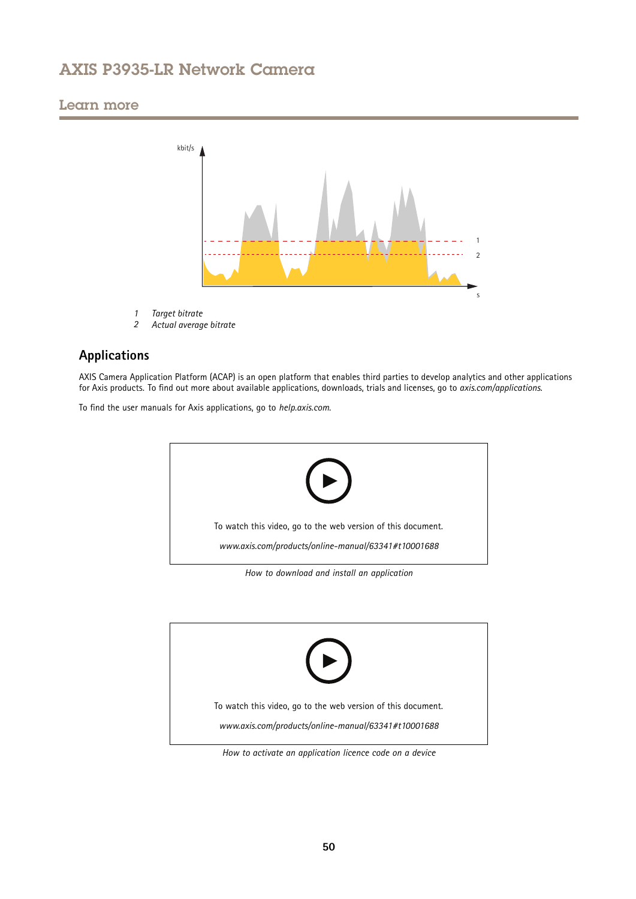1 *Target bitrate*
2 *Actual average bitrate*

## Applications

AXIS Camera Application Platform (ACAP) is an open platform that enables third parties to develop analytics and other applications for Axis products. To find out more about available applications, downloads, trials and licenses, go to *axis.com/applications*.

To find the user manuals for Axis applications, go to *help.axis.com*.

To watch this video, go to the web version of this document.

*www.axis.com/products/online-manual/63341#t10001688*

*How to download and install an application*

To watch this video, go to the web version of this document.

*www.axis.com/products/online-manual/63341#t10001688*

*How to activate an application licence code on a device*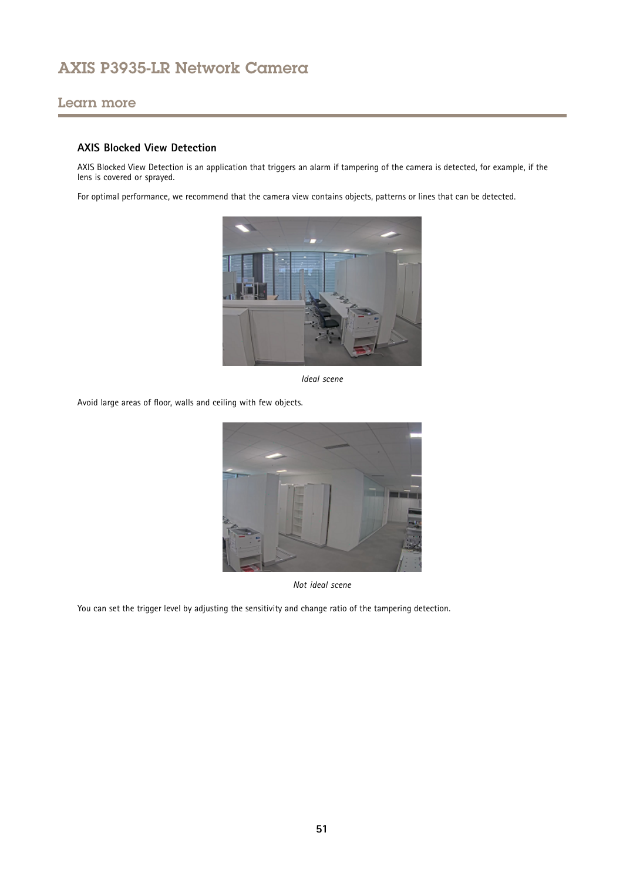### AXIS Blocked View Detection

AXIS Blocked View Detection is an application that triggers an alarm if tampering of the camera is detected, for example, if the lens is covered or sprayed.

For optimal performance, we recommend that the camera view contains objects, patterns or lines that can be detected.

*Ideal scene*

Avoid large areas of floor, walls and ceiling with few objects.

*Not ideal scene*

You can set the trigger level by adjusting the sensitivity and change ratio of the tampering detection.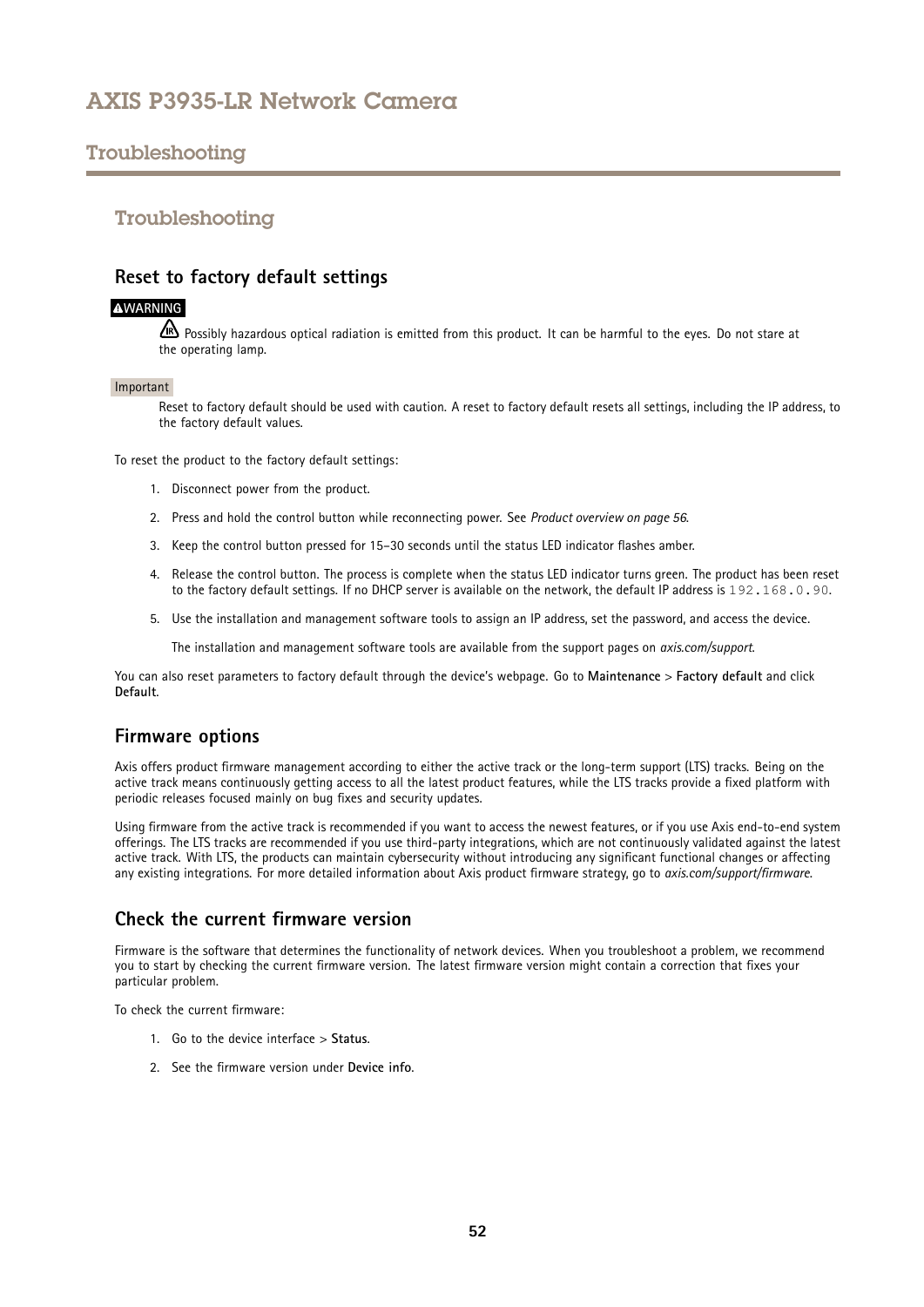## Troubleshooting

### Reset to factory default settings

**WARNING**

Possibly hazardous optical radiation is emitted from this product. It can be harmful to the eyes. Do not stare at the operating lamp.

**Important**

Reset to factory default should be used with caution. A reset to factory default resets all settings, including the IP address, to the factory default values.

To reset the product to the factory default settings:

1. Disconnect power from the product.
2. Press and hold the control button while reconnecting power. See *Product overview on page 56*.
3. Keep the control button pressed for 15–30 seconds until the status LED indicator flashes amber.
4. Release the control button. The process is complete when the status LED indicator turns green. The product has been reset to the factory default settings. If no DHCP server is available on the network, the default IP address is `192.168.0.90`.
5. Use the installation and management software tools to assign an IP address, set the password, and access the device.

   The installation and management software tools are available from the support pages on *axis.com/support*.

You can also reset parameters to factory default through the device's webpage. Go to **Maintenance** > **Factory default** and click **Default**.

### Firmware options

Axis offers product firmware management according to either the active track or the long-term support (LTS) tracks. Being on the active track means continuously getting access to all the latest product features, while the LTS tracks provide a fixed platform with periodic releases focused mainly on bug fixes and security updates.

Using firmware from the active track is recommended if you want to access the newest features, or if you use Axis end-to-end system offerings. The LTS tracks are recommended if you use third-party integrations, which are not continuously validated against the latest active track. With LTS, the products can maintain cybersecurity without introducing any significant functional changes or affecting any existing integrations. For more detailed information about Axis product firmware strategy, go to *axis.com/support/firmware*.

### Check the current firmware version

Firmware is the software that determines the functionality of network devices. When you troubleshoot a problem, we recommend you to start by checking the current firmware version. The latest firmware version might contain a correction that fixes your particular problem.

To check the current firmware:

1. Go to the device interface > **Status**.
2. See the firmware version under **Device info**.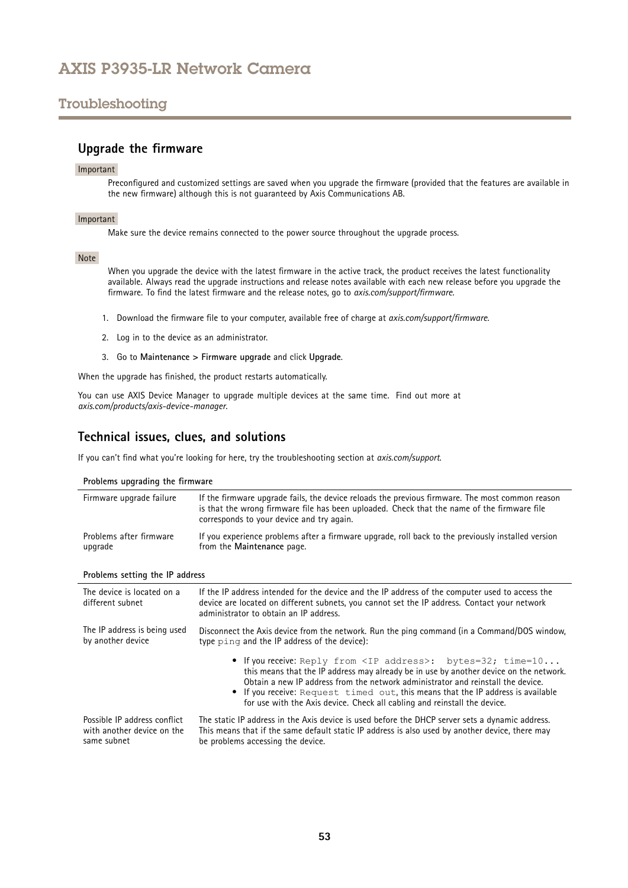## Upgrade the firmware

**Important**

Preconfigured and customized settings are saved when you upgrade the firmware (provided that the features are available in the new firmware) although this is not guaranteed by Axis Communications AB.

**Important**

Make sure the device remains connected to the power source throughout the upgrade process.

**Note**

When you upgrade the device with the latest firmware in the active track, the product receives the latest functionality available. Always read the upgrade instructions and release notes available with each new release before you upgrade the firmware. To find the latest firmware and the release notes, go to *axis.com/support/firmware*.

1. Download the firmware file to your computer, available free of charge at *axis.com/support/firmware*.
2. Log in to the device as an administrator.
3. Go to **Maintenance > Firmware upgrade** and click **Upgrade**.

When the upgrade has finished, the product restarts automatically.

You can use AXIS Device Manager to upgrade multiple devices at the same time. Find out more at *axis.com/products/axis-device-manager*.

## Technical issues, clues, and solutions

If you can't find what you're looking for here, try the troubleshooting section at *axis.com/support*.

**Problems upgrading the firmware**

| | |
|---|---|
| Firmware upgrade failure | If the firmware upgrade fails, the device reloads the previous firmware. The most common reason is that the wrong firmware file has been uploaded. Check that the name of the firmware file corresponds to your device and try again. |
| Problems after firmware upgrade | If you experience problems after a firmware upgrade, roll back to the previously installed version from the **Maintenance** page. |

**Problems setting the IP address**

| | |
|---|---|
| The device is located on a different subnet | If the IP address intended for the device and the IP address of the computer used to access the device are located on different subnets, you cannot set the IP address. Contact your network administrator to obtain an IP address. |
| The IP address is being used by another device | Disconnect the Axis device from the network. Run the ping command (in a Command/DOS window, type `ping` and the IP address of the device):<br>• If you receive: `Reply from <IP address>: bytes=32; time=10...` this means that the IP address may already be in use by another device on the network. Obtain a new IP address from the network administrator and reinstall the device.<br>• If you receive: `Request timed out`, this means that the IP address is available for use with the Axis device. Check all cabling and reinstall the device. |
| Possible IP address conflict with another device on the same subnet | The static IP address in the Axis device is used before the DHCP server sets a dynamic address. This means that if the same default static IP address is also used by another device, there may be problems accessing the device. |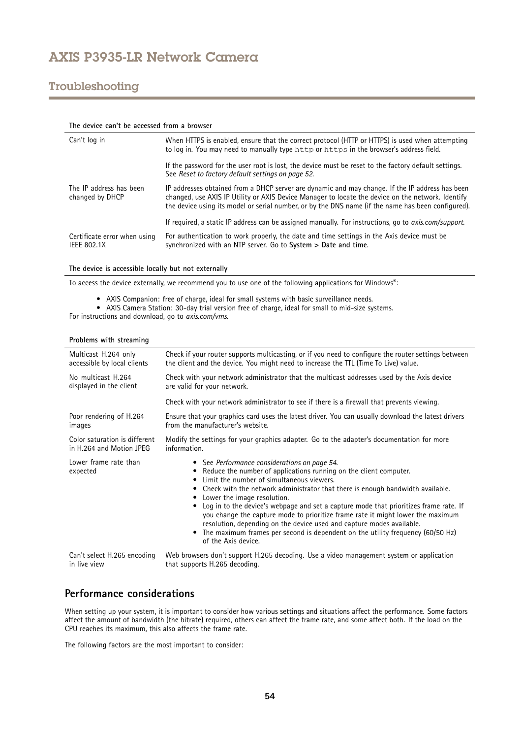## The device can't be accessed from a browser

| | |
|---|---|
| Can't log in | When HTTPS is enabled, ensure that the correct protocol (HTTP or HTTPS) is used when attempting to log in. You may need to manually type `http` or `https` in the browser's address field.<br><br>If the password for the user root is lost, the device must be reset to the factory default settings. See *Reset to factory default settings on page 52*. |
| The IP address has been changed by DHCP | IP addresses obtained from a DHCP server are dynamic and may change. If the IP address has been changed, use AXIS IP Utility or AXIS Device Manager to locate the device on the network. Identify the device using its model or serial number, or by the DNS name (if the name has been configured).<br><br>If required, a static IP address can be assigned manually. For instructions, go to *axis.com/support*. |
| Certificate error when using IEEE 802.1X | For authentication to work properly, the date and time settings in the Axis device must be synchronized with an NTP server. Go to **System > Date and time**. |

## The device is accessible locally but not externally

To access the device externally, we recommend you to use one of the following applications for Windows®:

- AXIS Companion: free of charge, ideal for small systems with basic surveillance needs.
- AXIS Camera Station: 30-day trial version free of charge, ideal for small to mid-size systems.

For instructions and download, go to *axis.com/vms*.

## Problems with streaming

| | |
|---|---|
| Multicast H.264 only accessible by local clients | Check if your router supports multicasting, or if you need to configure the router settings between the client and the device. You might need to increase the TTL (Time To Live) value. |
| No multicast H.264 displayed in the client | Check with your network administrator that the multicast addresses used by the Axis device are valid for your network.<br><br>Check with your network administrator to see if there is a firewall that prevents viewing. |
| Poor rendering of H.264 images | Ensure that your graphics card uses the latest driver. You can usually download the latest drivers from the manufacturer's website. |
| Color saturation is different in H.264 and Motion JPEG | Modify the settings for your graphics adapter. Go to the adapter's documentation for more information. |
| Lower frame rate than expected | • See *Performance considerations on page 54*.<br>• Reduce the number of applications running on the client computer.<br>• Limit the number of simultaneous viewers.<br>• Check with the network administrator that there is enough bandwidth available.<br>• Lower the image resolution.<br>• Log in to the device's webpage and set a capture mode that prioritizes frame rate. If you change the capture mode to prioritize frame rate it might lower the maximum resolution, depending on the device used and capture modes available.<br>• The maximum frames per second is dependent on the utility frequency (60/50 Hz) of the Axis device. |
| Can't select H.265 encoding in live view | Web browsers don't support H.265 decoding. Use a video management system or application that supports H.265 decoding. |

## Performance considerations

When setting up your system, it is important to consider how various settings and situations affect the performance. Some factors affect the amount of bandwidth (the bitrate) required, others can affect the frame rate, and some affect both. If the load on the CPU reaches its maximum, this also affects the frame rate.

The following factors are the most important to consider: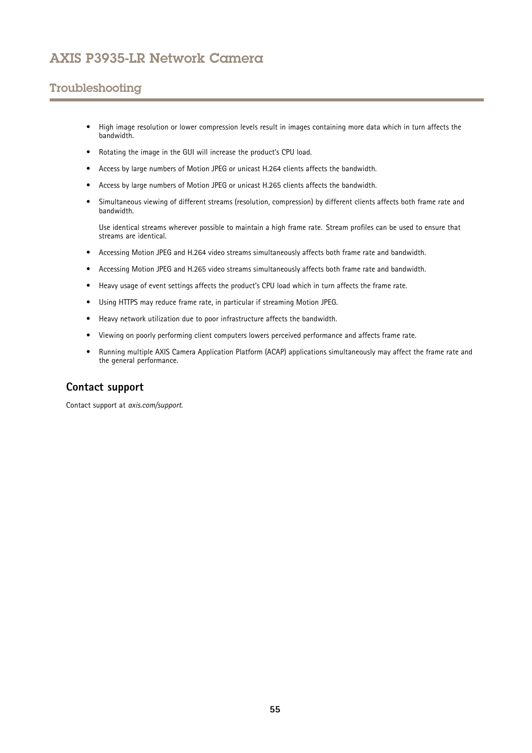- High image resolution or lower compression levels result in images containing more data which in turn affects the bandwidth.
- Rotating the image in the GUI will increase the product's CPU load.
- Access by large numbers of Motion JPEG or unicast H.264 clients affects the bandwidth.
- Access by large numbers of Motion JPEG or unicast H.265 clients affects the bandwidth.
- Simultaneous viewing of different streams (resolution, compression) by different clients affects both frame rate and bandwidth.

  Use identical streams wherever possible to maintain a high frame rate. Stream profiles can be used to ensure that streams are identical.
- Accessing Motion JPEG and H.264 video streams simultaneously affects both frame rate and bandwidth.
- Accessing Motion JPEG and H.265 video streams simultaneously affects both frame rate and bandwidth.
- Heavy usage of event settings affects the product's CPU load which in turn affects the frame rate.
- Using HTTPS may reduce frame rate, in particular if streaming Motion JPEG.
- Heavy network utilization due to poor infrastructure affects the bandwidth.
- Viewing on poorly performing client computers lowers perceived performance and affects frame rate.
- Running multiple AXIS Camera Application Platform (ACAP) applications simultaneously may affect the frame rate and the general performance.

## Contact support

Contact support at *axis.com/support*.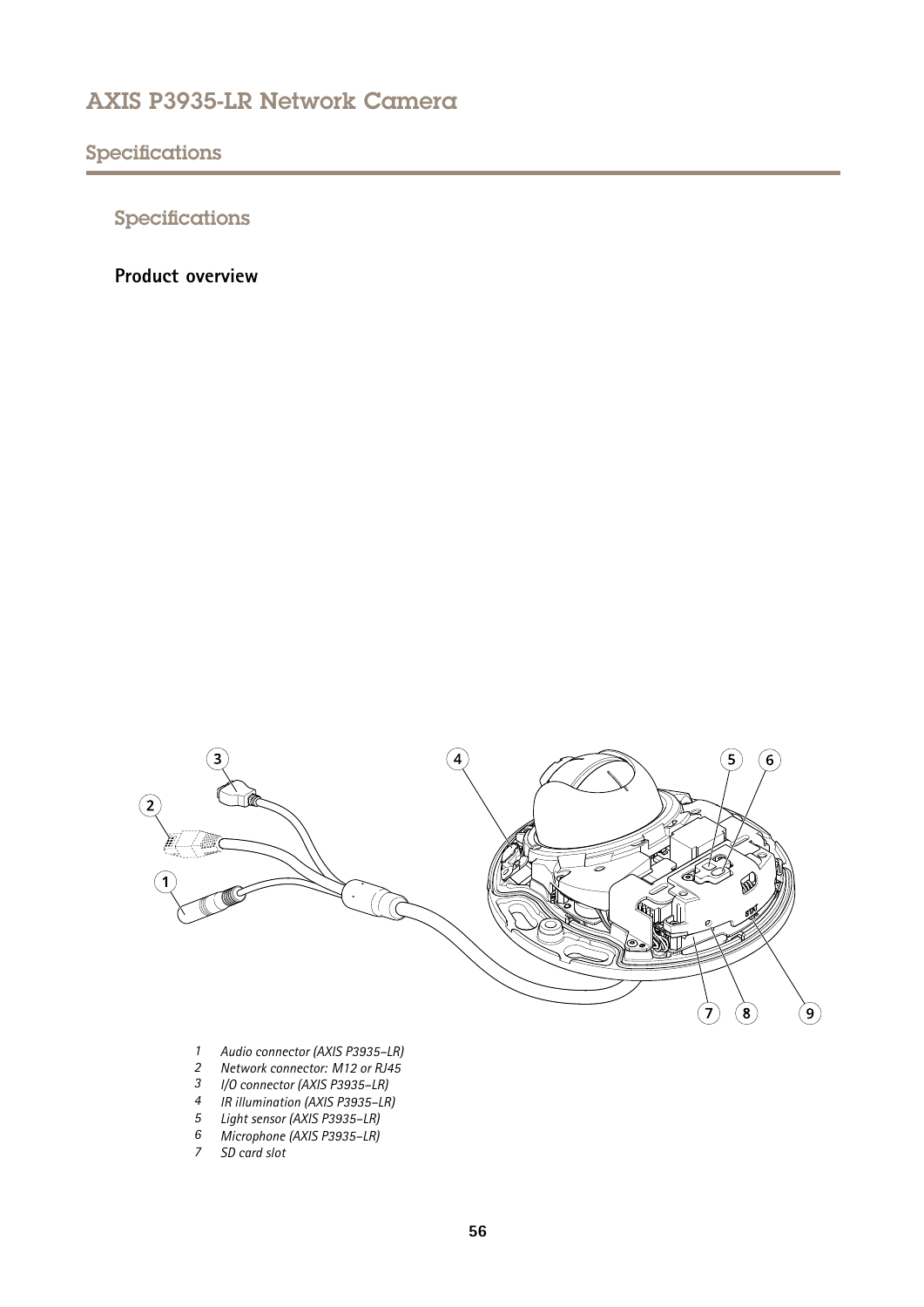## Specifications

### Product overview

1 *Audio connector (AXIS P3935–LR)*
2 *Network connector: M12 or RJ45*
3 *I/O connector (AXIS P3935–LR)*
4 *IR illumination (AXIS P3935–LR)*
5 *Light sensor (AXIS P3935–LR)*
6 *Microphone (AXIS P3935–LR)*
7 *SD card slot*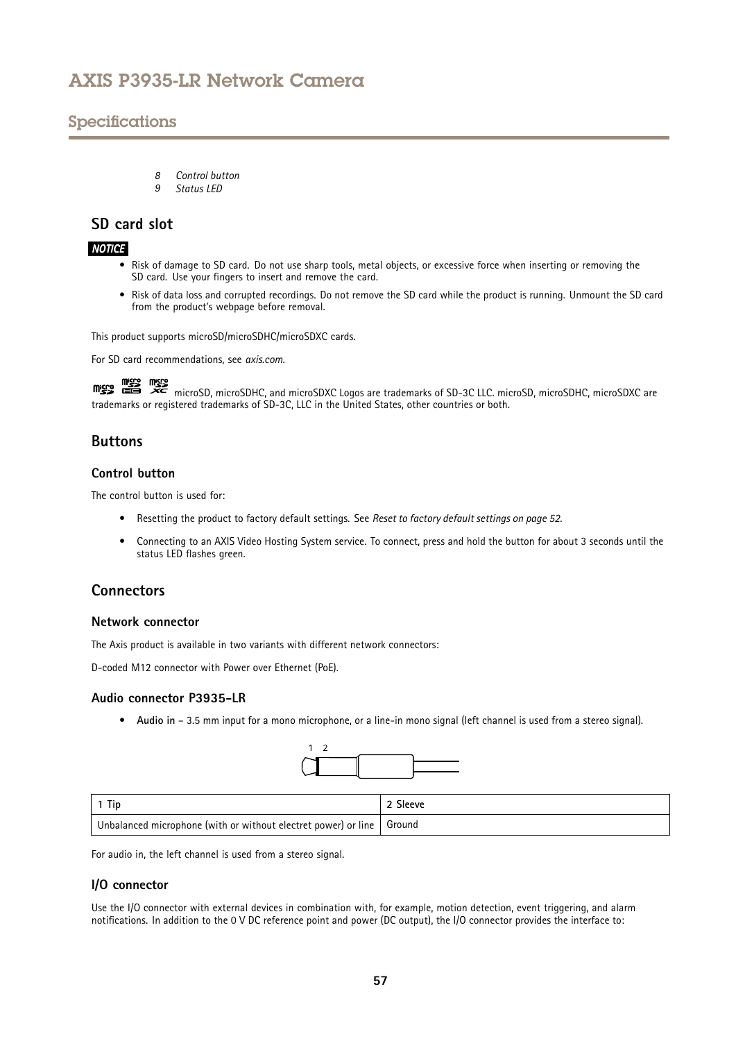8 *Control button*
9 *Status LED*

## SD card slot

***NOTICE***

- Risk of damage to SD card. Do not use sharp tools, metal objects, or excessive force when inserting or removing the SD card. Use your fingers to insert and remove the card.
- Risk of data loss and corrupted recordings. Do not remove the SD card while the product is running. Unmount the SD card from the product's webpage before removal.

This product supports microSD/microSDHC/microSDXC cards.

For SD card recommendations, see *axis.com*.

microSD, microSDHC, and microSDXC Logos are trademarks of SD-3C LLC. microSD, microSDHC, microSDXC are trademarks or registered trademarks of SD-3C, LLC in the United States, other countries or both.

## Buttons

### Control button

The control button is used for:

- Resetting the product to factory default settings. See *Reset to factory default settings on page 52*.
- Connecting to an AXIS Video Hosting System service. To connect, press and hold the button for about 3 seconds until the status LED flashes green.

## Connectors

### Network connector

The Axis product is available in two variants with different network connectors:

D-coded M12 connector with Power over Ethernet (PoE).

### Audio connector P3935-LR

- **Audio in** – 3.5 mm input for a mono microphone, or a line-in mono signal (left channel is used from a stereo signal).

| 1 Tip | 2 Sleeve |
|---|---|
| Unbalanced microphone (with or without electret power) or line | Ground |

For audio in, the left channel is used from a stereo signal.

### I/O connector

Use the I/O connector with external devices in combination with, for example, motion detection, event triggering, and alarm notifications. In addition to the 0 V DC reference point and power (DC output), the I/O connector provides the interface to: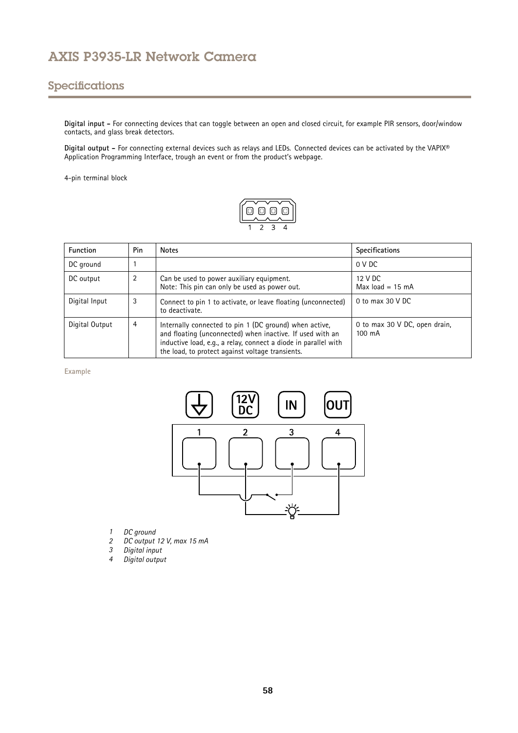## Specifications

**Digital input –** For connecting devices that can toggle between an open and closed circuit, for example PIR sensors, door/window contacts, and glass break detectors.

**Digital output –** For connecting external devices such as relays and LEDs. Connected devices can be activated by the VAPIX® Application Programming Interface, trough an event or from the product's webpage.

4-pin terminal block

| Function | Pin | Notes | Specifications |
|---|---|---|---|
| DC ground | 1 | | 0 V DC |
| DC output | 2 | Can be used to power auxiliary equipment. Note: This pin can only be used as power out. | 12 V DC<br>Max load = 15 mA |
| Digital Input | 3 | Connect to pin 1 to activate, or leave floating (unconnected) to deactivate. | 0 to max 30 V DC |
| Digital Output | 4 | Internally connected to pin 1 (DC ground) when active, and floating (unconnected) when inactive. If used with an inductive load, e.g., a relay, connect a diode in parallel with the load, to protect against voltage transients. | 0 to max 30 V DC, open drain, 100 mA |

Example

1 *DC ground*
2 *DC output 12 V, max 15 mA*
3 *Digital input*
4 *Digital output*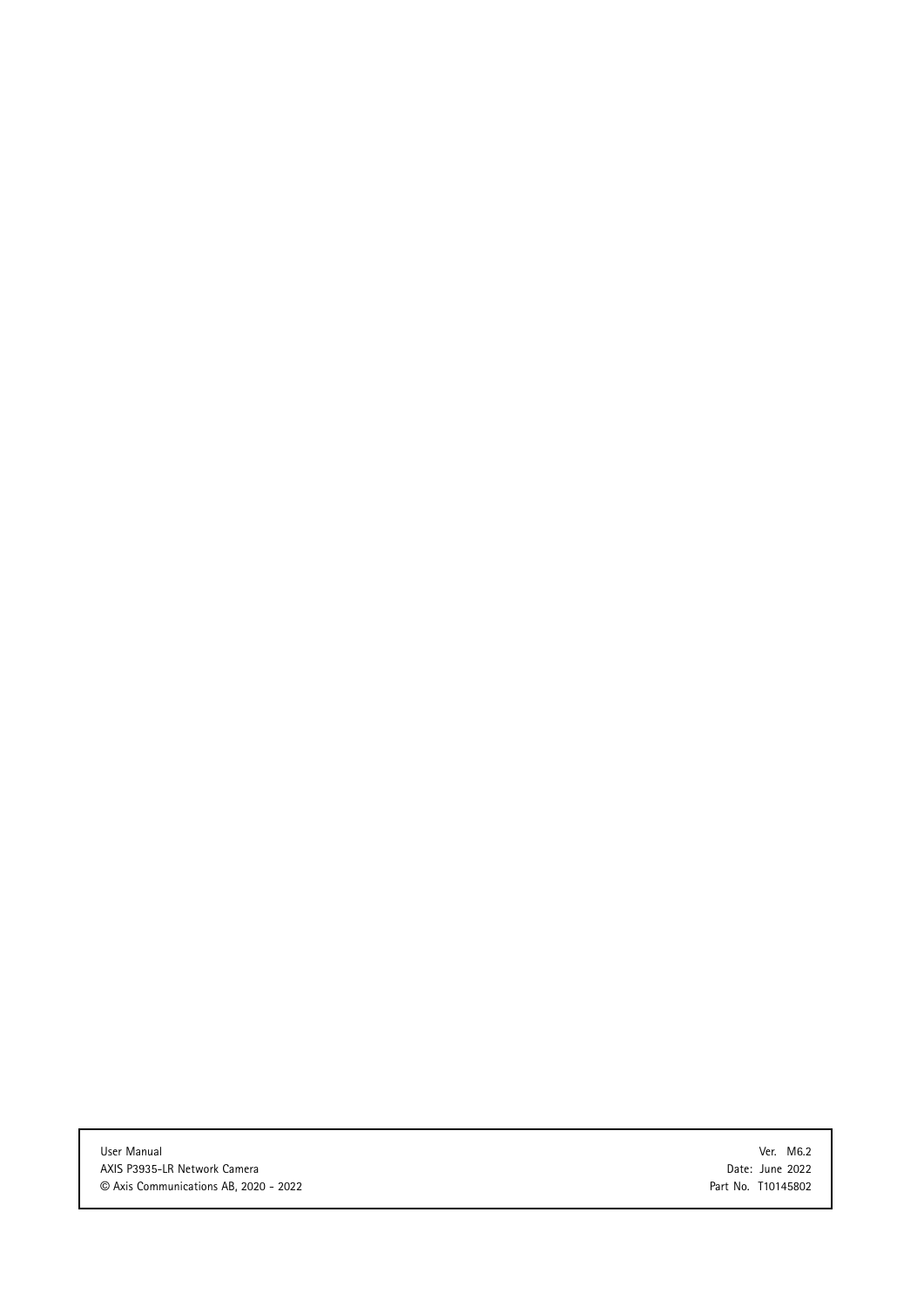User Manual
AXIS P3935-LR Network Camera
© Axis Communications AB, 2020 - 2022

Ver. M6.2
Date: June 2022
Part No. T10145802